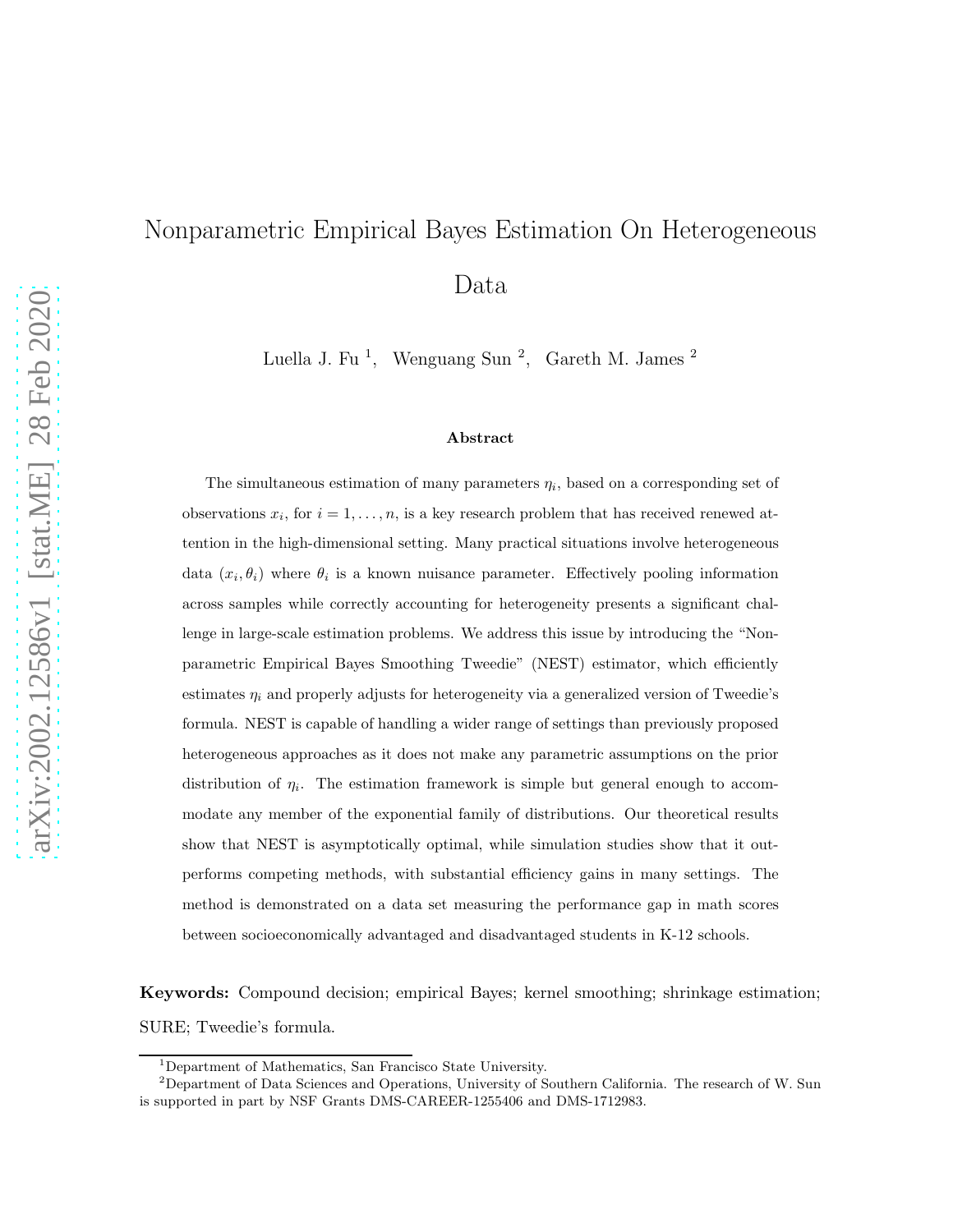# Nonparametric Empirical Bayes Estimation On Heterogeneous Data

Luella J. Fu [1], Wenguang Sun [2], Gareth M. James [2]

**Abstract**

The simultaneous estimation of many parameters $\eta_i$, based on a corresponding set of observations $x_i$, for $i = 1, \ldots, n$, is a key research problem that has received renewed attention in the high-dimensional setting. Many practical situations involve heterogeneous data $(x_i, \theta_i)$ where $\theta_i$ is a known nuisance parameter. Effectively pooling information across samples while correctly accounting for heterogeneity presents a significant challenge in large-scale estimation problems. We address this issue by introducing the "Nonparametric Empirical Bayes Smoothing Tweedie" (NEST) estimator, which efficiently estimates $\eta_i$ and properly adjusts for heterogeneity via a generalized version of Tweedie's formula. NEST is capable of handling a wider range of settings than previously proposed heterogeneous approaches as it does not make any parametric assumptions on the prior distribution of $\eta_i$. The estimation framework is simple but general enough to accommodate any member of the exponential family of distributions. Our theoretical results show that NEST is asymptotically optimal, while simulation studies show that it outperforms competing methods, with substantial efficiency gains in many settings. The method is demonstrated on a data set measuring the performance gap in math scores between socioeconomically advantaged and disadvantaged students in K-12 schools.

**Keywords:** Compound decision; empirical Bayes; kernel smoothing; shrinkage estimation; SURE; Tweedie's formula.

[1] Department of Mathematics, San Francisco State University.

[2] Department of Data Sciences and Operations, University of Southern California. The research of W. Sun is supported in part by NSF Grants DMS-CAREER-1255406 and DMS-1712983.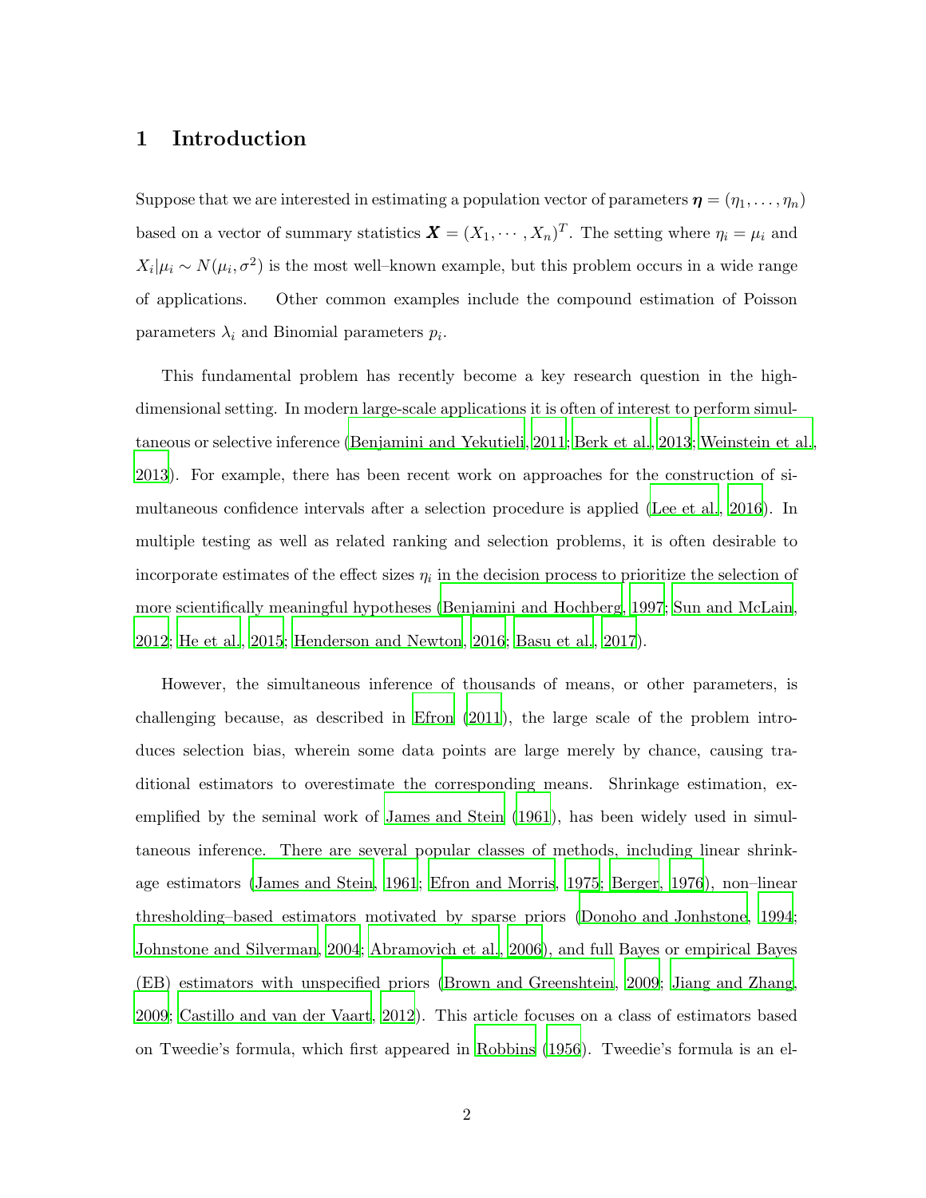# 1 Introduction

Suppose that we are interested in estimating a population vector of parameters $\boldsymbol{\eta} = (\eta_1, \ldots, \eta_n)$ based on a vector of summary statistics $\boldsymbol{X} = (X_1, \cdots, X_n)^T$. The setting where $\eta_i = \mu_i$ and $X_i|\mu_i \sim N(\mu_i, \sigma^2)$ is the most well–known example, but this problem occurs in a wide range of applications. Other common examples include the compound estimation of Poisson parameters $\lambda_i$ and Binomial parameters $p_i$.

This fundamental problem has recently become a key research question in the high-dimensional setting. In modern large-scale applications it is often of interest to perform simultaneous or selective inference (Benjamini and Yekutieli, 2011; Berk et al., 2013; Weinstein et al., 2013). For example, there has been recent work on approaches for the construction of simultaneous confidence intervals after a selection procedure is applied (Lee et al., 2016). In multiple testing as well as related ranking and selection problems, it is often desirable to incorporate estimates of the effect sizes $\eta_i$ in the decision process to prioritize the selection of more scientifically meaningful hypotheses (Benjamini and Hochberg, 1997; Sun and McLain, 2012; He et al., 2015; Henderson and Newton, 2016; Basu et al., 2017).

However, the simultaneous inference of thousands of means, or other parameters, is challenging because, as described in Efron (2011), the large scale of the problem introduces selection bias, wherein some data points are large merely by chance, causing traditional estimators to overestimate the corresponding means. Shrinkage estimation, exemplified by the seminal work of James and Stein (1961), has been widely used in simultaneous inference. There are several popular classes of methods, including linear shrinkage estimators (James and Stein, 1961; Efron and Morris, 1975; Berger, 1976), non–linear thresholding–based estimators motivated by sparse priors (Donoho and Jonhstone, 1994; Johnstone and Silverman, 2004; Abramovich et al., 2006), and full Bayes or empirical Bayes (EB) estimators with unspecified priors (Brown and Greenshtein, 2009; Jiang and Zhang, 2009; Castillo and van der Vaart, 2012). This article focuses on a class of estimators based on Tweedie's formula, which first appeared in Robbins (1956). Tweedie's formula is an el-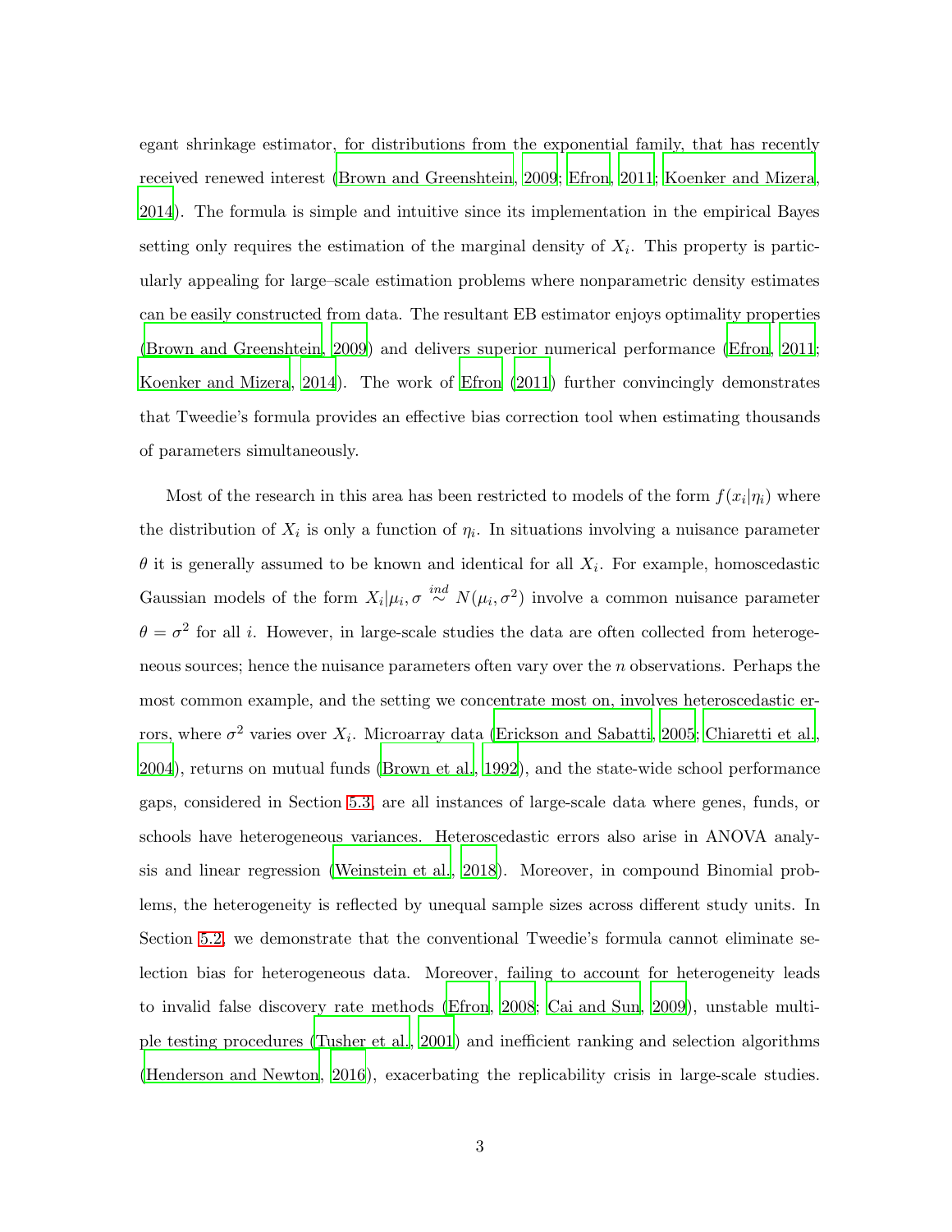egant shrinkage estimator, for distributions from the exponential family, that has recently received renewed interest (Brown and Greenshtein, 2009; Efron, 2011; Koenker and Mizera, 2014). The formula is simple and intuitive since its implementation in the empirical Bayes setting only requires the estimation of the marginal density of $X_i$. This property is particularly appealing for large–scale estimation problems where nonparametric density estimates can be easily constructed from data. The resultant EB estimator enjoys optimality properties (Brown and Greenshtein, 2009) and delivers superior numerical performance (Efron, 2011; Koenker and Mizera, 2014). The work of Efron (2011) further convincingly demonstrates that Tweedie's formula provides an effective bias correction tool when estimating thousands of parameters simultaneously.

Most of the research in this area has been restricted to models of the form $f(x_i|\eta_i)$ where the distribution of $X_i$ is only a function of $\eta_i$. In situations involving a nuisance parameter $\theta$ it is generally assumed to be known and identical for all $X_i$. For example, homoscedastic Gaussian models of the form $X_i|\mu_i, \sigma \overset{ind}{\sim} N(\mu_i, \sigma^2)$ involve a common nuisance parameter $\theta = \sigma^2$ for all $i$. However, in large-scale studies the data are often collected from heterogeneous sources; hence the nuisance parameters often vary over the $n$ observations. Perhaps the most common example, and the setting we concentrate most on, involves heteroscedastic errors, where $\sigma^2$ varies over $X_i$. Microarray data (Erickson and Sabatti, 2005; Chiaretti et al., 2004), returns on mutual funds (Brown et al., 1992), and the state-wide school performance gaps, considered in Section 5.3, are all instances of large-scale data where genes, funds, or schools have heterogeneous variances. Heteroscedastic errors also arise in ANOVA analysis and linear regression (Weinstein et al., 2018). Moreover, in compound Binomial problems, the heterogeneity is reflected by unequal sample sizes across different study units. In Section 5.2, we demonstrate that the conventional Tweedie's formula cannot eliminate selection bias for heterogeneous data. Moreover, failing to account for heterogeneity leads to invalid false discovery rate methods (Efron, 2008; Cai and Sun, 2009), unstable multiple testing procedures (Tusher et al., 2001) and inefficient ranking and selection algorithms (Henderson and Newton, 2016), exacerbating the replicability crisis in large-scale studies.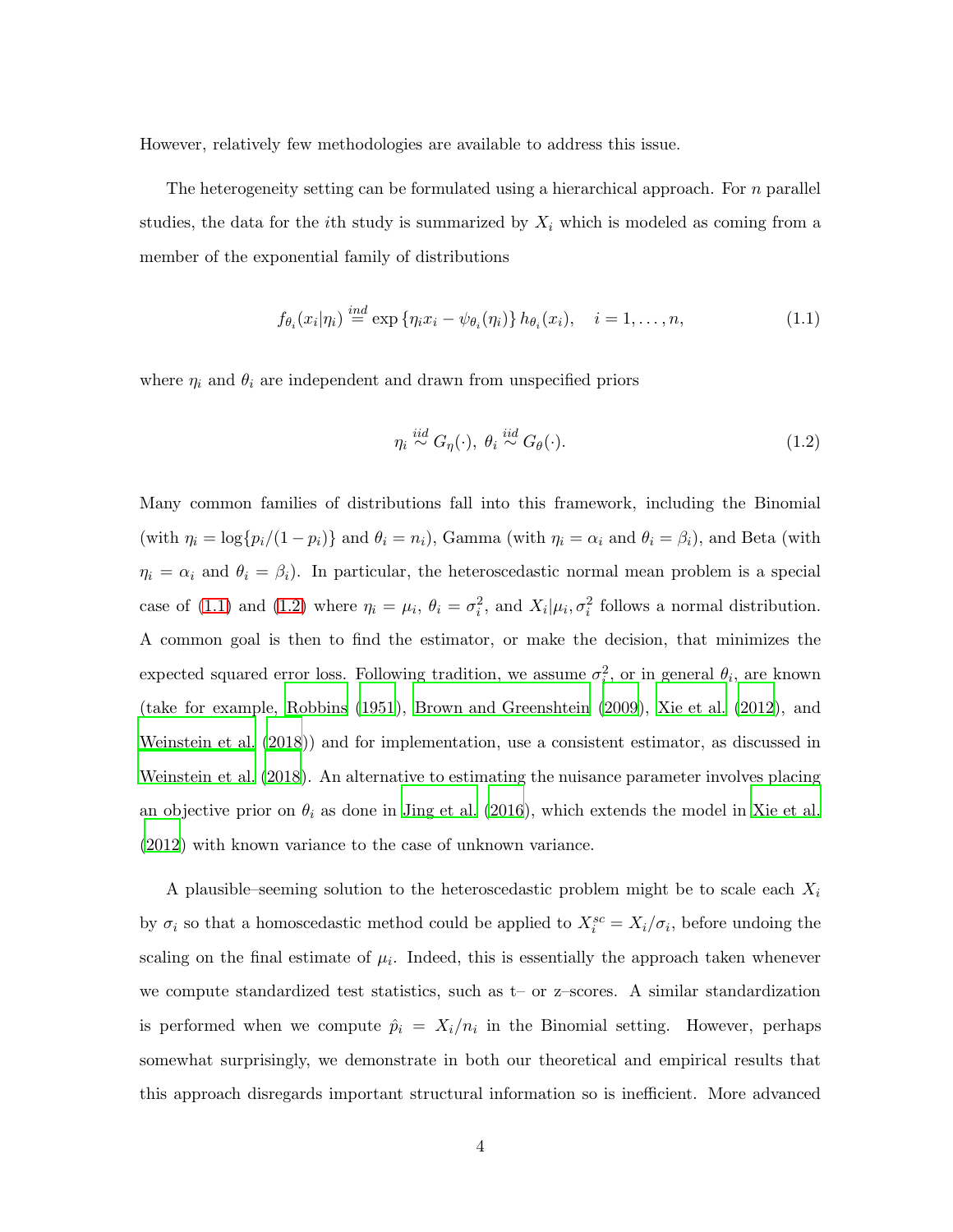However, relatively few methodologies are available to address this issue.

The heterogeneity setting can be formulated using a hierarchical approach. For $n$ parallel studies, the data for the $i$th study is summarized by $X_i$ which is modeled as coming from a member of the exponential family of distributions

$$f_{\theta_i}(x_i|\eta_i) \overset{ind}{=} \exp\{\eta_i x_i - \psi_{\theta_i}(\eta_i)\} h_{\theta_i}(x_i), \quad i = 1, \ldots, n, \tag{1.1}$$

where $\eta_i$ and $\theta_i$ are independent and drawn from unspecified priors

$$\eta_i \overset{iid}{\sim} G_\eta(\cdot),\ \theta_i \overset{iid}{\sim} G_\theta(\cdot). \tag{1.2}$$

Many common families of distributions fall into this framework, including the Binomial (with $\eta_i = \log\{p_i/(1-p_i)\}$ and $\theta_i = n_i$), Gamma (with $\eta_i = \alpha_i$ and $\theta_i = \beta_i$), and Beta (with $\eta_i = \alpha_i$ and $\theta_i = \beta_i$). In particular, the heteroscedastic normal mean problem is a special case of (1.1) and (1.2) where $\eta_i = \mu_i$, $\theta_i = \sigma_i^2$, and $X_i|\mu_i, \sigma_i^2$ follows a normal distribution. A common goal is then to find the estimator, or make the decision, that minimizes the expected squared error loss. Following tradition, we assume $\sigma_i^2$, or in general $\theta_i$, are known (take for example, Robbins (1951), Brown and Greenshtein (2009), Xie et al. (2012), and Weinstein et al. (2018)) and for implementation, use a consistent estimator, as discussed in Weinstein et al. (2018). An alternative to estimating the nuisance parameter involves placing an objective prior on $\theta_i$ as done in Jing et al. (2016), which extends the model in Xie et al. (2012) with known variance to the case of unknown variance.

A plausible–seeming solution to the heteroscedastic problem might be to scale each $X_i$ by $\sigma_i$ so that a homoscedastic method could be applied to $X_i^{sc} = X_i/\sigma_i$, before undoing the scaling on the final estimate of $\mu_i$. Indeed, this is essentially the approach taken whenever we compute standardized test statistics, such as t– or z–scores. A similar standardization is performed when we compute $\hat{p}_i = X_i/n_i$ in the Binomial setting. However, perhaps somewhat surprisingly, we demonstrate in both our theoretical and empirical results that this approach disregards important structural information so is inefficient. More advanced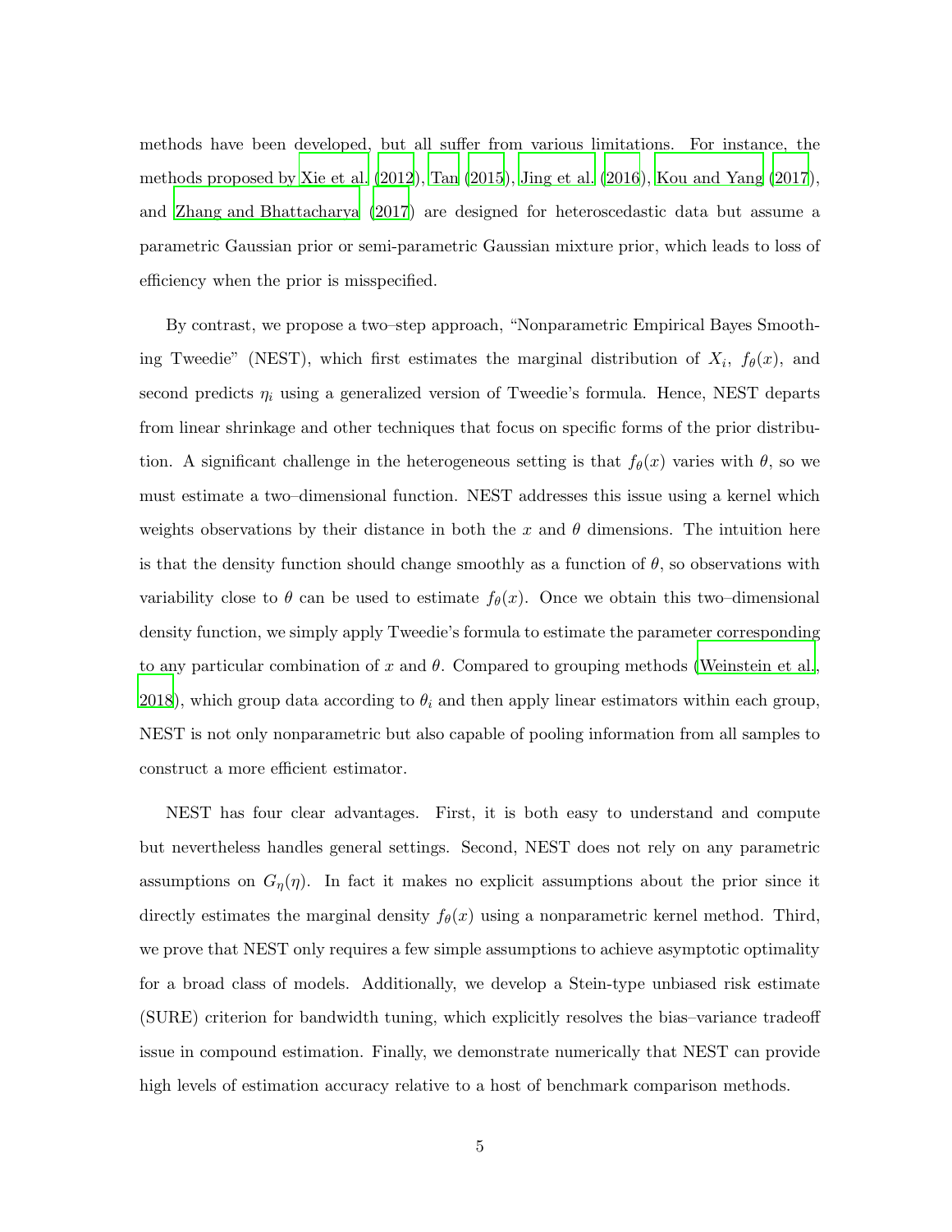methods have been developed, but all suffer from various limitations. For instance, the methods proposed by Xie et al. (2012), Tan (2015), Jing et al. (2016), Kou and Yang (2017), and Zhang and Bhattacharya (2017) are designed for heteroscedastic data but assume a parametric Gaussian prior or semi-parametric Gaussian mixture prior, which leads to loss of efficiency when the prior is misspecified.

By contrast, we propose a two–step approach, "Nonparametric Empirical Bayes Smoothing Tweedie" (NEST), which first estimates the marginal distribution of $X_i$, $f_\theta(x)$, and second predicts $\eta_i$ using a generalized version of Tweedie's formula. Hence, NEST departs from linear shrinkage and other techniques that focus on specific forms of the prior distribution. A significant challenge in the heterogeneous setting is that $f_\theta(x)$ varies with $\theta$, so we must estimate a two–dimensional function. NEST addresses this issue using a kernel which weights observations by their distance in both the $x$ and $\theta$ dimensions. The intuition here is that the density function should change smoothly as a function of $\theta$, so observations with variability close to $\theta$ can be used to estimate $f_\theta(x)$. Once we obtain this two–dimensional density function, we simply apply Tweedie's formula to estimate the parameter corresponding to any particular combination of $x$ and $\theta$. Compared to grouping methods (Weinstein et al., 2018), which group data according to $\theta_i$ and then apply linear estimators within each group, NEST is not only nonparametric but also capable of pooling information from all samples to construct a more efficient estimator.

NEST has four clear advantages. First, it is both easy to understand and compute but nevertheless handles general settings. Second, NEST does not rely on any parametric assumptions on $G_\eta(\eta)$. In fact it makes no explicit assumptions about the prior since it directly estimates the marginal density $f_\theta(x)$ using a nonparametric kernel method. Third, we prove that NEST only requires a few simple assumptions to achieve asymptotic optimality for a broad class of models. Additionally, we develop a Stein-type unbiased risk estimate (SURE) criterion for bandwidth tuning, which explicitly resolves the bias–variance tradeoff issue in compound estimation. Finally, we demonstrate numerically that NEST can provide high levels of estimation accuracy relative to a host of benchmark comparison methods.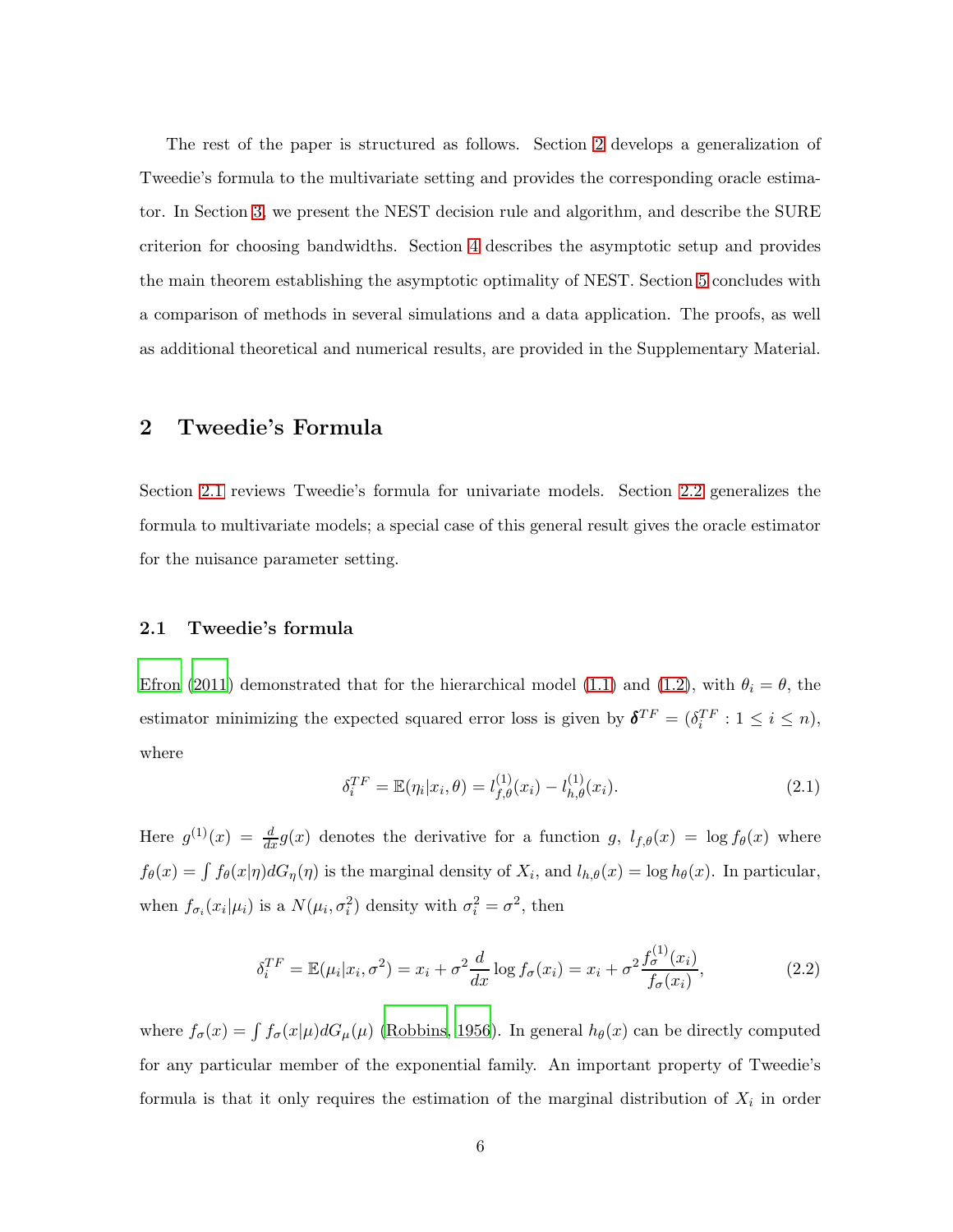The rest of the paper is structured as follows. Section 2 develops a generalization of Tweedie's formula to the multivariate setting and provides the corresponding oracle estimator. In Section 3, we present the NEST decision rule and algorithm, and describe the SURE criterion for choosing bandwidths. Section 4 describes the asymptotic setup and provides the main theorem establishing the asymptotic optimality of NEST. Section 5 concludes with a comparison of methods in several simulations and a data application. The proofs, as well as additional theoretical and numerical results, are provided in the Supplementary Material.

## 2 Tweedie's Formula

Section 2.1 reviews Tweedie's formula for univariate models. Section 2.2 generalizes the formula to multivariate models; a special case of this general result gives the oracle estimator for the nuisance parameter setting.

### 2.1 Tweedie's formula

Efron (2011) demonstrated that for the hierarchical model (1.1) and (1.2), with $\theta_i = \theta$, the estimator minimizing the expected squared error loss is given by $\boldsymbol{\delta}^{TF} = (\delta_i^{TF} : 1 \leq i \leq n)$, where

$$\delta_i^{TF} = \mathbb{E}(\eta_i | x_i, \theta) = l_{f,\theta}^{(1)}(x_i) - l_{h,\theta}^{(1)}(x_i). \tag{2.1}$$

Here $g^{(1)}(x) = \frac{d}{dx} g(x)$ denotes the derivative for a function $g$, $l_{f,\theta}(x) = \log f_\theta(x)$ where $f_\theta(x) = \int f_\theta(x|\eta) dG_\eta(\eta)$ is the marginal density of $X_i$, and $l_{h,\theta}(x) = \log h_\theta(x)$. In particular, when $f_{\sigma_i}(x_i|\mu_i)$ is a $N(\mu_i, \sigma_i^2)$ density with $\sigma_i^2 = \sigma^2$, then

$$\delta_i^{TF} = \mathbb{E}(\mu_i | x_i, \sigma^2) = x_i + \sigma^2 \frac{d}{dx} \log f_\sigma(x_i) = x_i + \sigma^2 \frac{f_\sigma^{(1)}(x_i)}{f_\sigma(x_i)}, \tag{2.2}$$

where $f_\sigma(x) = \int f_\sigma(x|\mu) dG_\mu(\mu)$ (Robbins, 1956). In general $h_\theta(x)$ can be directly computed for any particular member of the exponential family. An important property of Tweedie's formula is that it only requires the estimation of the marginal distribution of $X_i$ in order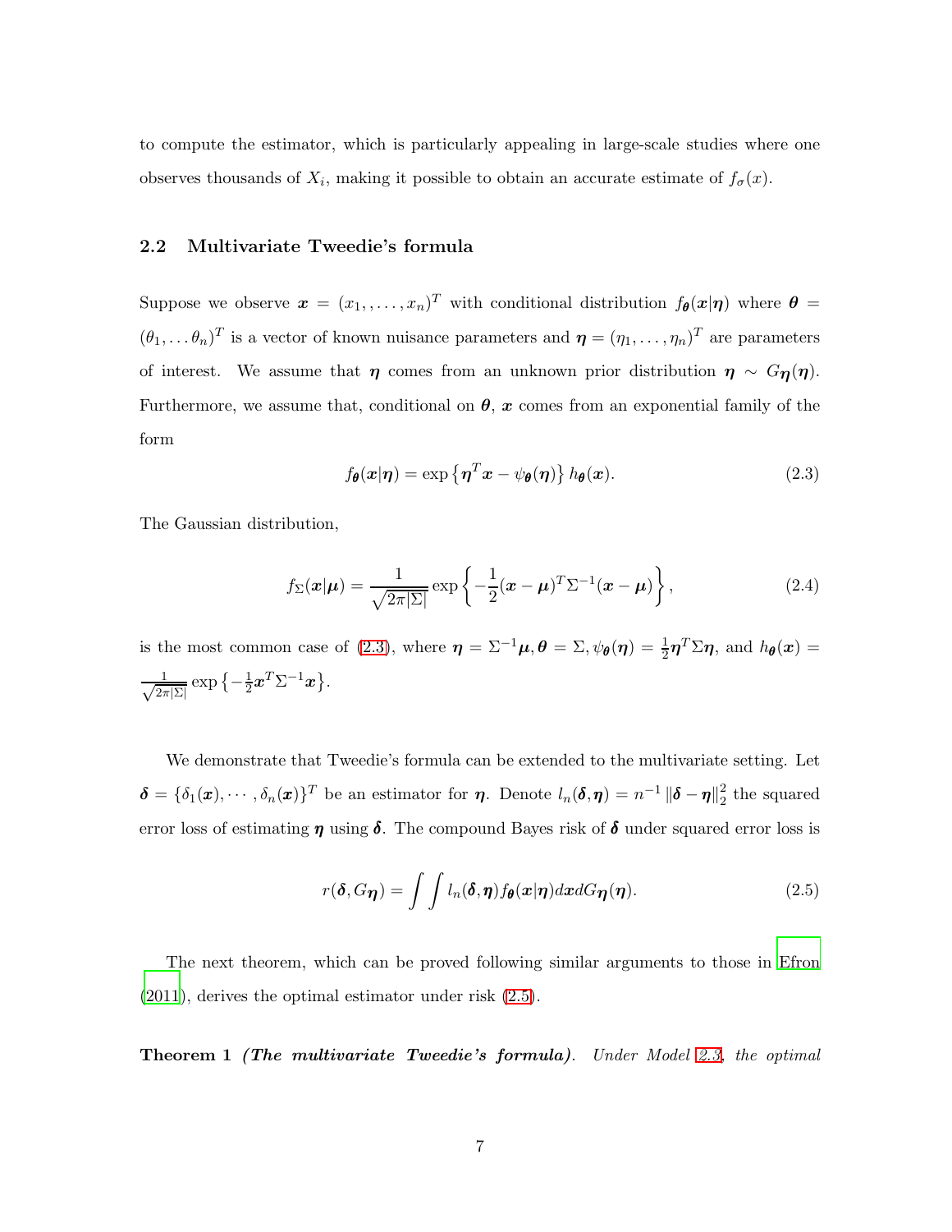to compute the estimator, which is particularly appealing in large-scale studies where one observes thousands of $X_i$, making it possible to obtain an accurate estimate of $f_\sigma(x)$.

## 2.2 Multivariate Tweedie's formula

Suppose we observe $\boldsymbol{x} = (x_1, \ldots, x_n)^T$ with conditional distribution $f_{\boldsymbol{\theta}}(\boldsymbol{x}|\boldsymbol{\eta})$ where $\boldsymbol{\theta} = (\theta_1, \ldots \theta_n)^T$ is a vector of known nuisance parameters and $\boldsymbol{\eta} = (\eta_1, \ldots, \eta_n)^T$ are parameters of interest. We assume that $\boldsymbol{\eta}$ comes from an unknown prior distribution $\boldsymbol{\eta} \sim G_{\boldsymbol{\eta}}(\boldsymbol{\eta})$. Furthermore, we assume that, conditional on $\boldsymbol{\theta}$, $\boldsymbol{x}$ comes from an exponential family of the form

$$f_{\boldsymbol{\theta}}(\boldsymbol{x}|\boldsymbol{\eta}) = \exp\left\{\boldsymbol{\eta}^T\boldsymbol{x} - \psi_{\boldsymbol{\theta}}(\boldsymbol{\eta})\right\} h_{\boldsymbol{\theta}}(\boldsymbol{x}). \tag{2.3}$$

The Gaussian distribution,

$$f_{\Sigma}(\boldsymbol{x}|\boldsymbol{\mu}) = \frac{1}{\sqrt{2\pi|\Sigma|}} \exp\left\{-\frac{1}{2}(\boldsymbol{x}-\boldsymbol{\mu})^T\Sigma^{-1}(\boldsymbol{x}-\boldsymbol{\mu})\right\}, \tag{2.4}$$

is the most common case of (2.3), where $\boldsymbol{\eta} = \Sigma^{-1}\boldsymbol{\mu}, \boldsymbol{\theta} = \Sigma, \psi_{\boldsymbol{\theta}}(\boldsymbol{\eta}) = \frac{1}{2}\boldsymbol{\eta}^T\Sigma\boldsymbol{\eta}$, and $h_{\boldsymbol{\theta}}(\boldsymbol{x}) = \frac{1}{\sqrt{2\pi|\Sigma|}} \exp\left\{-\frac{1}{2}\boldsymbol{x}^T\Sigma^{-1}\boldsymbol{x}\right\}$.

We demonstrate that Tweedie's formula can be extended to the multivariate setting. Let $\boldsymbol{\delta} = \{\delta_1(\boldsymbol{x}), \cdots, \delta_n(\boldsymbol{x})\}^T$ be an estimator for $\boldsymbol{\eta}$. Denote $l_n(\boldsymbol{\delta}, \boldsymbol{\eta}) = n^{-1}\|\boldsymbol{\delta}-\boldsymbol{\eta}\|_2^2$ the squared error loss of estimating $\boldsymbol{\eta}$ using $\boldsymbol{\delta}$. The compound Bayes risk of $\boldsymbol{\delta}$ under squared error loss is

$$r(\boldsymbol{\delta}, G_{\boldsymbol{\eta}}) = \int\int l_n(\boldsymbol{\delta}, \boldsymbol{\eta}) f_{\boldsymbol{\theta}}(\boldsymbol{x}|\boldsymbol{\eta}) d\boldsymbol{x} dG_{\boldsymbol{\eta}}(\boldsymbol{\eta}). \tag{2.5}$$

The next theorem, which can be proved following similar arguments to those in Efron (2011), derives the optimal estimator under risk (2.5).

**Theorem 1** ***(The multivariate Tweedie's formula).*** *Under Model 2.3, the optimal*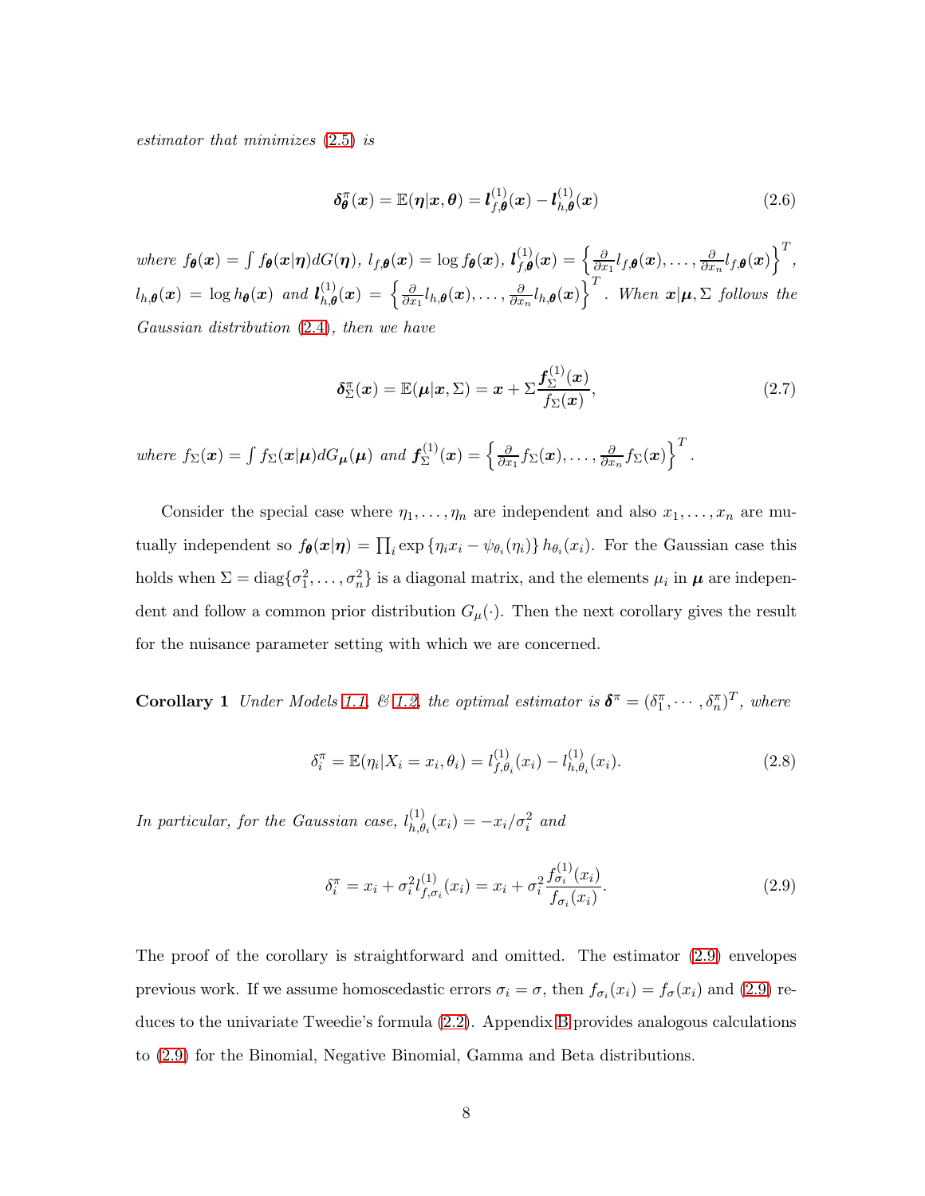*estimator that minimizes (2.5) is*

$$\boldsymbol{\delta}^{\pi}_{\boldsymbol{\theta}}(\boldsymbol{x}) = \mathbb{E}(\boldsymbol{\eta}|\boldsymbol{x}, \boldsymbol{\theta}) = \boldsymbol{l}^{(1)}_{f,\boldsymbol{\theta}}(\boldsymbol{x}) - \boldsymbol{l}^{(1)}_{h,\boldsymbol{\theta}}(\boldsymbol{x}) \tag{2.6}$$

*where* $f_{\boldsymbol{\theta}}(\boldsymbol{x}) = \int f_{\boldsymbol{\theta}}(\boldsymbol{x}|\boldsymbol{\eta})dG(\boldsymbol{\eta})$, $l_{f,\boldsymbol{\theta}}(\boldsymbol{x}) = \log f_{\boldsymbol{\theta}}(\boldsymbol{x})$, $\boldsymbol{l}^{(1)}_{f,\boldsymbol{\theta}}(\boldsymbol{x}) = \left\{\frac{\partial}{\partial x_1} l_{f,\boldsymbol{\theta}}(\boldsymbol{x}), \ldots, \frac{\partial}{\partial x_n} l_{f,\boldsymbol{\theta}}(\boldsymbol{x})\right\}^T$, $l_{h,\boldsymbol{\theta}}(\boldsymbol{x}) = \log h_{\boldsymbol{\theta}}(\boldsymbol{x})$ *and* $\boldsymbol{l}^{(1)}_{h,\boldsymbol{\theta}}(\boldsymbol{x}) = \left\{\frac{\partial}{\partial x_1} l_{h,\boldsymbol{\theta}}(\boldsymbol{x}), \ldots, \frac{\partial}{\partial x_n} l_{h,\boldsymbol{\theta}}(\boldsymbol{x})\right\}^T$. *When* $\boldsymbol{x}|\boldsymbol{\mu}, \Sigma$ *follows the Gaussian distribution (2.4), then we have*

$$\boldsymbol{\delta}^{\pi}_{\Sigma}(\boldsymbol{x}) = \mathbb{E}(\boldsymbol{\mu}|\boldsymbol{x}, \Sigma) = \boldsymbol{x} + \Sigma \frac{\boldsymbol{f}^{(1)}_{\Sigma}(\boldsymbol{x})}{f_{\Sigma}(\boldsymbol{x})}, \tag{2.7}$$

*where* $f_{\Sigma}(\boldsymbol{x}) = \int f_{\Sigma}(\boldsymbol{x}|\boldsymbol{\mu})dG_{\boldsymbol{\mu}}(\boldsymbol{\mu})$ *and* $\boldsymbol{f}^{(1)}_{\Sigma}(\boldsymbol{x}) = \left\{\frac{\partial}{\partial x_1} f_{\Sigma}(\boldsymbol{x}), \ldots, \frac{\partial}{\partial x_n} f_{\Sigma}(\boldsymbol{x})\right\}^T$.

Consider the special case where $\eta_1, \ldots, \eta_n$ are independent and also $x_1, \ldots, x_n$ are mutually independent so $f_{\boldsymbol{\theta}}(\boldsymbol{x}|\boldsymbol{\eta}) = \prod_i \exp\{\eta_i x_i - \psi_{\theta_i}(\eta_i)\} h_{\theta_i}(x_i)$. For the Gaussian case this holds when $\Sigma = \text{diag}\{\sigma_1^2, \ldots, \sigma_n^2\}$ is a diagonal matrix, and the elements $\mu_i$ in $\boldsymbol{\mu}$ are independent and follow a common prior distribution $G_{\mu}(\cdot)$. Then the next corollary gives the result for the nuisance parameter setting with which we are concerned.

**Corollary 1** *Under Models 1.1. & 1.2, the optimal estimator is* $\boldsymbol{\delta}^{\pi} = (\delta^{\pi}_1, \cdots, \delta^{\pi}_n)^T$, *where*

$$\delta^{\pi}_i = \mathbb{E}(\eta_i|X_i = x_i, \theta_i) = l^{(1)}_{f,\theta_i}(x_i) - l^{(1)}_{h,\theta_i}(x_i). \tag{2.8}$$

*In particular, for the Gaussian case,* $l^{(1)}_{h,\theta_i}(x_i) = -x_i/\sigma_i^2$ *and*

$$\delta^{\pi}_i = x_i + \sigma_i^2 l^{(1)}_{f,\sigma_i}(x_i) = x_i + \sigma_i^2 \frac{f^{(1)}_{\sigma_i}(x_i)}{f_{\sigma_i}(x_i)}. \tag{2.9}$$

The proof of the corollary is straightforward and omitted. The estimator (2.9) envelopes previous work. If we assume homoscedastic errors $\sigma_i = \sigma$, then $f_{\sigma_i}(x_i) = f_{\sigma}(x_i)$ and (2.9) reduces to the univariate Tweedie's formula (2.2). Appendix B provides analogous calculations to (2.9) for the Binomial, Negative Binomial, Gamma and Beta distributions.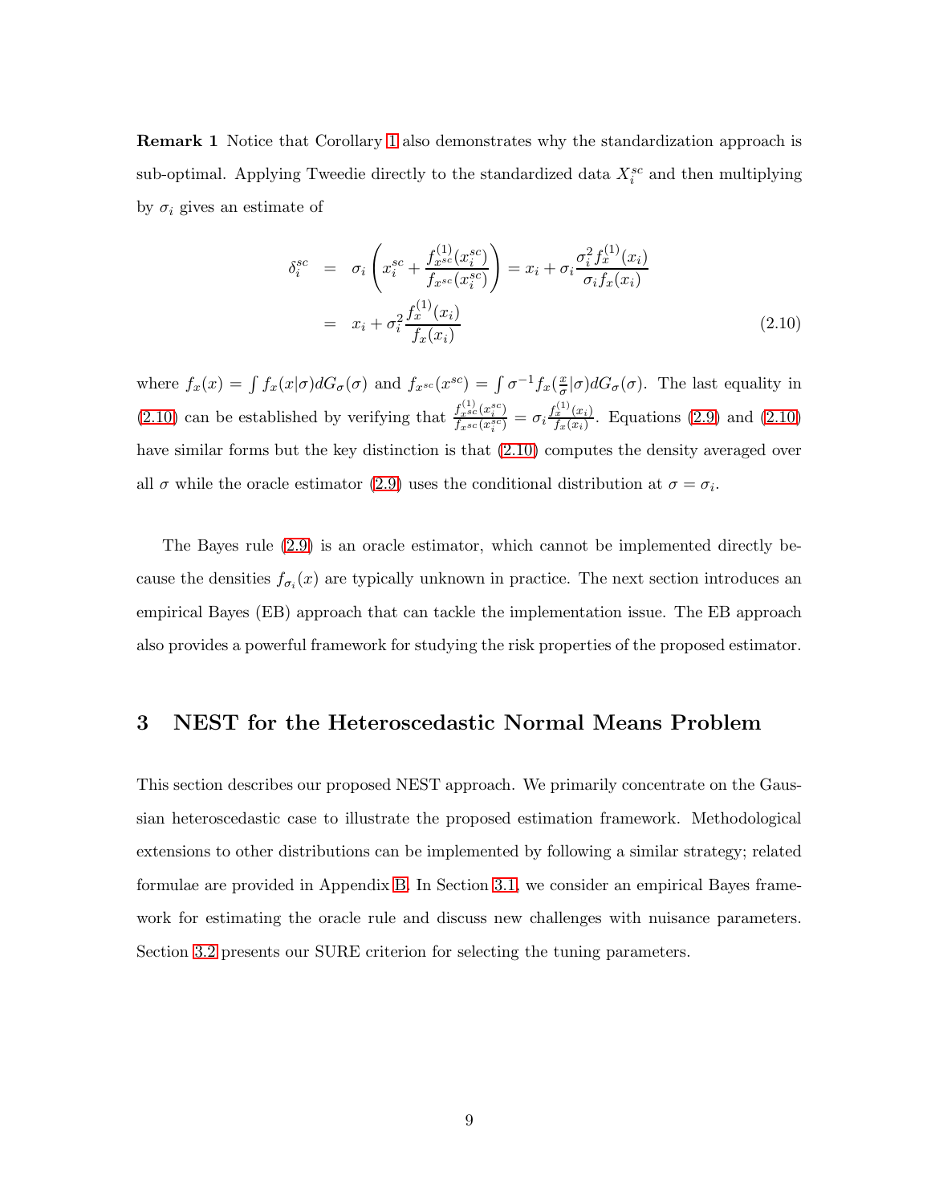**Remark 1** Notice that Corollary 1 also demonstrates why the standardization approach is sub-optimal. Applying Tweedie directly to the standardized data $X_i^{sc}$ and then multiplying by $\sigma_i$ gives an estimate of

$$
\begin{aligned}
\delta_i^{sc} &= \sigma_i \left( x_i^{sc} + \frac{f_{x^{sc}}^{(1)}(x_i^{sc})}{f_{x^{sc}}(x_i^{sc})} \right) = x_i + \sigma_i \frac{\sigma_i^2 f_x^{(1)}(x_i)}{\sigma_i f_x(x_i)} \\
&= x_i + \sigma_i^2 \frac{f_x^{(1)}(x_i)}{f_x(x_i)}
\end{aligned}
\tag{2.10}
$$

where $f_x(x) = \int f_x(x|\sigma) dG_\sigma(\sigma)$ and $f_{x^{sc}}(x^{sc}) = \int \sigma^{-1} f_x(\frac{x}{\sigma}|\sigma) dG_\sigma(\sigma)$. The last equality in (2.10) can be established by verifying that $\frac{f_{x^{sc}}^{(1)}(x_i^{sc})}{f_{x^{sc}}(x_i^{sc})} = \sigma_i \frac{f_x^{(1)}(x_i)}{f_x(x_i)}$. Equations (2.9) and (2.10) have similar forms but the key distinction is that (2.10) computes the density averaged over all $\sigma$ while the oracle estimator (2.9) uses the conditional distribution at $\sigma = \sigma_i$.

The Bayes rule (2.9) is an oracle estimator, which cannot be implemented directly because the densities $f_{\sigma_i}(x)$ are typically unknown in practice. The next section introduces an empirical Bayes (EB) approach that can tackle the implementation issue. The EB approach also provides a powerful framework for studying the risk properties of the proposed estimator.

# 3 NEST for the Heteroscedastic Normal Means Problem

This section describes our proposed NEST approach. We primarily concentrate on the Gaussian heteroscedastic case to illustrate the proposed estimation framework. Methodological extensions to other distributions can be implemented by following a similar strategy; related formulae are provided in Appendix B. In Section 3.1, we consider an empirical Bayes framework for estimating the oracle rule and discuss new challenges with nuisance parameters. Section 3.2 presents our SURE criterion for selecting the tuning parameters.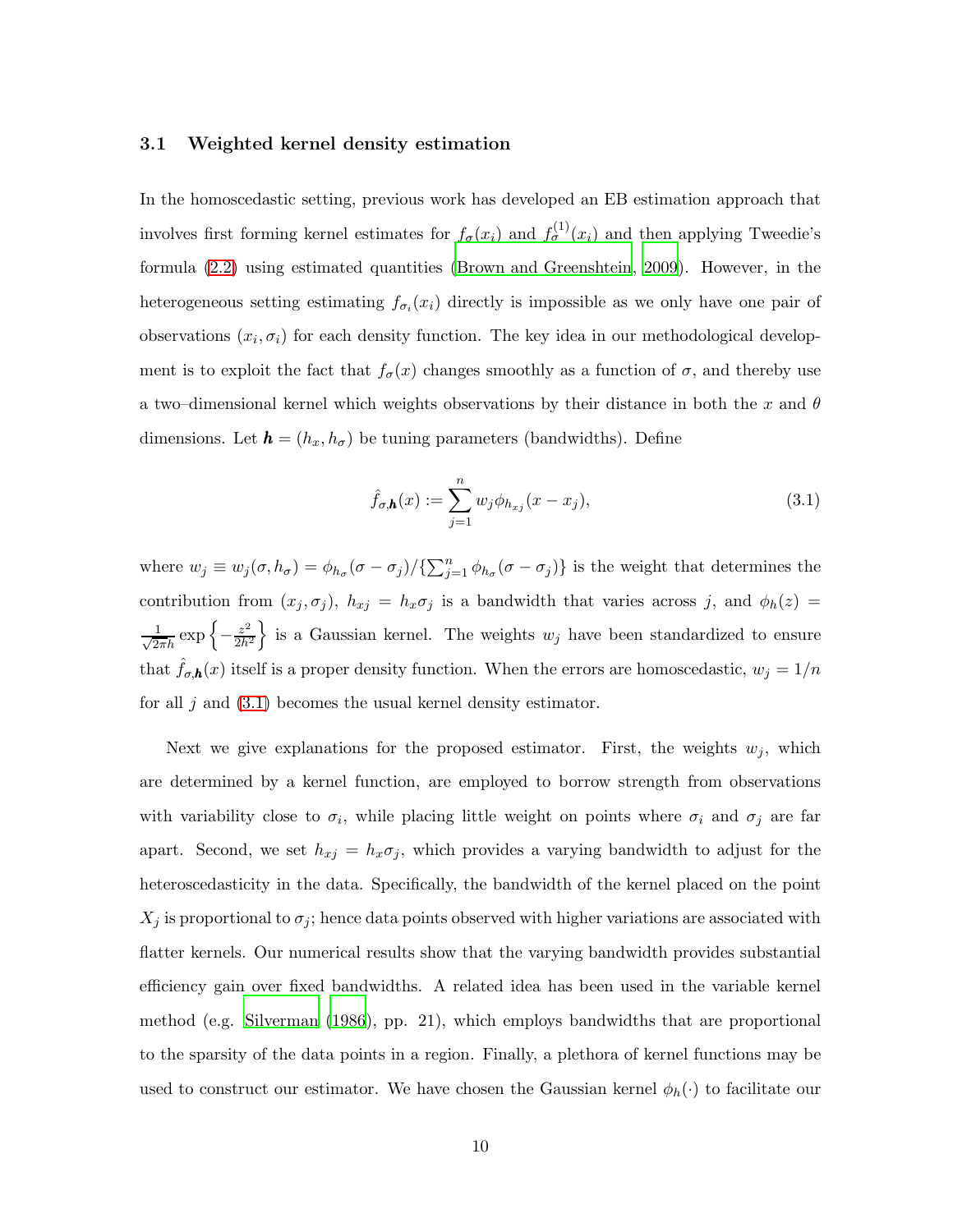### 3.1 Weighted kernel density estimation

In the homoscedastic setting, previous work has developed an EB estimation approach that involves first forming kernel estimates for $f_\sigma(x_i)$ and $f_\sigma^{(1)}(x_i)$ and then applying Tweedie's formula (2.2) using estimated quantities (Brown and Greenshtein, 2009). However, in the heterogeneous setting estimating $f_{\sigma_i}(x_i)$ directly is impossible as we only have one pair of observations $(x_i, \sigma_i)$ for each density function. The key idea in our methodological development is to exploit the fact that $f_\sigma(x)$ changes smoothly as a function of $\sigma$, and thereby use a two–dimensional kernel which weights observations by their distance in both the $x$ and $\theta$ dimensions. Let $\boldsymbol{h} = (h_x, h_\sigma)$ be tuning parameters (bandwidths). Define

$$\hat{f}_{\sigma,\boldsymbol{h}}(x) := \sum_{j=1}^{n} w_j \phi_{h_{xj}}(x - x_j), \tag{3.1}$$

where $w_j \equiv w_j(\sigma, h_\sigma) = \phi_{h_\sigma}(\sigma - \sigma_j)/\{\sum_{j=1}^n \phi_{h_\sigma}(\sigma - \sigma_j)\}$ is the weight that determines the contribution from $(x_j, \sigma_j)$, $h_{xj} = h_x \sigma_j$ is a bandwidth that varies across $j$, and $\phi_h(z) = \frac{1}{\sqrt{2\pi}h} \exp\left\{-\frac{z^2}{2h^2}\right\}$ is a Gaussian kernel. The weights $w_j$ have been standardized to ensure that $\hat{f}_{\sigma,\boldsymbol{h}}(x)$ itself is a proper density function. When the errors are homoscedastic, $w_j = 1/n$ for all $j$ and (3.1) becomes the usual kernel density estimator.

Next we give explanations for the proposed estimator. First, the weights $w_j$, which are determined by a kernel function, are employed to borrow strength from observations with variability close to $\sigma_i$, while placing little weight on points where $\sigma_i$ and $\sigma_j$ are far apart. Second, we set $h_{xj} = h_x \sigma_j$, which provides a varying bandwidth to adjust for the heteroscedasticity in the data. Specifically, the bandwidth of the kernel placed on the point $X_j$ is proportional to $\sigma_j$; hence data points observed with higher variations are associated with flatter kernels. Our numerical results show that the varying bandwidth provides substantial efficiency gain over fixed bandwidths. A related idea has been used in the variable kernel method (e.g. Silverman (1986), pp. 21), which employs bandwidths that are proportional to the sparsity of the data points in a region. Finally, a plethora of kernel functions may be used to construct our estimator. We have chosen the Gaussian kernel $\phi_h(\cdot)$ to facilitate our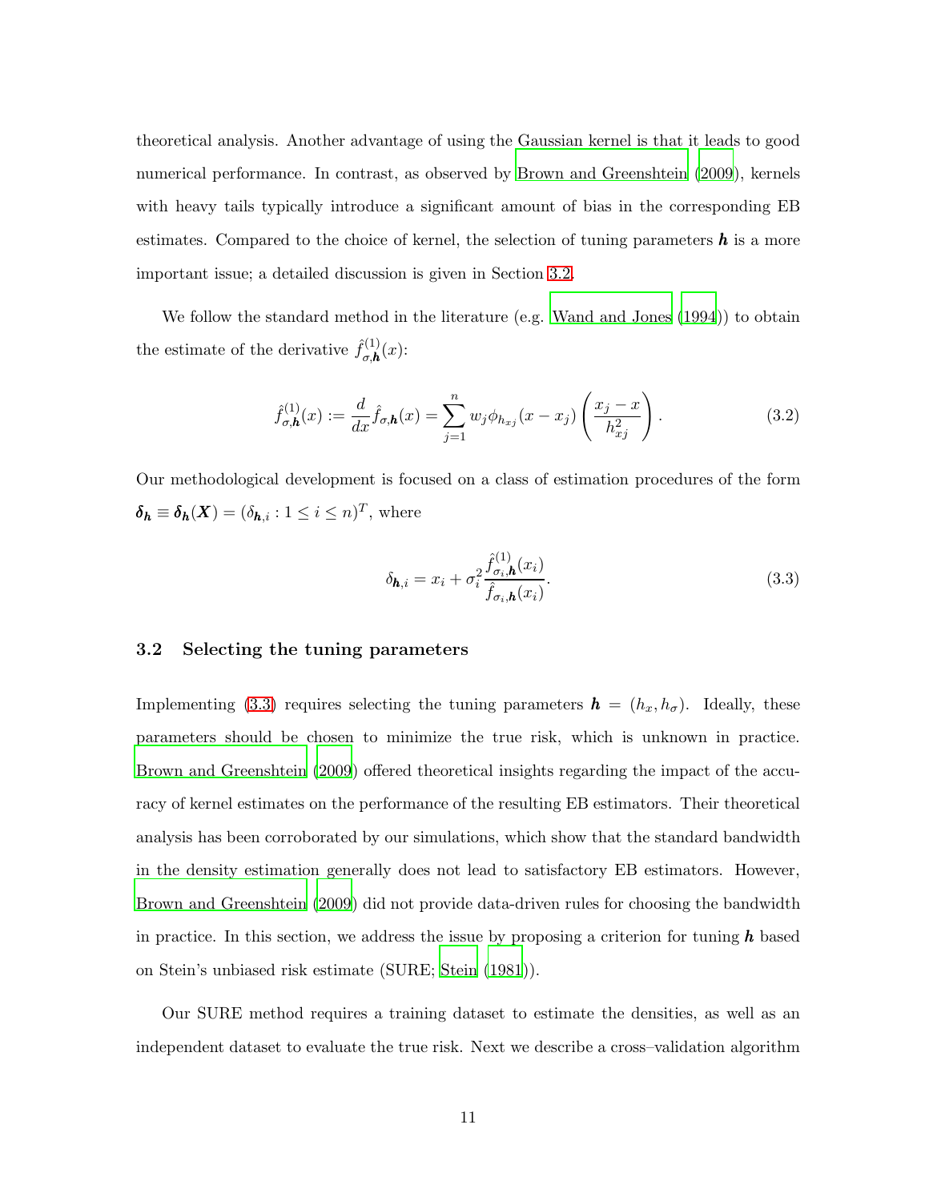theoretical analysis. Another advantage of using the Gaussian kernel is that it leads to good numerical performance. In contrast, as observed by Brown and Greenshtein (2009), kernels with heavy tails typically introduce a significant amount of bias in the corresponding EB estimates. Compared to the choice of kernel, the selection of tuning parameters $\boldsymbol{h}$ is a more important issue; a detailed discussion is given in Section 3.2.

We follow the standard method in the literature (e.g. Wand and Jones (1994)) to obtain the estimate of the derivative $\hat{f}^{(1)}_{\sigma,\boldsymbol{h}}(x)$:

$$\hat{f}^{(1)}_{\sigma,\boldsymbol{h}}(x) := \frac{d}{dx}\hat{f}_{\sigma,\boldsymbol{h}}(x) = \sum_{j=1}^{n} w_j \phi_{h_{xj}}(x - x_j)\left(\frac{x_j - x}{h_{xj}^2}\right). \tag{3.2}$$

Our methodological development is focused on a class of estimation procedures of the form $\boldsymbol{\delta_h} \equiv \boldsymbol{\delta_h}(\boldsymbol{X}) = (\delta_{\boldsymbol{h},i} : 1 \le i \le n)^T$, where

$$\delta_{\boldsymbol{h},i} = x_i + \sigma_i^2 \frac{\hat{f}^{(1)}_{\sigma_i,\boldsymbol{h}}(x_i)}{\hat{f}_{\sigma_i,\boldsymbol{h}}(x_i)}. \tag{3.3}$$

### 3.2 Selecting the tuning parameters

Implementing (3.3) requires selecting the tuning parameters $\boldsymbol{h} = (h_x, h_\sigma)$. Ideally, these parameters should be chosen to minimize the true risk, which is unknown in practice. Brown and Greenshtein (2009) offered theoretical insights regarding the impact of the accuracy of kernel estimates on the performance of the resulting EB estimators. Their theoretical analysis has been corroborated by our simulations, which show that the standard bandwidth in the density estimation generally does not lead to satisfactory EB estimators. However, Brown and Greenshtein (2009) did not provide data-driven rules for choosing the bandwidth in practice. In this section, we address the issue by proposing a criterion for tuning $\boldsymbol{h}$ based on Stein's unbiased risk estimate (SURE; Stein (1981)).

Our SURE method requires a training dataset to estimate the densities, as well as an independent dataset to evaluate the true risk. Next we describe a cross–validation algorithm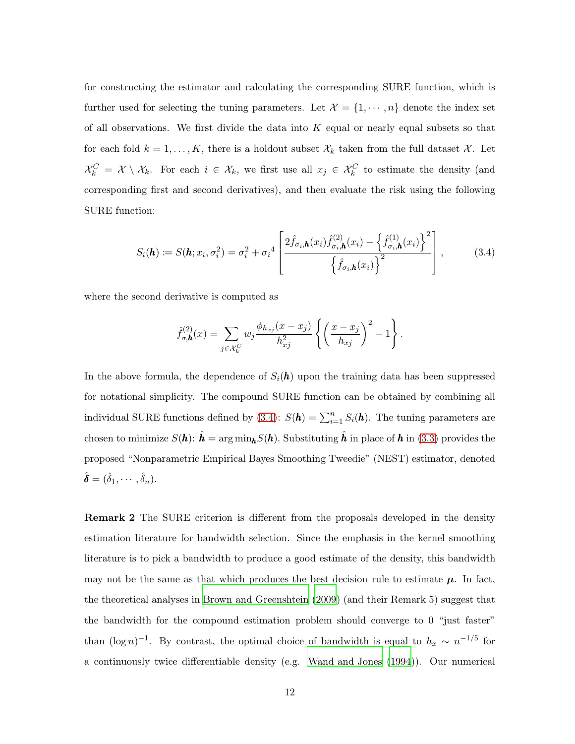for constructing the estimator and calculating the corresponding SURE function, which is further used for selecting the tuning parameters. Let $\mathcal{X} = \{1, \cdots, n\}$ denote the index set of all observations. We first divide the data into $K$ equal or nearly equal subsets so that for each fold $k = 1, \ldots, K$, there is a holdout subset $\mathcal{X}_k$ taken from the full dataset $\mathcal{X}$. Let $\mathcal{X}_k^C = \mathcal{X} \setminus \mathcal{X}_k$. For each $i \in \mathcal{X}_k$, we first use all $x_j \in \mathcal{X}_k^C$ to estimate the density (and corresponding first and second derivatives), and then evaluate the risk using the following SURE function:

$$S_i(\boldsymbol{h}) := S(\boldsymbol{h}; x_i, \sigma_i^2) = \sigma_i^2 + {\sigma_i}^4 \left[ \frac{2\hat{f}_{\sigma_i,\boldsymbol{h}}(x_i)\hat{f}^{(2)}_{\sigma_i,\boldsymbol{h}}(x_i) - \left\{\hat{f}^{(1)}_{\sigma_i,\boldsymbol{h}}(x_i)\right\}^2}{\left\{\hat{f}_{\sigma_i,\boldsymbol{h}}(x_i)\right\}^2} \right], \tag{3.4}$$

where the second derivative is computed as

$$\hat{f}^{(2)}_{\sigma,\boldsymbol{h}}(x) = \sum_{j \in \mathcal{X}_k^C} w_j \frac{\phi_{h_{xj}}(x - x_j)}{h_{xj}^2} \left\{ \left( \frac{x - x_j}{h_{xj}} \right)^2 - 1 \right\}.$$

In the above formula, the dependence of $S_i(\boldsymbol{h})$ upon the training data has been suppressed for notational simplicity. The compound SURE function can be obtained by combining all individual SURE functions defined by (3.4): $S(\boldsymbol{h}) = \sum_{i=1}^n S_i(\boldsymbol{h})$. The tuning parameters are chosen to minimize $S(\boldsymbol{h})$: $\hat{\boldsymbol{h}} = \arg\min_{\boldsymbol{h}} S(\boldsymbol{h})$. Substituting $\hat{\boldsymbol{h}}$ in place of $\boldsymbol{h}$ in (3.3) provides the proposed "Nonparametric Empirical Bayes Smoothing Tweedie" (NEST) estimator, denoted $\hat{\boldsymbol{\delta}} = (\hat{\delta}_1, \cdots, \hat{\delta}_n)$.

**Remark 2** The SURE criterion is different from the proposals developed in the density estimation literature for bandwidth selection. Since the emphasis in the kernel smoothing literature is to pick a bandwidth to produce a good estimate of the density, this bandwidth may not be the same as that which produces the best decision rule to estimate $\boldsymbol{\mu}$. In fact, the theoretical analyses in Brown and Greenshtein (2009) (and their Remark 5) suggest that the bandwidth for the compound estimation problem should converge to 0 "just faster" than $(\log n)^{-1}$. By contrast, the optimal choice of bandwidth is equal to $h_x \sim n^{-1/5}$ for a continuously twice differentiable density (e.g. Wand and Jones (1994)). Our numerical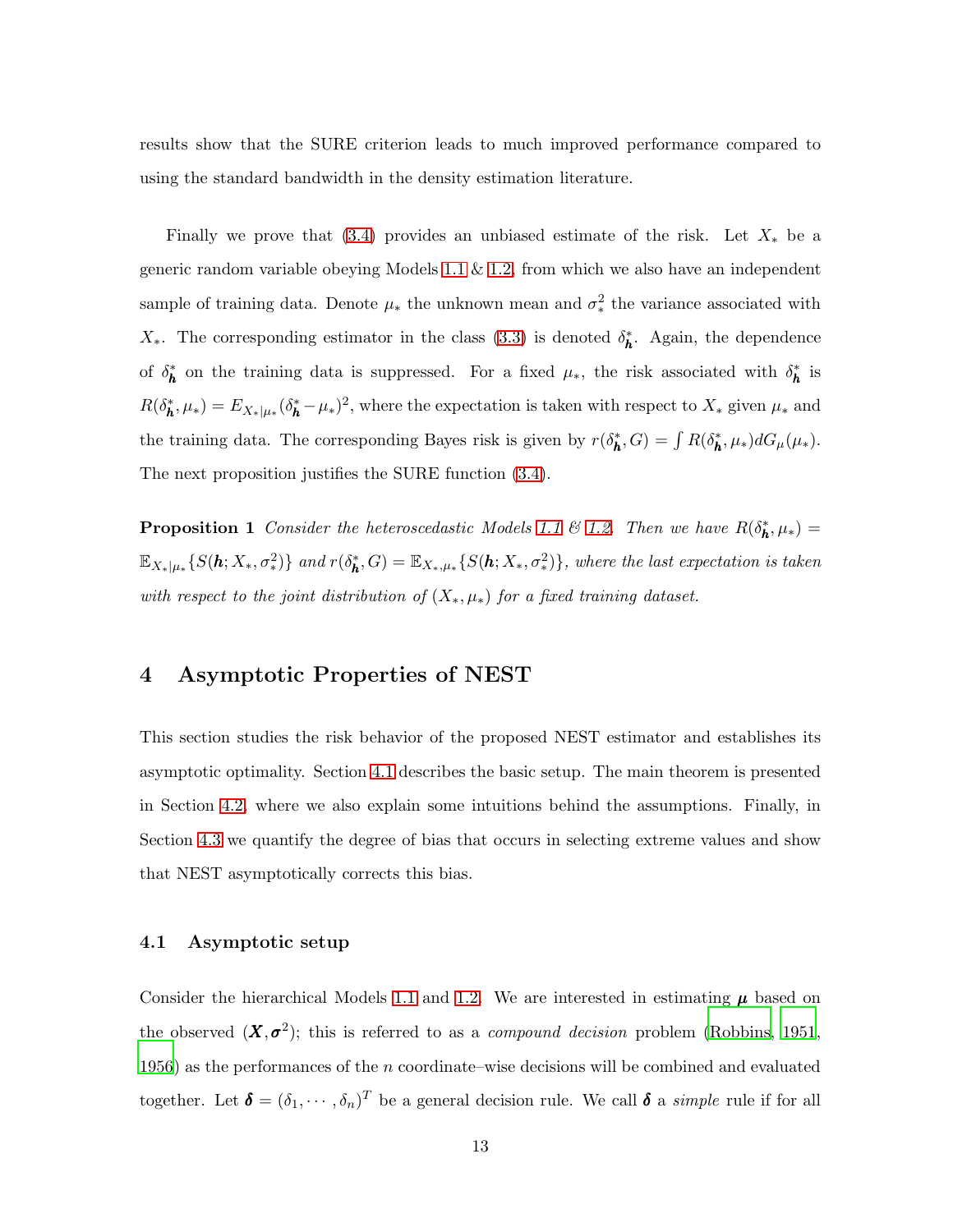results show that the SURE criterion leads to much improved performance compared to using the standard bandwidth in the density estimation literature.

Finally we prove that (3.4) provides an unbiased estimate of the risk. Let $X_*$ be a generic random variable obeying Models 1.1 & 1.2, from which we also have an independent sample of training data. Denote $\mu_*$ the unknown mean and $\sigma_*^2$ the variance associated with $X_*$. The corresponding estimator in the class (3.3) is denoted $\delta_{\boldsymbol{h}}^*$. Again, the dependence of $\delta_{\boldsymbol{h}}^*$ on the training data is suppressed. For a fixed $\mu_*$, the risk associated with $\delta_{\boldsymbol{h}}^*$ is $R(\delta_{\boldsymbol{h}}^*, \mu_*) = E_{X_*|\mu_*}(\delta_{\boldsymbol{h}}^* - \mu_*)^2$, where the expectation is taken with respect to $X_*$ given $\mu_*$ and the training data. The corresponding Bayes risk is given by $r(\delta_{\boldsymbol{h}}^*, G) = \int R(\delta_{\boldsymbol{h}}^*, \mu_*) dG_\mu(\mu_*)$. The next proposition justifies the SURE function (3.4).

**Proposition 1** *Consider the heteroscedastic Models 1.1 & 1.2. Then we have* $R(\delta_{\boldsymbol{h}}^*, \mu_*) = \mathbb{E}_{X_*|\mu_*}\{S(\boldsymbol{h}; X_*, \sigma_*^2)\}$ *and* $r(\delta_{\boldsymbol{h}}^*, G) = \mathbb{E}_{X_*, \mu_*}\{S(\boldsymbol{h}; X_*, \sigma_*^2)\}$*, where the last expectation is taken with respect to the joint distribution of* $(X_*, \mu_*)$ *for a fixed training dataset.*

# 4 Asymptotic Properties of NEST

This section studies the risk behavior of the proposed NEST estimator and establishes its asymptotic optimality. Section 4.1 describes the basic setup. The main theorem is presented in Section 4.2, where we also explain some intuitions behind the assumptions. Finally, in Section 4.3 we quantify the degree of bias that occurs in selecting extreme values and show that NEST asymptotically corrects this bias.

## 4.1 Asymptotic setup

Consider the hierarchical Models 1.1 and 1.2. We are interested in estimating $\boldsymbol{\mu}$ based on the observed $(\boldsymbol{X}, \boldsymbol{\sigma}^2)$; this is referred to as a *compound decision* problem (Robbins, 1951, 1956) as the performances of the $n$ coordinate–wise decisions will be combined and evaluated together. Let $\boldsymbol{\delta} = (\delta_1, \cdots, \delta_n)^T$ be a general decision rule. We call $\boldsymbol{\delta}$ a *simple* rule if for all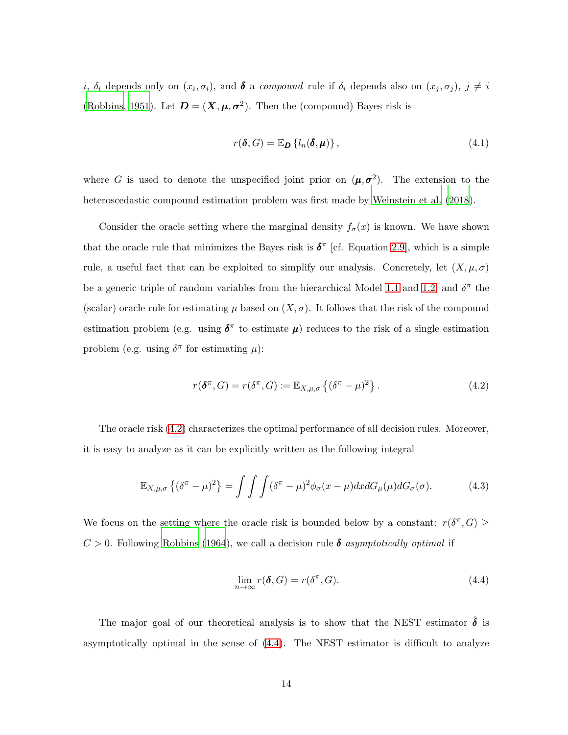$i$, $\delta_i$ depends only on $(x_i, \sigma_i)$, and $\boldsymbol{\delta}$ a *compound* rule if $\delta_i$ depends also on $(x_j, \sigma_j)$, $j \neq i$ (Robbins, 1951). Let $\boldsymbol{D} = (\boldsymbol{X}, \boldsymbol{\mu}, \boldsymbol{\sigma}^2)$. Then the (compound) Bayes risk is

$$r(\boldsymbol{\delta}, G) = \mathbb{E}_{\boldsymbol{D}} \left\{ l_n(\boldsymbol{\delta}, \boldsymbol{\mu}) \right\}, \tag{4.1}$$

where $G$ is used to denote the unspecified joint prior on $(\boldsymbol{\mu}, \boldsymbol{\sigma}^2)$. The extension to the heteroscedastic compound estimation problem was first made by Weinstein et al. (2018).

Consider the oracle setting where the marginal density $f_\sigma(x)$ is known. We have shown that the oracle rule that minimizes the Bayes risk is $\boldsymbol{\delta}^\pi$ [cf. Equation 2.9], which is a simple rule, a useful fact that can be exploited to simplify our analysis. Concretely, let $(X, \mu, \sigma)$ be a generic triple of random variables from the hierarchical Model 1.1 and 1.2, and $\delta^\pi$ the (scalar) oracle rule for estimating $\mu$ based on $(X, \sigma)$. It follows that the risk of the compound estimation problem (e.g. using $\boldsymbol{\delta}^\pi$ to estimate $\boldsymbol{\mu}$) reduces to the risk of a single estimation problem (e.g. using $\delta^\pi$ for estimating $\mu$):

$$r(\boldsymbol{\delta}^\pi, G) = r(\delta^\pi, G) := \mathbb{E}_{X,\mu,\sigma} \left\{ (\delta^\pi - \mu)^2 \right\}. \tag{4.2}$$

The oracle risk (4.2) characterizes the optimal performance of all decision rules. Moreover, it is easy to analyze as it can be explicitly written as the following integral

$$\mathbb{E}_{X,\mu,\sigma} \left\{ (\delta^\pi - \mu)^2 \right\} = \int \int \int (\delta^\pi - \mu)^2 \phi_\sigma(x - \mu) dx dG_\mu(\mu) dG_\sigma(\sigma). \tag{4.3}$$

We focus on the setting where the oracle risk is bounded below by a constant: $r(\delta^\pi, G) \geq C > 0$. Following Robbins (1964), we call a decision rule $\boldsymbol{\delta}$ *asymptotically optimal* if

$$\lim_{n \to \infty} r(\boldsymbol{\delta}, G) = r(\delta^\pi, G). \tag{4.4}$$

The major goal of our theoretical analysis is to show that the NEST estimator $\hat{\boldsymbol{\delta}}$ is asymptotically optimal in the sense of (4.4). The NEST estimator is difficult to analyze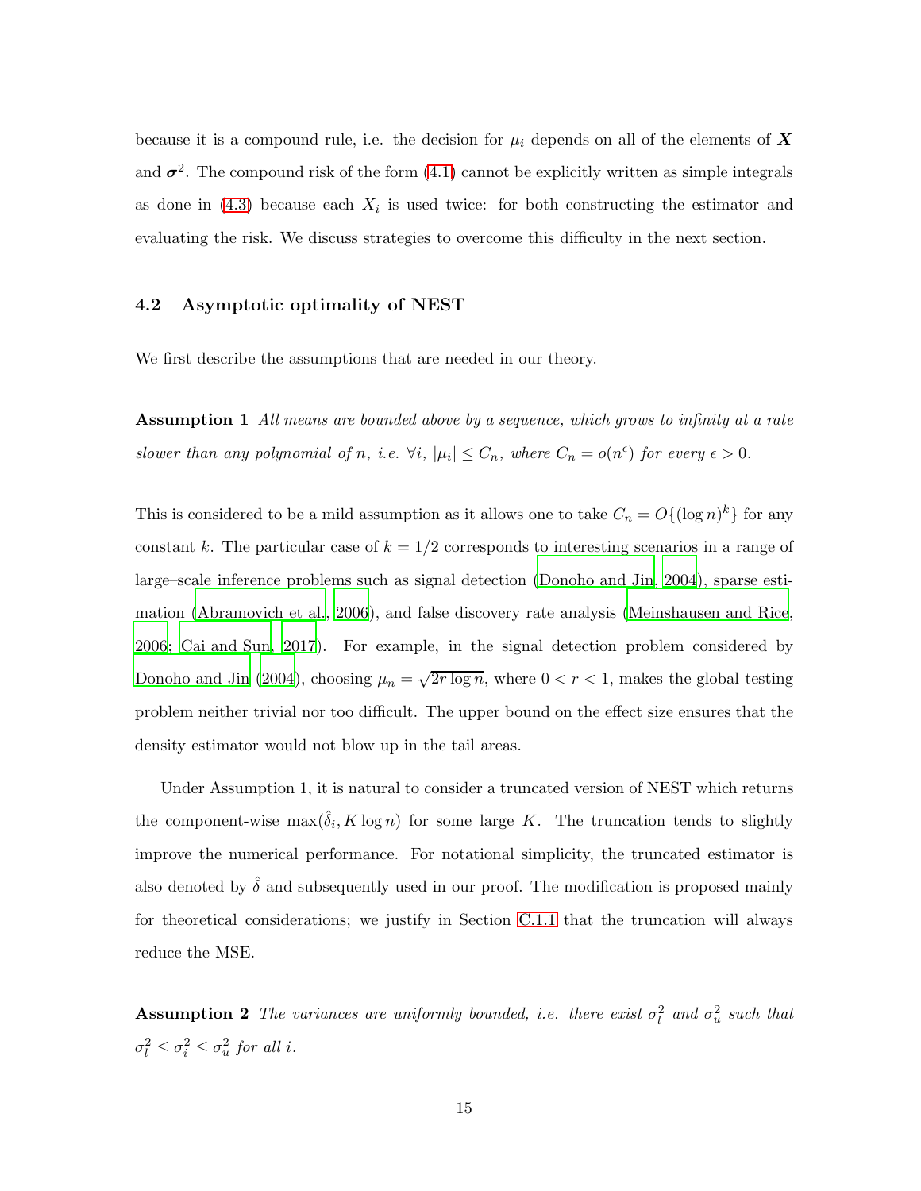because it is a compound rule, i.e. the decision for $\mu_i$ depends on all of the elements of $\boldsymbol{X}$ and $\boldsymbol{\sigma}^2$. The compound risk of the form (4.1) cannot be explicitly written as simple integrals as done in (4.3) because each $X_i$ is used twice: for both constructing the estimator and evaluating the risk. We discuss strategies to overcome this difficulty in the next section.

### 4.2 Asymptotic optimality of NEST

We first describe the assumptions that are needed in our theory.

**Assumption 1** *All means are bounded above by a sequence, which grows to infinity at a rate slower than any polynomial of* $n$*, i.e.* $\forall i$, $|\mu_i| \le C_n$*, where* $C_n = o(n^\epsilon)$ *for every* $\epsilon > 0$.

This is considered to be a mild assumption as it allows one to take $C_n = O\{(\log n)^k\}$ for any constant $k$. The particular case of $k = 1/2$ corresponds to interesting scenarios in a range of large–scale inference problems such as signal detection (Donoho and Jin, 2004), sparse estimation (Abramovich et al., 2006), and false discovery rate analysis (Meinshausen and Rice, 2006; Cai and Sun, 2017). For example, in the signal detection problem considered by Donoho and Jin (2004), choosing $\mu_n = \sqrt{2r \log n}$, where $0 < r < 1$, makes the global testing problem neither trivial nor too difficult. The upper bound on the effect size ensures that the density estimator would not blow up in the tail areas.

Under Assumption 1, it is natural to consider a truncated version of NEST which returns the component-wise $\max(\hat{\delta}_i, K \log n)$ for some large $K$. The truncation tends to slightly improve the numerical performance. For notational simplicity, the truncated estimator is also denoted by $\hat{\delta}$ and subsequently used in our proof. The modification is proposed mainly for theoretical considerations; we justify in Section C.1.1 that the truncation will always reduce the MSE.

**Assumption 2** *The variances are uniformly bounded, i.e. there exist* $\sigma_l^2$ *and* $\sigma_u^2$ *such that* $\sigma_l^2 \le \sigma_i^2 \le \sigma_u^2$ *for all* $i$.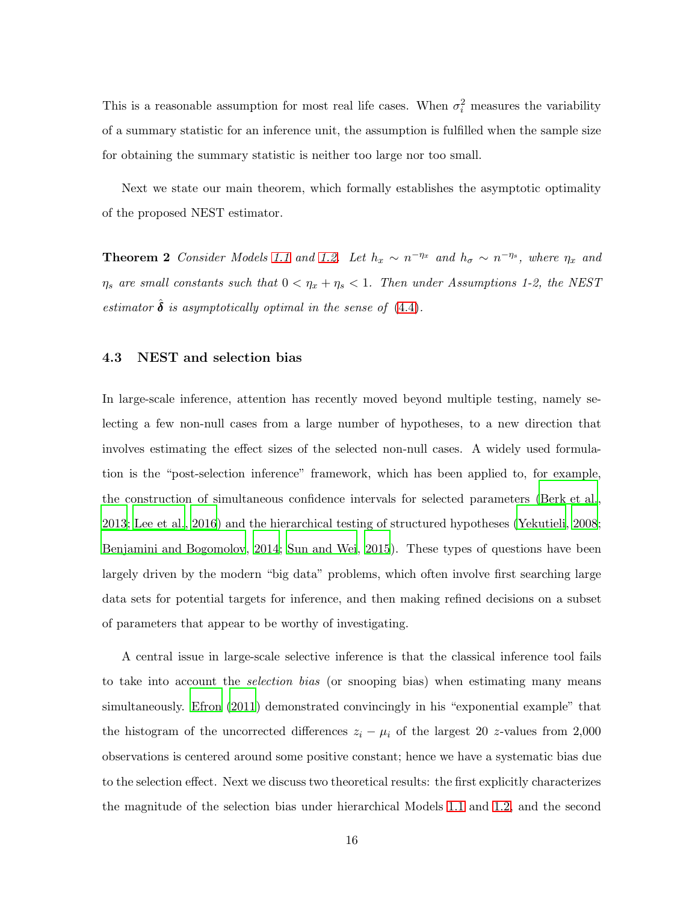This is a reasonable assumption for most real life cases. When $\sigma_i^2$ measures the variability of a summary statistic for an inference unit, the assumption is fulfilled when the sample size for obtaining the summary statistic is neither too large nor too small.

Next we state our main theorem, which formally establishes the asymptotic optimality of the proposed NEST estimator.

**Theorem 2** *Consider Models 1.1 and 1.2. Let $h_x \sim n^{-\eta_x}$ and $h_\sigma \sim n^{-\eta_s}$, where $\eta_x$ and $\eta_s$ are small constants such that $0 < \eta_x + \eta_s < 1$. Then under Assumptions 1-2, the NEST estimator $\hat{\boldsymbol{\delta}}$ is asymptotically optimal in the sense of (4.4).*

### 4.3 NEST and selection bias

In large-scale inference, attention has recently moved beyond multiple testing, namely selecting a few non-null cases from a large number of hypotheses, to a new direction that involves estimating the effect sizes of the selected non-null cases. A widely used formulation is the "post-selection inference" framework, which has been applied to, for example, the construction of simultaneous confidence intervals for selected parameters (Berk et al., 2013; Lee et al., 2016) and the hierarchical testing of structured hypotheses (Yekutieli, 2008; Benjamini and Bogomolov, 2014; Sun and Wei, 2015). These types of questions have been largely driven by the modern "big data" problems, which often involve first searching large data sets for potential targets for inference, and then making refined decisions on a subset of parameters that appear to be worthy of investigating.

A central issue in large-scale selective inference is that the classical inference tool fails to take into account the *selection bias* (or snooping bias) when estimating many means simultaneously. Efron (2011) demonstrated convincingly in his "exponential example" that the histogram of the uncorrected differences $z_i - \mu_i$ of the largest 20 $z$-values from 2,000 observations is centered around some positive constant; hence we have a systematic bias due to the selection effect. Next we discuss two theoretical results: the first explicitly characterizes the magnitude of the selection bias under hierarchical Models 1.1 and 1.2, and the second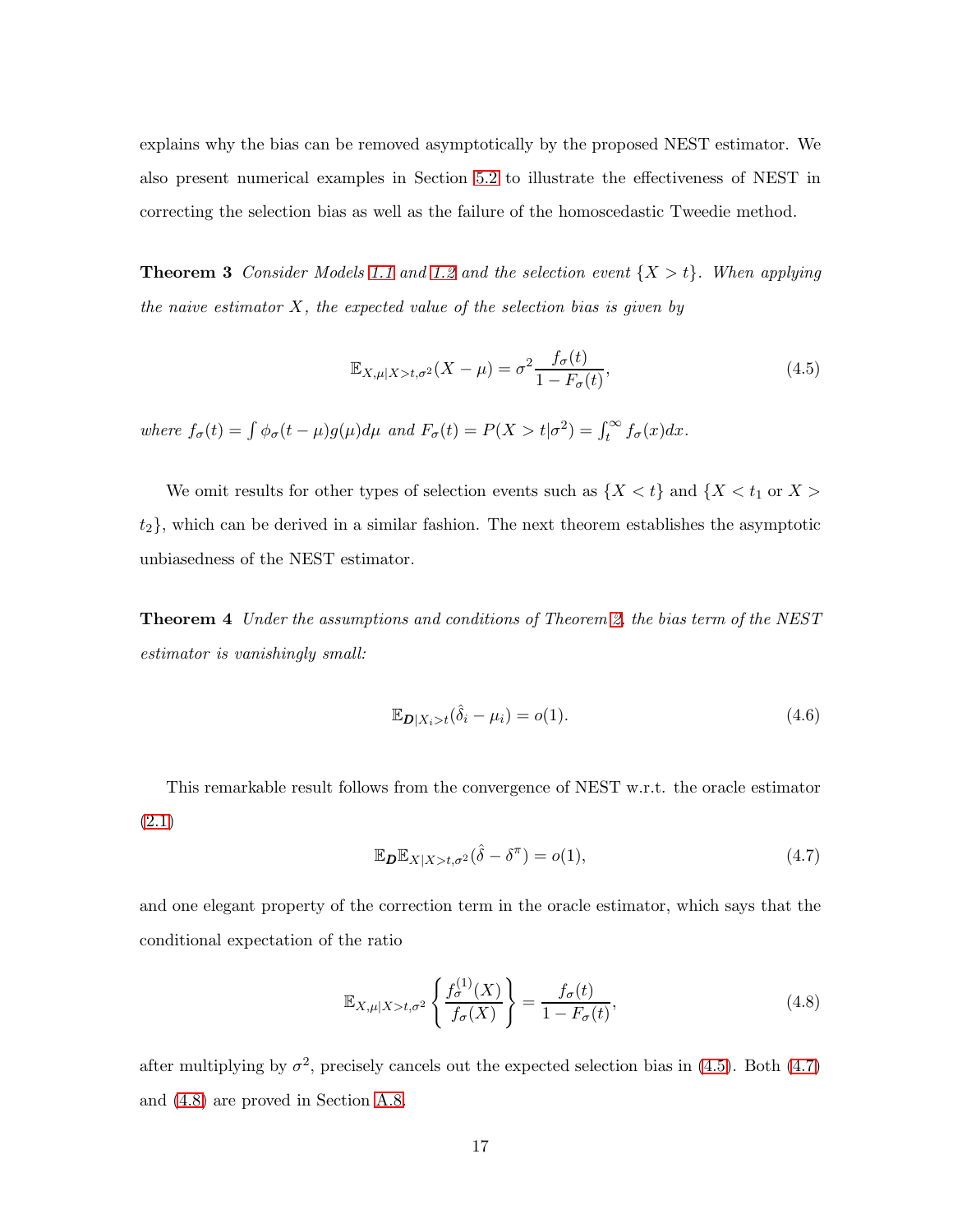explains why the bias can be removed asymptotically by the proposed NEST estimator. We also present numerical examples in Section 5.2 to illustrate the effectiveness of NEST in correcting the selection bias as well as the failure of the homoscedastic Tweedie method.

**Theorem 3** *Consider Models 1.1 and 1.2 and the selection event $\{X > t\}$. When applying the naive estimator $X$, the expected value of the selection bias is given by*

$$\mathbb{E}_{X,\mu|X>t,\sigma^2}(X-\mu) = \sigma^2 \frac{f_\sigma(t)}{1-F_\sigma(t)}, \tag{4.5}$$

*where $f_\sigma(t) = \int \phi_\sigma(t-\mu)g(\mu)d\mu$ and $F_\sigma(t) = P(X > t|\sigma^2) = \int_t^\infty f_\sigma(x)dx$.*

We omit results for other types of selection events such as $\{X < t\}$ and $\{X < t_1 \text{ or } X > t_2\}$, which can be derived in a similar fashion. The next theorem establishes the asymptotic unbiasedness of the NEST estimator.

**Theorem 4** *Under the assumptions and conditions of Theorem 2, the bias term of the NEST estimator is vanishingly small:*

$$\mathbb{E}_{\boldsymbol{D}|X_i>t}(\hat{\delta}_i - \mu_i) = o(1). \tag{4.6}$$

This remarkable result follows from the convergence of NEST w.r.t. the oracle estimator (2.1)

$$\mathbb{E}_{\boldsymbol{D}}\mathbb{E}_{X|X>t,\sigma^2}(\hat{\delta} - \delta^\pi) = o(1), \tag{4.7}$$

and one elegant property of the correction term in the oracle estimator, which says that the conditional expectation of the ratio

$$\mathbb{E}_{X,\mu|X>t,\sigma^2}\left\{\frac{f_\sigma^{(1)}(X)}{f_\sigma(X)}\right\} = \frac{f_\sigma(t)}{1-F_\sigma(t)}, \tag{4.8}$$

after multiplying by $\sigma^2$, precisely cancels out the expected selection bias in (4.5). Both (4.7) and (4.8) are proved in Section A.8.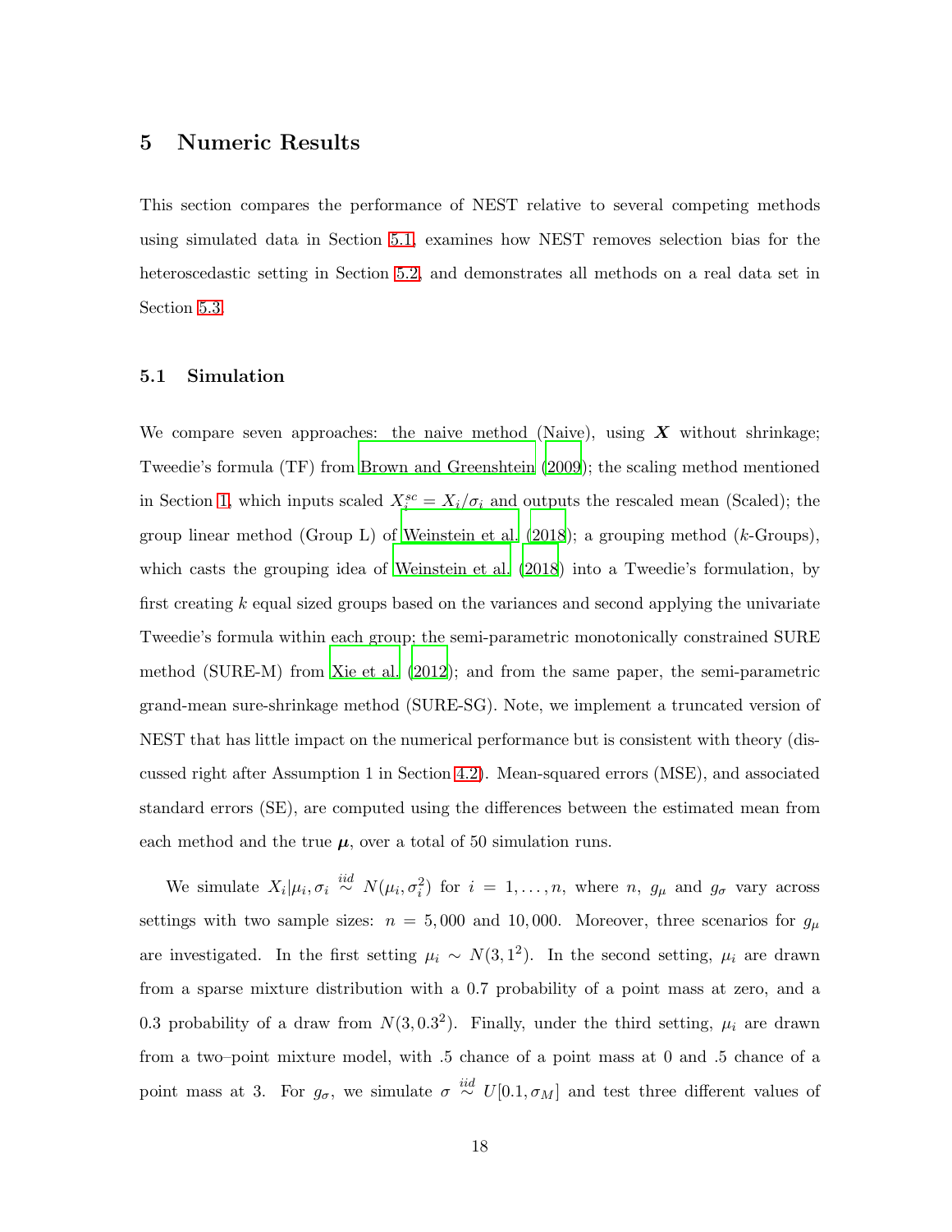## 5 Numeric Results

This section compares the performance of NEST relative to several competing methods using simulated data in Section 5.1, examines how NEST removes selection bias for the heteroscedastic setting in Section 5.2, and demonstrates all methods on a real data set in Section 5.3.

### 5.1 Simulation

We compare seven approaches: the naive method (Naive), using $\boldsymbol{X}$ without shrinkage; Tweedie's formula (TF) from Brown and Greenshtein (2009); the scaling method mentioned in Section 1, which inputs scaled $X_i^{sc} = X_i/\sigma_i$ and outputs the rescaled mean (Scaled); the group linear method (Group L) of Weinstein et al. (2018); a grouping method ($k$-Groups), which casts the grouping idea of Weinstein et al. (2018) into a Tweedie's formulation, by first creating $k$ equal sized groups based on the variances and second applying the univariate Tweedie's formula within each group; the semi-parametric monotonically constrained SURE method (SURE-M) from Xie et al. (2012); and from the same paper, the semi-parametric grand-mean sure-shrinkage method (SURE-SG). Note, we implement a truncated version of NEST that has little impact on the numerical performance but is consistent with theory (discussed right after Assumption 1 in Section 4.2). Mean-squared errors (MSE), and associated standard errors (SE), are computed using the differences between the estimated mean from each method and the true $\boldsymbol{\mu}$, over a total of 50 simulation runs.

We simulate $X_i|\mu_i, \sigma_i \overset{iid}{\sim} N(\mu_i, \sigma_i^2)$ for $i = 1, \ldots, n$, where $n$, $g_\mu$ and $g_\sigma$ vary across settings with two sample sizes: $n = 5,000$ and $10,000$. Moreover, three scenarios for $g_\mu$ are investigated. In the first setting $\mu_i \sim N(3, 1^2)$. In the second setting, $\mu_i$ are drawn from a sparse mixture distribution with a 0.7 probability of a point mass at zero, and a 0.3 probability of a draw from $N(3, 0.3^2)$. Finally, under the third setting, $\mu_i$ are drawn from a two–point mixture model, with .5 chance of a point mass at 0 and .5 chance of a point mass at 3. For $g_\sigma$, we simulate $\sigma \overset{iid}{\sim} U[0.1, \sigma_M]$ and test three different values of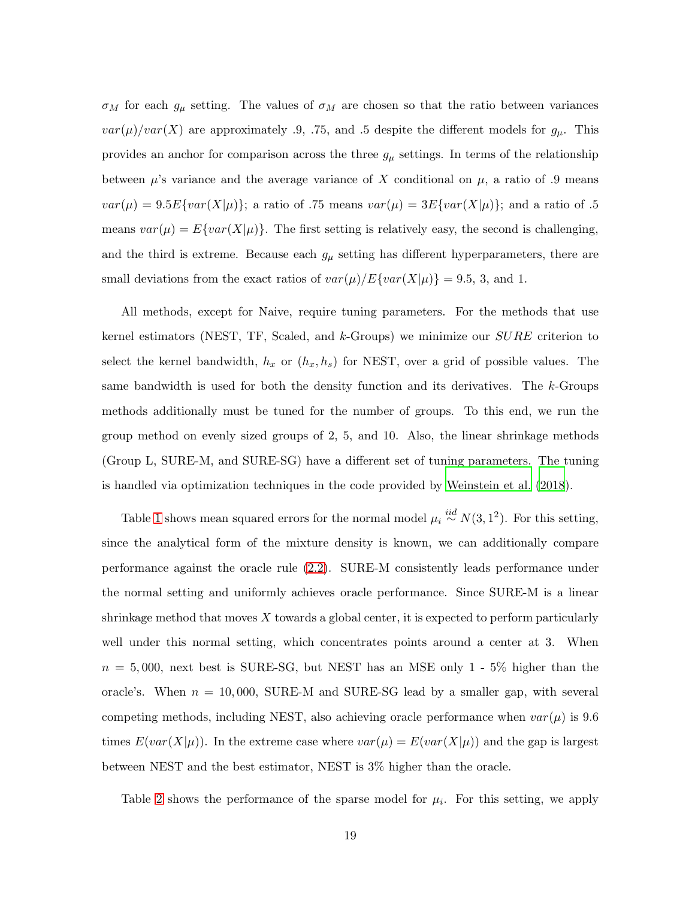$\sigma_M$ for each $g_\mu$ setting. The values of $\sigma_M$ are chosen so that the ratio between variances $var(\mu)/var(X)$ are approximately .9, .75, and .5 despite the different models for $g_\mu$. This provides an anchor for comparison across the three $g_\mu$ settings. In terms of the relationship between $\mu$'s variance and the average variance of $X$ conditional on $\mu$, a ratio of .9 means $var(\mu) = 9.5E\{var(X|\mu)\}$; a ratio of .75 means $var(\mu) = 3E\{var(X|\mu)\}$; and a ratio of .5 means $var(\mu) = E\{var(X|\mu)\}$. The first setting is relatively easy, the second is challenging, and the third is extreme. Because each $g_\mu$ setting has different hyperparameters, there are small deviations from the exact ratios of $var(\mu)/E\{var(X|\mu)\} = 9.5$, 3, and 1.

All methods, except for Naive, require tuning parameters. For the methods that use kernel estimators (NEST, TF, Scaled, and $k$-Groups) we minimize our $SURE$ criterion to select the kernel bandwidth, $h_x$ or $(h_x, h_s)$ for NEST, over a grid of possible values. The same bandwidth is used for both the density function and its derivatives. The $k$-Groups methods additionally must be tuned for the number of groups. To this end, we run the group method on evenly sized groups of 2, 5, and 10. Also, the linear shrinkage methods (Group L, SURE-M, and SURE-SG) have a different set of tuning parameters. The tuning is handled via optimization techniques in the code provided by Weinstein et al. (2018).

Table 1 shows mean squared errors for the normal model $\mu_i \stackrel{iid}{\sim} N(3, 1^2)$. For this setting, since the analytical form of the mixture density is known, we can additionally compare performance against the oracle rule (2.2). SURE-M consistently leads performance under the normal setting and uniformly achieves oracle performance. Since SURE-M is a linear shrinkage method that moves $X$ towards a global center, it is expected to perform particularly well under this normal setting, which concentrates points around a center at 3. When $n = 5,000$, next best is SURE-SG, but NEST has an MSE only 1 - 5% higher than the oracle's. When $n = 10,000$, SURE-M and SURE-SG lead by a smaller gap, with several competing methods, including NEST, also achieving oracle performance when $var(\mu)$ is 9.6 times $E(var(X|\mu))$. In the extreme case where $var(\mu) = E(var(X|\mu))$ and the gap is largest between NEST and the best estimator, NEST is 3% higher than the oracle.

Table 2 shows the performance of the sparse model for $\mu_i$. For this setting, we apply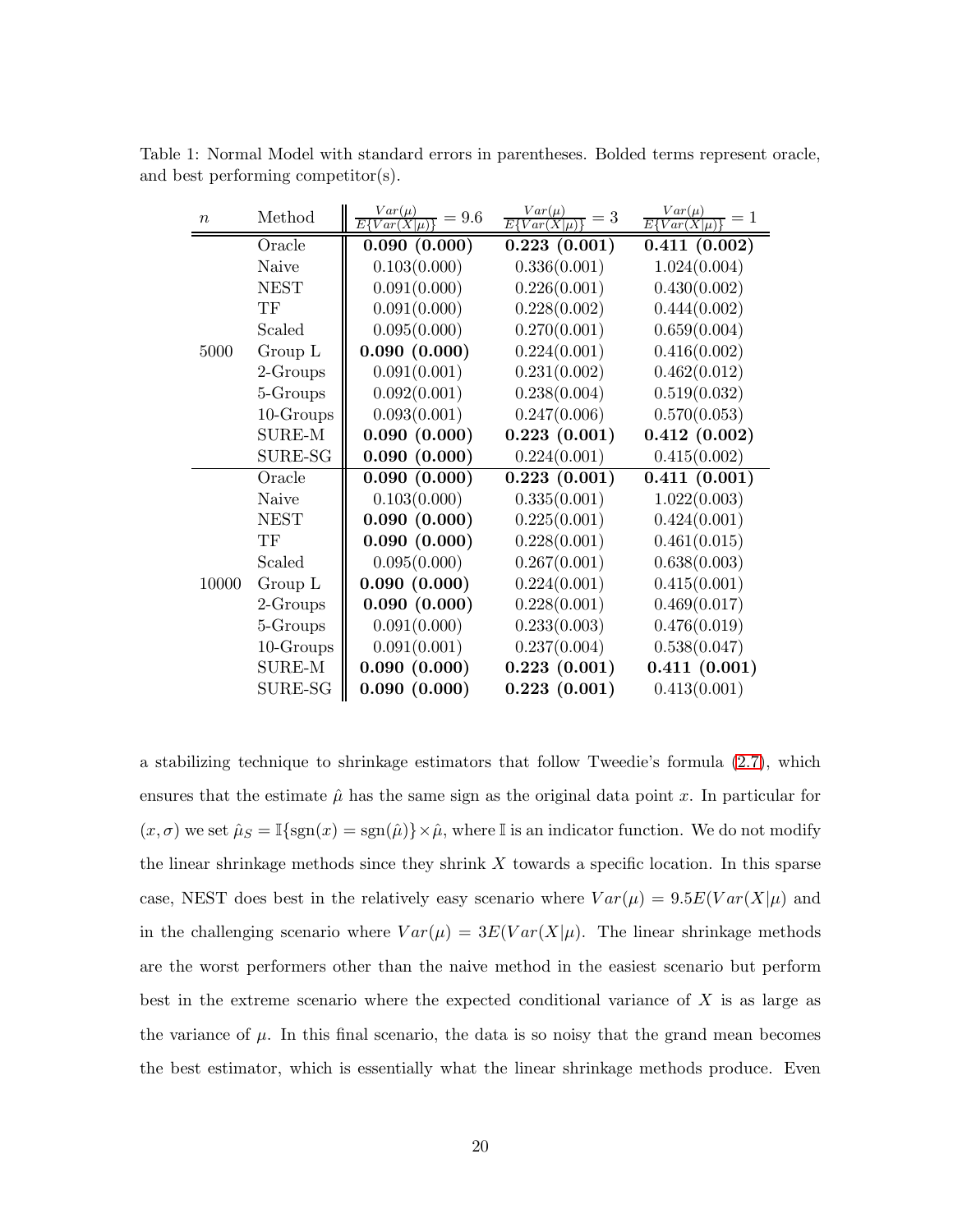Table 1: Normal Model with standard errors in parentheses. Bolded terms represent oracle, and best performing competitor(s).

| $n$ | Method | $\frac{Var(\mu)}{E\{Var(X\|\mu)\}} = 9.6$ | $\frac{Var(\mu)}{E\{Var(X\|\mu)\}} = 3$ | $\frac{Var(\mu)}{E\{Var(X\|\mu)\}} = 1$ |
|---|---|---|---|---|
| 5000 | Oracle | **0.090 (0.000)** | **0.223 (0.001)** | **0.411 (0.002)** |
| | Naive | 0.103(0.000) | 0.336(0.001) | 1.024(0.004) |
| | NEST | 0.091(0.000) | 0.226(0.001) | 0.430(0.002) |
| | TF | 0.091(0.000) | 0.228(0.002) | 0.444(0.002) |
| | Scaled | 0.095(0.000) | 0.270(0.001) | 0.659(0.004) |
| | Group L | **0.090 (0.000)** | 0.224(0.001) | 0.416(0.002) |
| | 2-Groups | 0.091(0.001) | 0.231(0.002) | 0.462(0.012) |
| | 5-Groups | 0.092(0.001) | 0.238(0.004) | 0.519(0.032) |
| | 10-Groups | 0.093(0.001) | 0.247(0.006) | 0.570(0.053) |
| | SURE-M | **0.090 (0.000)** | **0.223 (0.001)** | **0.412 (0.002)** |
| | SURE-SG | **0.090 (0.000)** | 0.224(0.001) | 0.415(0.002) |
| 10000 | Oracle | **0.090 (0.000)** | **0.223 (0.001)** | **0.411 (0.001)** |
| | Naive | 0.103(0.000) | 0.335(0.001) | 1.022(0.003) |
| | NEST | **0.090 (0.000)** | 0.225(0.001) | 0.424(0.001) |
| | TF | **0.090 (0.000)** | 0.228(0.001) | 0.461(0.015) |
| | Scaled | 0.095(0.000) | 0.267(0.001) | 0.638(0.003) |
| | Group L | **0.090 (0.000)** | 0.224(0.001) | 0.415(0.001) |
| | 2-Groups | **0.090 (0.000)** | 0.228(0.001) | 0.469(0.017) |
| | 5-Groups | 0.091(0.000) | 0.233(0.003) | 0.476(0.019) |
| | 10-Groups | 0.091(0.001) | 0.237(0.004) | 0.538(0.047) |
| | SURE-M | **0.090 (0.000)** | **0.223 (0.001)** | **0.411 (0.001)** |
| | SURE-SG | **0.090 (0.000)** | **0.223 (0.001)** | 0.413(0.001) |

a stabilizing technique to shrinkage estimators that follow Tweedie's formula (2.7), which ensures that the estimate $\hat{\mu}$ has the same sign as the original data point $x$. In particular for $(x, \sigma)$ we set $\hat{\mu}_S = \mathbb{I}\{\text{sgn}(x) = \text{sgn}(\hat{\mu})\} \times \hat{\mu}$, where $\mathbb{I}$ is an indicator function. We do not modify the linear shrinkage methods since they shrink $X$ towards a specific location. In this sparse case, NEST does best in the relatively easy scenario where $Var(\mu) = 9.5E(Var(X|\mu)$ and in the challenging scenario where $Var(\mu) = 3E(Var(X|\mu)$. The linear shrinkage methods are the worst performers other than the naive method in the easiest scenario but perform best in the extreme scenario where the expected conditional variance of $X$ is as large as the variance of $\mu$. In this final scenario, the data is so noisy that the grand mean becomes the best estimator, which is essentially what the linear shrinkage methods produce. Even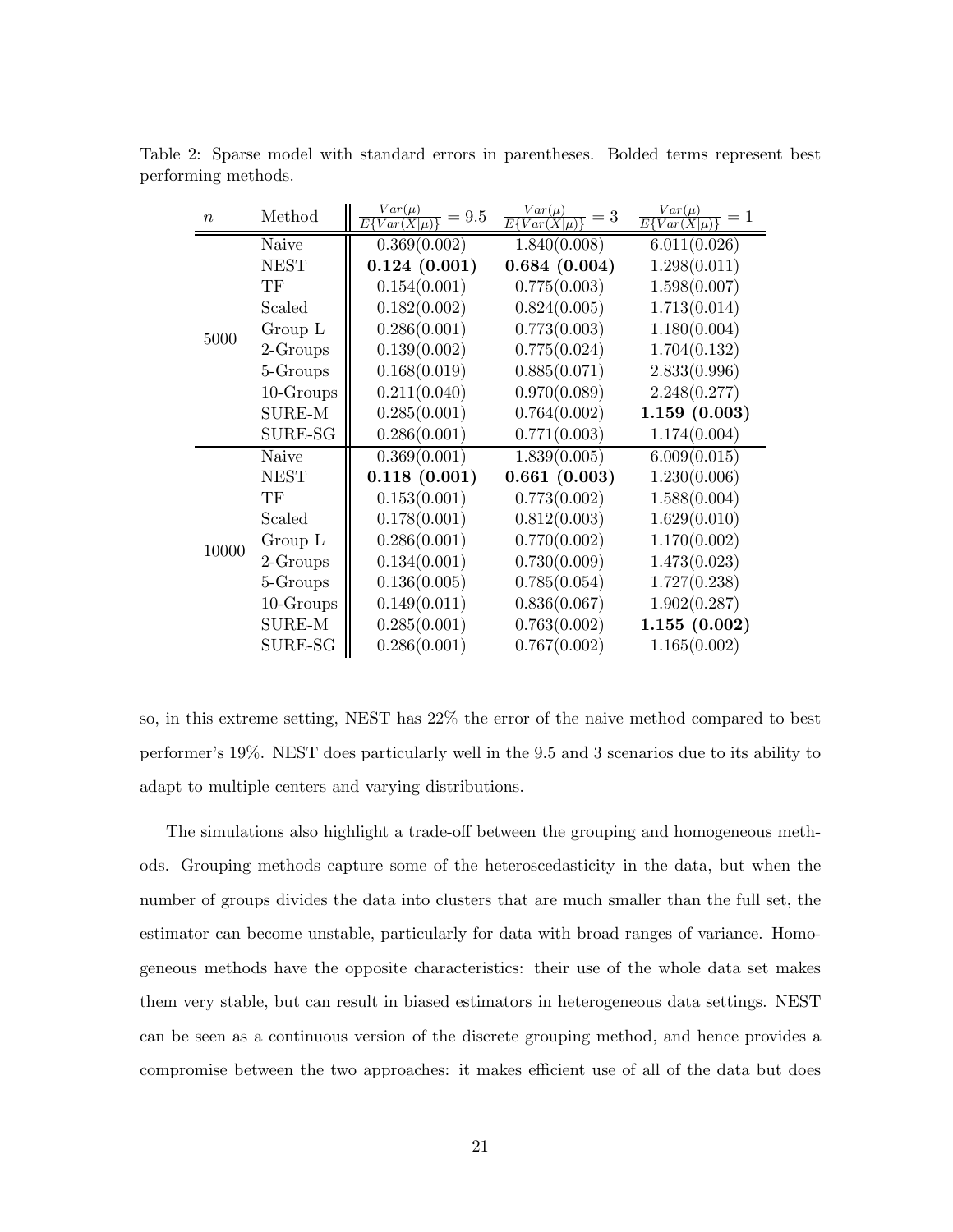Table 2: Sparse model with standard errors in parentheses. Bolded terms represent best performing methods.

| $n$ | Method | $\frac{Var(\mu)}{E\{Var(X\|\mu)\}} = 9.5$ | $\frac{Var(\mu)}{E\{Var(X\|\mu)\}} = 3$ | $\frac{Var(\mu)}{E\{Var(X\|\mu)\}} = 1$ |
|---|---|---|---|---|
| 5000 | Naive | 0.369(0.002) | 1.840(0.008) | 6.011(0.026) |
| | NEST | **0.124 (0.001)** | **0.684 (0.004)** | 1.298(0.011) |
| | TF | 0.154(0.001) | 0.775(0.003) | 1.598(0.007) |
| | Scaled | 0.182(0.002) | 0.824(0.005) | 1.713(0.014) |
| | Group L | 0.286(0.001) | 0.773(0.003) | 1.180(0.004) |
| | 2-Groups | 0.139(0.002) | 0.775(0.024) | 1.704(0.132) |
| | 5-Groups | 0.168(0.019) | 0.885(0.071) | 2.833(0.996) |
| | 10-Groups | 0.211(0.040) | 0.970(0.089) | 2.248(0.277) |
| | SURE-M | 0.285(0.001) | 0.764(0.002) | **1.159 (0.003)** |
| | SURE-SG | 0.286(0.001) | 0.771(0.003) | 1.174(0.004) |
| 10000 | Naive | 0.369(0.001) | 1.839(0.005) | 6.009(0.015) |
| | NEST | **0.118 (0.001)** | **0.661 (0.003)** | 1.230(0.006) |
| | TF | 0.153(0.001) | 0.773(0.002) | 1.588(0.004) |
| | Scaled | 0.178(0.001) | 0.812(0.003) | 1.629(0.010) |
| | Group L | 0.286(0.001) | 0.770(0.002) | 1.170(0.002) |
| | 2-Groups | 0.134(0.001) | 0.730(0.009) | 1.473(0.023) |
| | 5-Groups | 0.136(0.005) | 0.785(0.054) | 1.727(0.238) |
| | 10-Groups | 0.149(0.011) | 0.836(0.067) | 1.902(0.287) |
| | SURE-M | 0.285(0.001) | 0.763(0.002) | **1.155 (0.002)** |
| | SURE-SG | 0.286(0.001) | 0.767(0.002) | 1.165(0.002) |

so, in this extreme setting, NEST has 22% the error of the naive method compared to best performer's 19%. NEST does particularly well in the 9.5 and 3 scenarios due to its ability to adapt to multiple centers and varying distributions.

The simulations also highlight a trade-off between the grouping and homogeneous methods. Grouping methods capture some of the heteroscedasticity in the data, but when the number of groups divides the data into clusters that are much smaller than the full set, the estimator can become unstable, particularly for data with broad ranges of variance. Homogeneous methods have the opposite characteristics: their use of the whole data set makes them very stable, but can result in biased estimators in heterogeneous data settings. NEST can be seen as a continuous version of the discrete grouping method, and hence provides a compromise between the two approaches: it makes efficient use of all of the data but does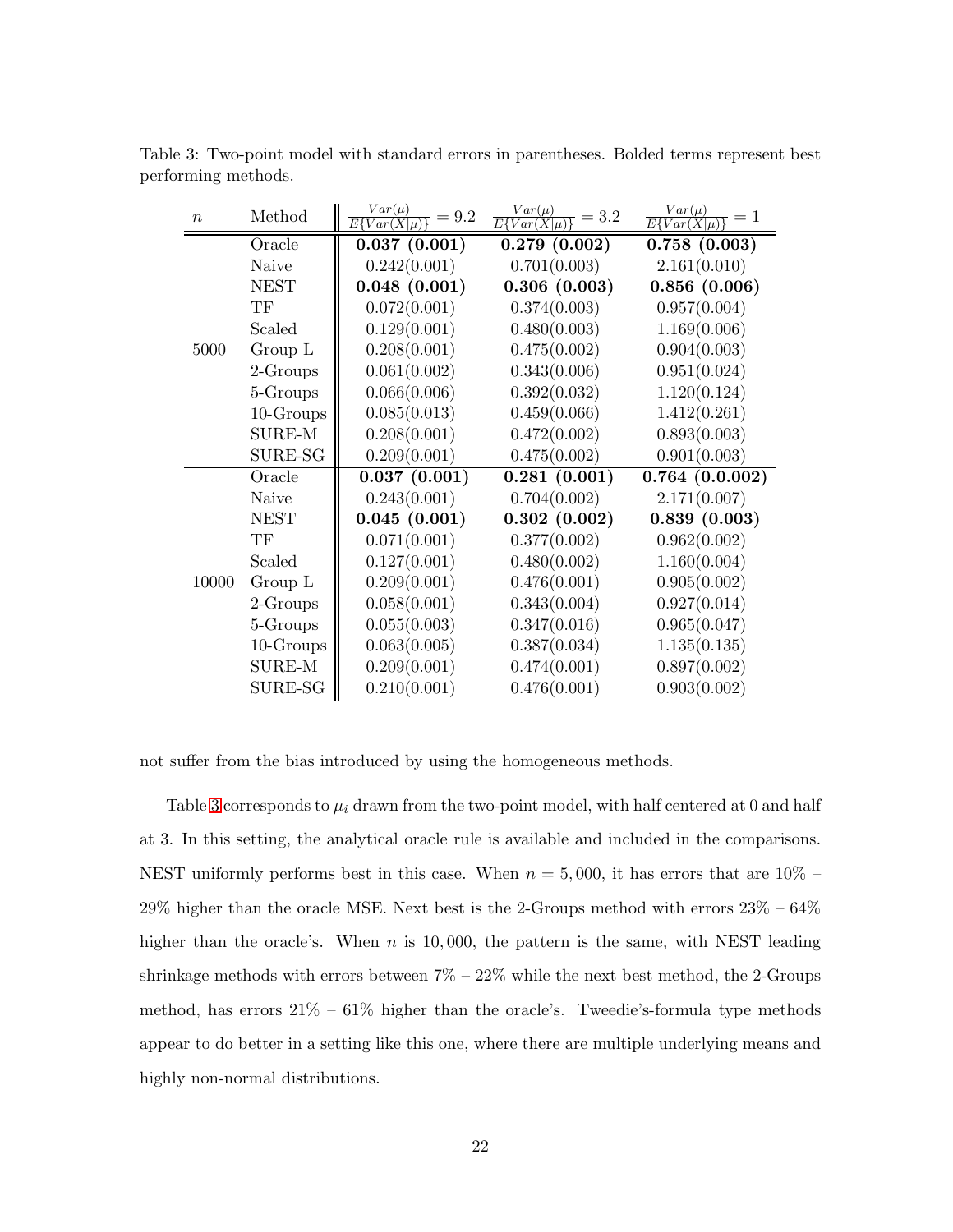Table 3: Two-point model with standard errors in parentheses. Bolded terms represent best performing methods.

| $n$ | Method | $\frac{Var(\mu)}{E\{Var(X\|\mu)\}} = 9.2$ | $\frac{Var(\mu)}{E\{Var(X\|\mu)\}} = 3.2$ | $\frac{Var(\mu)}{E\{Var(X\|\mu)\}} = 1$ |
|---|---|---|---|---|
| 5000 | Oracle | **0.037 (0.001)** | **0.279 (0.002)** | **0.758 (0.003)** |
| | Naive | 0.242(0.001) | 0.701(0.003) | 2.161(0.010) |
| | NEST | **0.048 (0.001)** | **0.306 (0.003)** | **0.856 (0.006)** |
| | TF | 0.072(0.001) | 0.374(0.003) | 0.957(0.004) |
| | Scaled | 0.129(0.001) | 0.480(0.003) | 1.169(0.006) |
| | Group L | 0.208(0.001) | 0.475(0.002) | 0.904(0.003) |
| | 2-Groups | 0.061(0.002) | 0.343(0.006) | 0.951(0.024) |
| | 5-Groups | 0.066(0.006) | 0.392(0.032) | 1.120(0.124) |
| | 10-Groups | 0.085(0.013) | 0.459(0.066) | 1.412(0.261) |
| | SURE-M | 0.208(0.001) | 0.472(0.002) | 0.893(0.003) |
| | SURE-SG | 0.209(0.001) | 0.475(0.002) | 0.901(0.003) |
| 10000 | Oracle | **0.037 (0.001)** | **0.281 (0.001)** | **0.764 (0.0.002)** |
| | Naive | 0.243(0.001) | 0.704(0.002) | 2.171(0.007) |
| | NEST | **0.045 (0.001)** | **0.302 (0.002)** | **0.839 (0.003)** |
| | TF | 0.071(0.001) | 0.377(0.002) | 0.962(0.002) |
| | Scaled | 0.127(0.001) | 0.480(0.002) | 1.160(0.004) |
| | Group L | 0.209(0.001) | 0.476(0.001) | 0.905(0.002) |
| | 2-Groups | 0.058(0.001) | 0.343(0.004) | 0.927(0.014) |
| | 5-Groups | 0.055(0.003) | 0.347(0.016) | 0.965(0.047) |
| | 10-Groups | 0.063(0.005) | 0.387(0.034) | 1.135(0.135) |
| | SURE-M | 0.209(0.001) | 0.474(0.001) | 0.897(0.002) |
| | SURE-SG | 0.210(0.001) | 0.476(0.001) | 0.903(0.002) |

not suffer from the bias introduced by using the homogeneous methods.

Table 3 corresponds to $\mu_i$ drawn from the two-point model, with half centered at 0 and half at 3. In this setting, the analytical oracle rule is available and included in the comparisons. NEST uniformly performs best in this case. When $n = 5,000$, it has errors that are 10% – 29% higher than the oracle MSE. Next best is the 2-Groups method with errors 23% – 64% higher than the oracle's. When $n$ is $10,000$, the pattern is the same, with NEST leading shrinkage methods with errors between 7% – 22% while the next best method, the 2-Groups method, has errors 21% – 61% higher than the oracle's. Tweedie's-formula type methods appear to do better in a setting like this one, where there are multiple underlying means and highly non-normal distributions.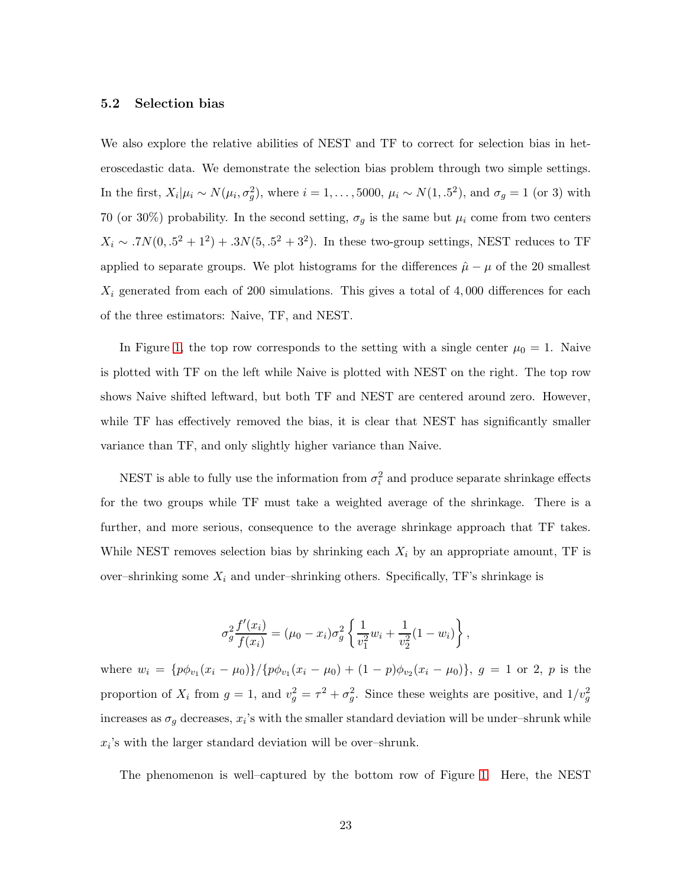### 5.2 Selection bias

We also explore the relative abilities of NEST and TF to correct for selection bias in heteroscedastic data. We demonstrate the selection bias problem through two simple settings. In the first, $X_i|\mu_i \sim N(\mu_i, \sigma_g^2)$, where $i = 1, \ldots, 5000$, $\mu_i \sim N(1, .5^2)$, and $\sigma_g = 1$ (or 3) with 70 (or 30%) probability. In the second setting, $\sigma_g$ is the same but $\mu_i$ come from two centers $X_i \sim .7N(0, .5^2 + 1^2) + .3N(5, .5^2 + 3^2)$. In these two-group settings, NEST reduces to TF applied to separate groups. We plot histograms for the differences $\hat{\mu} - \mu$ of the 20 smallest $X_i$ generated from each of 200 simulations. This gives a total of 4,000 differences for each of the three estimators: Naive, TF, and NEST.

In Figure 1, the top row corresponds to the setting with a single center $\mu_0 = 1$. Naive is plotted with TF on the left while Naive is plotted with NEST on the right. The top row shows Naive shifted leftward, but both TF and NEST are centered around zero. However, while TF has effectively removed the bias, it is clear that NEST has significantly smaller variance than TF, and only slightly higher variance than Naive.

NEST is able to fully use the information from $\sigma_i^2$ and produce separate shrinkage effects for the two groups while TF must take a weighted average of the shrinkage. There is a further, and more serious, consequence to the average shrinkage approach that TF takes. While NEST removes selection bias by shrinking each $X_i$ by an appropriate amount, TF is over–shrinking some $X_i$ and under–shrinking others. Specifically, TF's shrinkage is

$$\sigma_g^2 \frac{f'(x_i)}{f(x_i)} = (\mu_0 - x_i)\sigma_g^2 \left\{ \frac{1}{v_1^2} w_i + \frac{1}{v_2^2}(1 - w_i) \right\},$$

where $w_i = \{p\phi_{v_1}(x_i - \mu_0)\}/\{p\phi_{v_1}(x_i - \mu_0) + (1-p)\phi_{v_2}(x_i - \mu_0)\}$, $g = 1$ or 2, $p$ is the proportion of $X_i$ from $g = 1$, and $v_g^2 = \tau^2 + \sigma_g^2$. Since these weights are positive, and $1/v_g^2$ increases as $\sigma_g$ decreases, $x_i$'s with the smaller standard deviation will be under–shrunk while $x_i$'s with the larger standard deviation will be over–shrunk.

The phenomenon is well–captured by the bottom row of Figure 1. Here, the NEST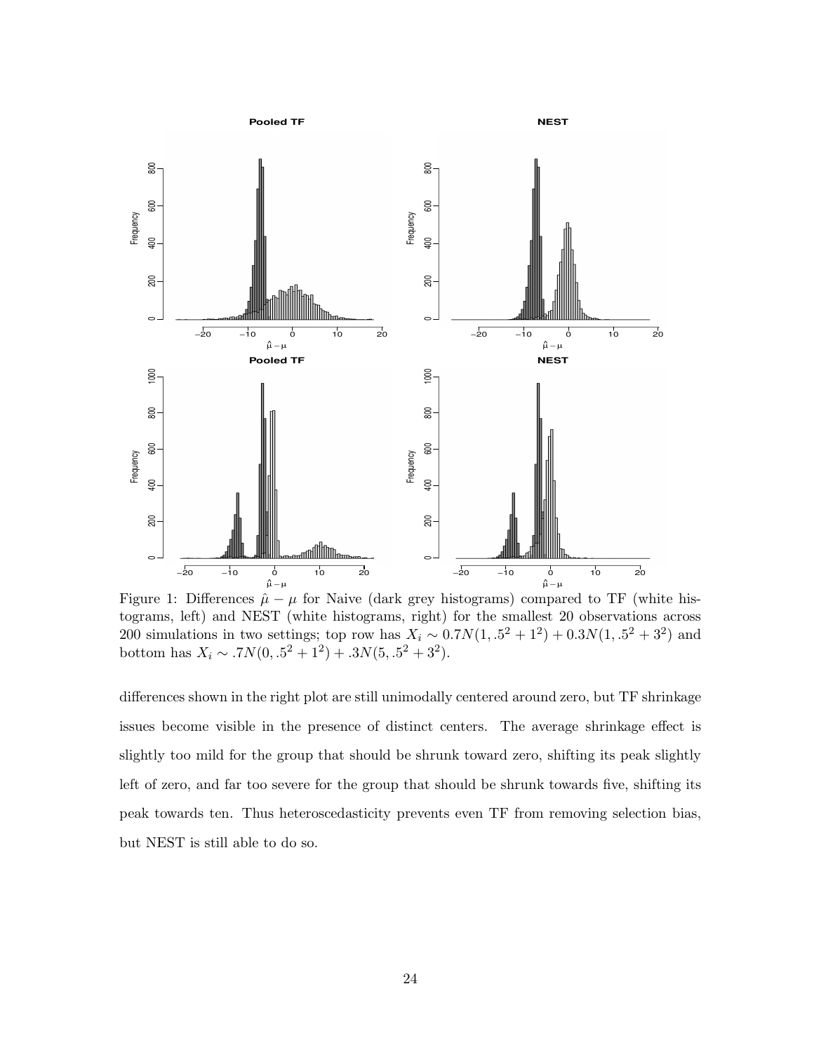Figure 1: Differences $\hat{\mu} - \mu$ for Naive (dark grey histograms) compared to TF (white histograms, left) and NEST (white histograms, right) for the smallest 20 observations across 200 simulations in two settings; top row has $X_i \sim 0.7N(1, .5^2 + 1^2) + 0.3N(1, .5^2 + 3^2)$ and bottom has $X_i \sim .7N(0, .5^2 + 1^2) + .3N(5, .5^2 + 3^2)$.

differences shown in the right plot are still unimodally centered around zero, but TF shrinkage issues become visible in the presence of distinct centers. The average shrinkage effect is slightly too mild for the group that should be shrunk toward zero, shifting its peak slightly left of zero, and far too severe for the group that should be shrunk towards five, shifting its peak towards ten. Thus heteroscedasticity prevents even TF from removing selection bias, but NEST is still able to do so.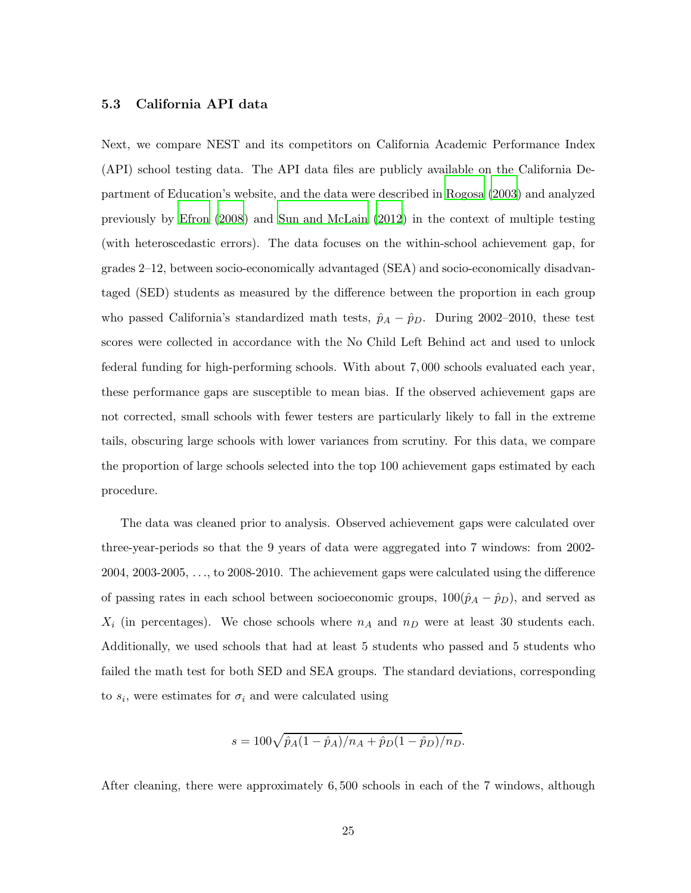### 5.3 California API data

Next, we compare NEST and its competitors on California Academic Performance Index (API) school testing data. The API data files are publicly available on the California Department of Education's website, and the data were described in Rogosa (2003) and analyzed previously by Efron (2008) and Sun and McLain (2012) in the context of multiple testing (with heteroscedastic errors). The data focuses on the within-school achievement gap, for grades 2–12, between socio-economically advantaged (SEA) and socio-economically disadvantaged (SED) students as measured by the difference between the proportion in each group who passed California's standardized math tests, $\hat{p}_A - \hat{p}_D$. During 2002–2010, these test scores were collected in accordance with the No Child Left Behind act and used to unlock federal funding for high-performing schools. With about 7,000 schools evaluated each year, these performance gaps are susceptible to mean bias. If the observed achievement gaps are not corrected, small schools with fewer testers are particularly likely to fall in the extreme tails, obscuring large schools with lower variances from scrutiny. For this data, we compare the proportion of large schools selected into the top 100 achievement gaps estimated by each procedure.

The data was cleaned prior to analysis. Observed achievement gaps were calculated over three-year-periods so that the 9 years of data were aggregated into 7 windows: from 2002-2004, 2003-2005, ..., to 2008-2010. The achievement gaps were calculated using the difference of passing rates in each school between socioeconomic groups, $100(\hat{p}_A - \hat{p}_D)$, and served as $X_i$ (in percentages). We chose schools where $n_A$ and $n_D$ were at least 30 students each. Additionally, we used schools that had at least 5 students who passed and 5 students who failed the math test for both SED and SEA groups. The standard deviations, corresponding to $s_i$, were estimates for $\sigma_i$ and were calculated using

$$s = 100\sqrt{\hat{p}_A(1-\hat{p}_A)/n_A + \hat{p}_D(1-\hat{p}_D)/n_D}.$$

After cleaning, there were approximately 6,500 schools in each of the 7 windows, although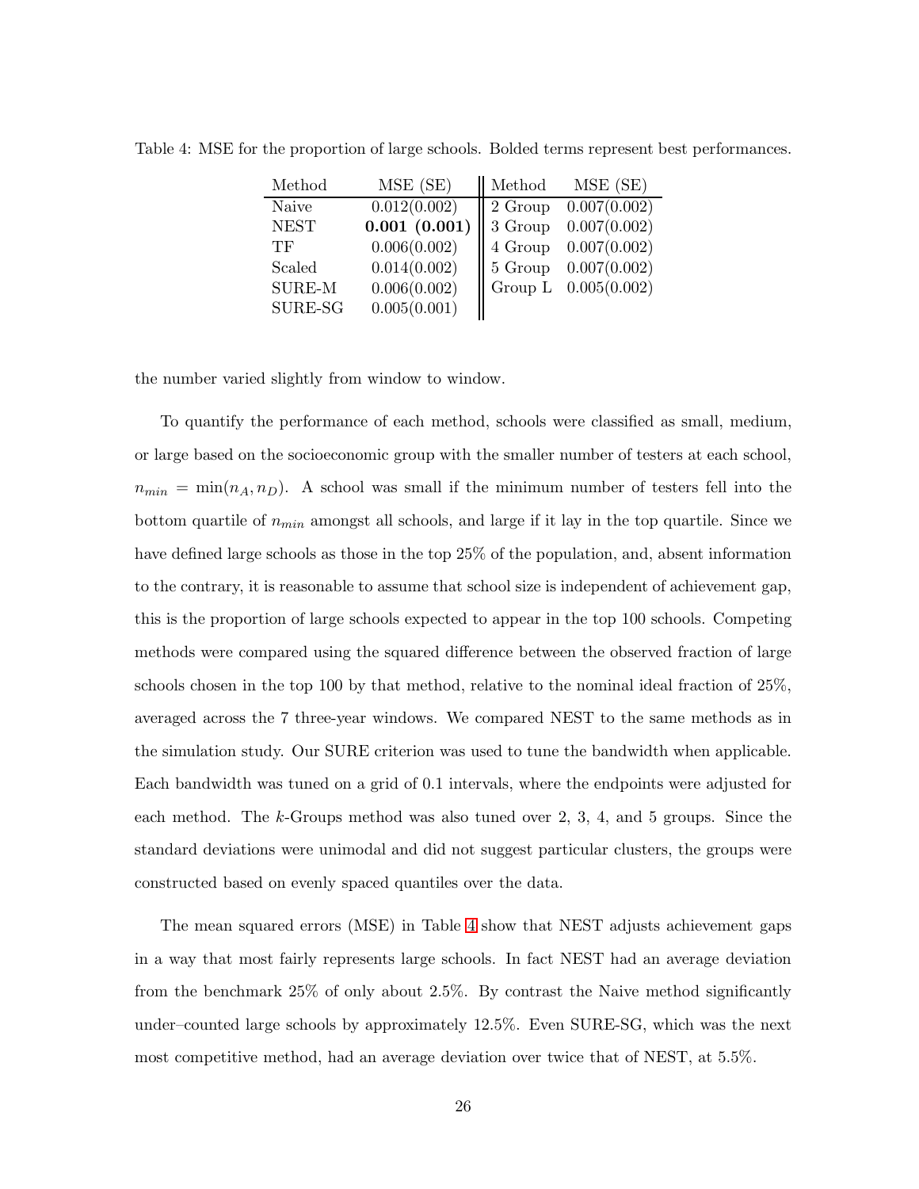Table 4: MSE for the proportion of large schools. Bolded terms represent best performances.

| Method | MSE (SE) | Method | MSE (SE) |
|---|---|---|---|
| Naive | 0.012(0.002) | 2 Group | 0.007(0.002) |
| NEST | **0.001 (0.001)** | 3 Group | 0.007(0.002) |
| TF | 0.006(0.002) | 4 Group | 0.007(0.002) |
| Scaled | 0.014(0.002) | 5 Group | 0.007(0.002) |
| SURE-M | 0.006(0.002) | Group L | 0.005(0.002) |
| SURE-SG | 0.005(0.001) | | |

the number varied slightly from window to window.

To quantify the performance of each method, schools were classified as small, medium, or large based on the socioeconomic group with the smaller number of testers at each school, $n_{min} = \min(n_A, n_D)$. A school was small if the minimum number of testers fell into the bottom quartile of $n_{min}$ amongst all schools, and large if it lay in the top quartile. Since we have defined large schools as those in the top 25% of the population, and, absent information to the contrary, it is reasonable to assume that school size is independent of achievement gap, this is the proportion of large schools expected to appear in the top 100 schools. Competing methods were compared using the squared difference between the observed fraction of large schools chosen in the top 100 by that method, relative to the nominal ideal fraction of 25%, averaged across the 7 three-year windows. We compared NEST to the same methods as in the simulation study. Our SURE criterion was used to tune the bandwidth when applicable. Each bandwidth was tuned on a grid of 0.1 intervals, where the endpoints were adjusted for each method. The $k$-Groups method was also tuned over 2, 3, 4, and 5 groups. Since the standard deviations were unimodal and did not suggest particular clusters, the groups were constructed based on evenly spaced quantiles over the data.

The mean squared errors (MSE) in Table 4 show that NEST adjusts achievement gaps in a way that most fairly represents large schools. In fact NEST had an average deviation from the benchmark 25% of only about 2.5%. By contrast the Naive method significantly under–counted large schools by approximately 12.5%. Even SURE-SG, which was the next most competitive method, had an average deviation over twice that of NEST, at 5.5%.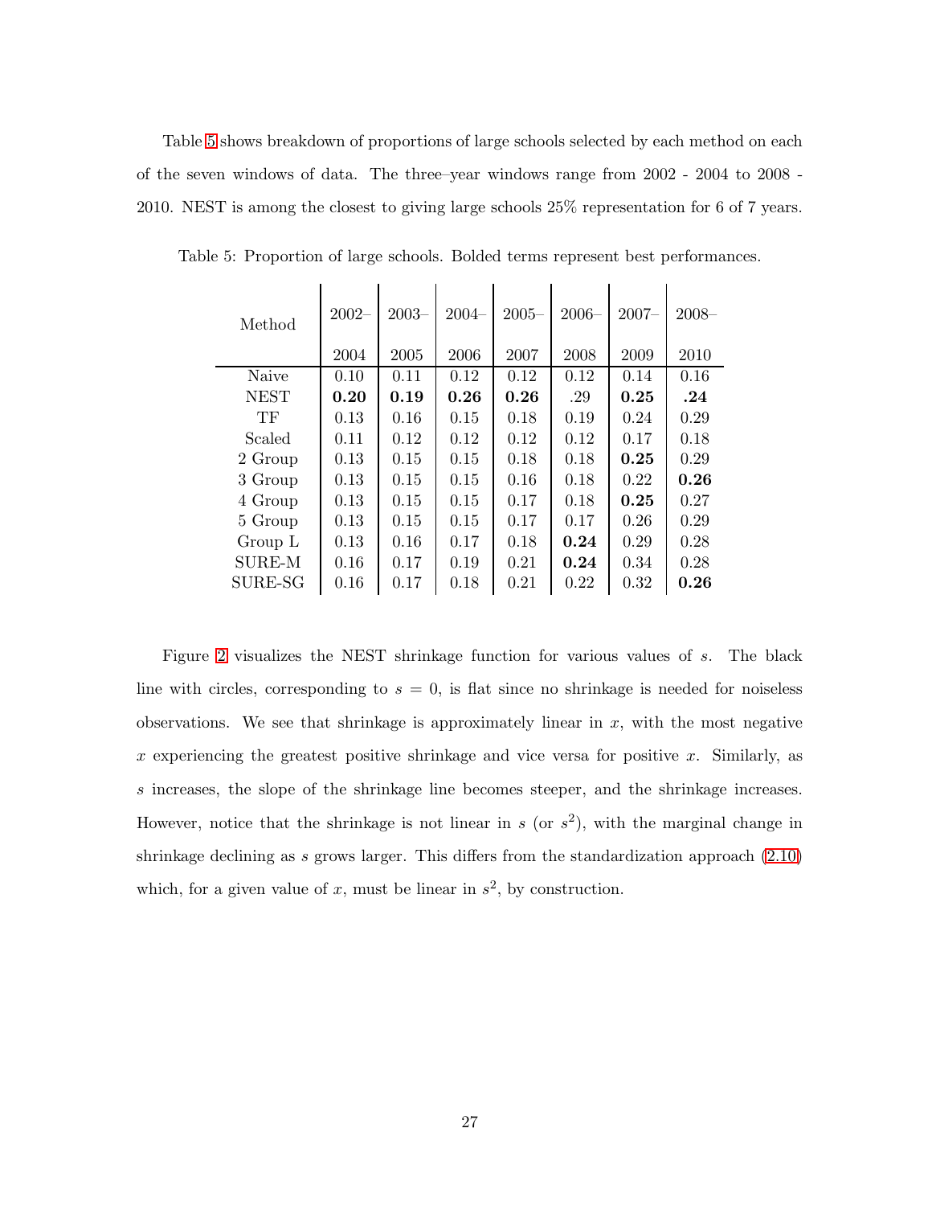Table 5 shows breakdown of proportions of large schools selected by each method on each of the seven windows of data. The three–year windows range from 2002 - 2004 to 2008 - 2010. NEST is among the closest to giving large schools 25% representation for 6 of 7 years.

Table 5: Proportion of large schools. Bolded terms represent best performances.

| Method | 2002–2004 | 2003–2005 | 2004–2006 | 2005–2007 | 2006–2008 | 2007–2009 | 2008–2010 |
|---|---|---|---|---|---|---|---|
| Naive | 0.10 | 0.11 | 0.12 | 0.12 | 0.12 | 0.14 | 0.16 |
| NEST | **0.20** | **0.19** | **0.26** | **0.26** | .29 | **0.25** | **.24** |
| TF | 0.13 | 0.16 | 0.15 | 0.18 | 0.19 | 0.24 | 0.29 |
| Scaled | 0.11 | 0.12 | 0.12 | 0.12 | 0.12 | 0.17 | 0.18 |
| 2 Group | 0.13 | 0.15 | 0.15 | 0.18 | 0.18 | **0.25** | 0.29 |
| 3 Group | 0.13 | 0.15 | 0.15 | 0.16 | 0.18 | 0.22 | **0.26** |
| 4 Group | 0.13 | 0.15 | 0.15 | 0.17 | 0.18 | **0.25** | 0.27 |
| 5 Group | 0.13 | 0.15 | 0.15 | 0.17 | 0.17 | 0.26 | 0.29 |
| Group L | 0.13 | 0.16 | 0.17 | 0.18 | **0.24** | 0.29 | 0.28 |
| SURE-M | 0.16 | 0.17 | 0.19 | 0.21 | **0.24** | 0.34 | 0.28 |
| SURE-SG | 0.16 | 0.17 | 0.18 | 0.21 | 0.22 | 0.32 | **0.26** |

Figure 2 visualizes the NEST shrinkage function for various values of $s$. The black line with circles, corresponding to $s = 0$, is flat since no shrinkage is needed for noiseless observations. We see that shrinkage is approximately linear in $x$, with the most negative $x$ experiencing the greatest positive shrinkage and vice versa for positive $x$. Similarly, as $s$ increases, the slope of the shrinkage line becomes steeper, and the shrinkage increases. However, notice that the shrinkage is not linear in $s$ (or $s^2$), with the marginal change in shrinkage declining as $s$ grows larger. This differs from the standardization approach (2.10) which, for a given value of $x$, must be linear in $s^2$, by construction.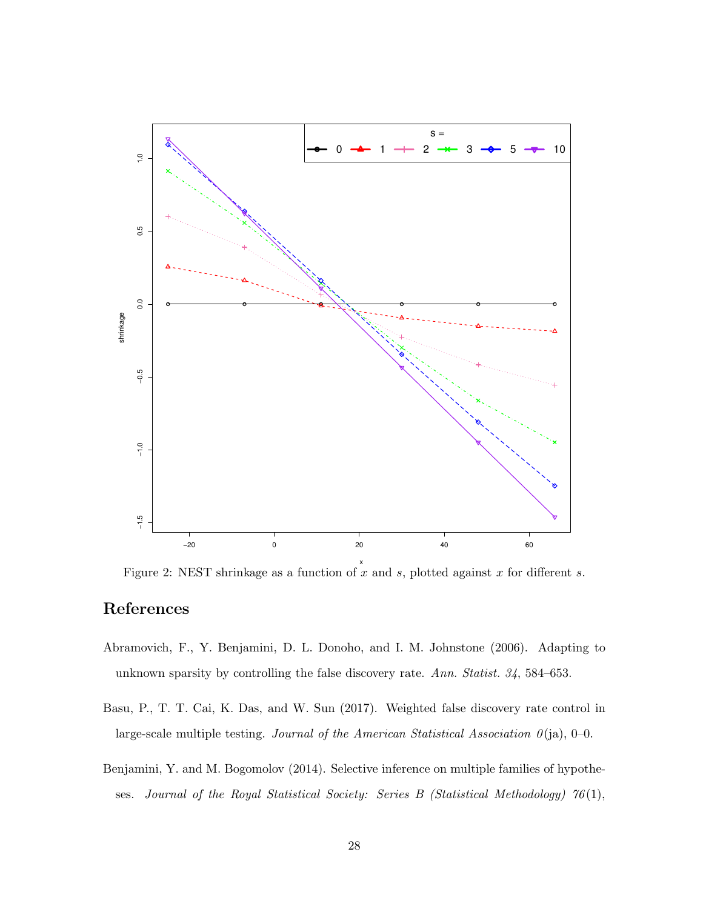Figure 2: NEST shrinkage as a function of $x$ and $s$, plotted against $x$ for different $s$.

## References

Abramovich, F., Y. Benjamini, D. L. Donoho, and I. M. Johnstone (2006). Adapting to unknown sparsity by controlling the false discovery rate. *Ann. Statist. 34*, 584–653.

Basu, P., T. T. Cai, K. Das, and W. Sun (2017). Weighted false discovery rate control in large-scale multiple testing. *Journal of the American Statistical Association 0*(ja), 0–0.

Benjamini, Y. and M. Bogomolov (2014). Selective inference on multiple families of hypotheses. *Journal of the Royal Statistical Society: Series B (Statistical Methodology) 76*(1),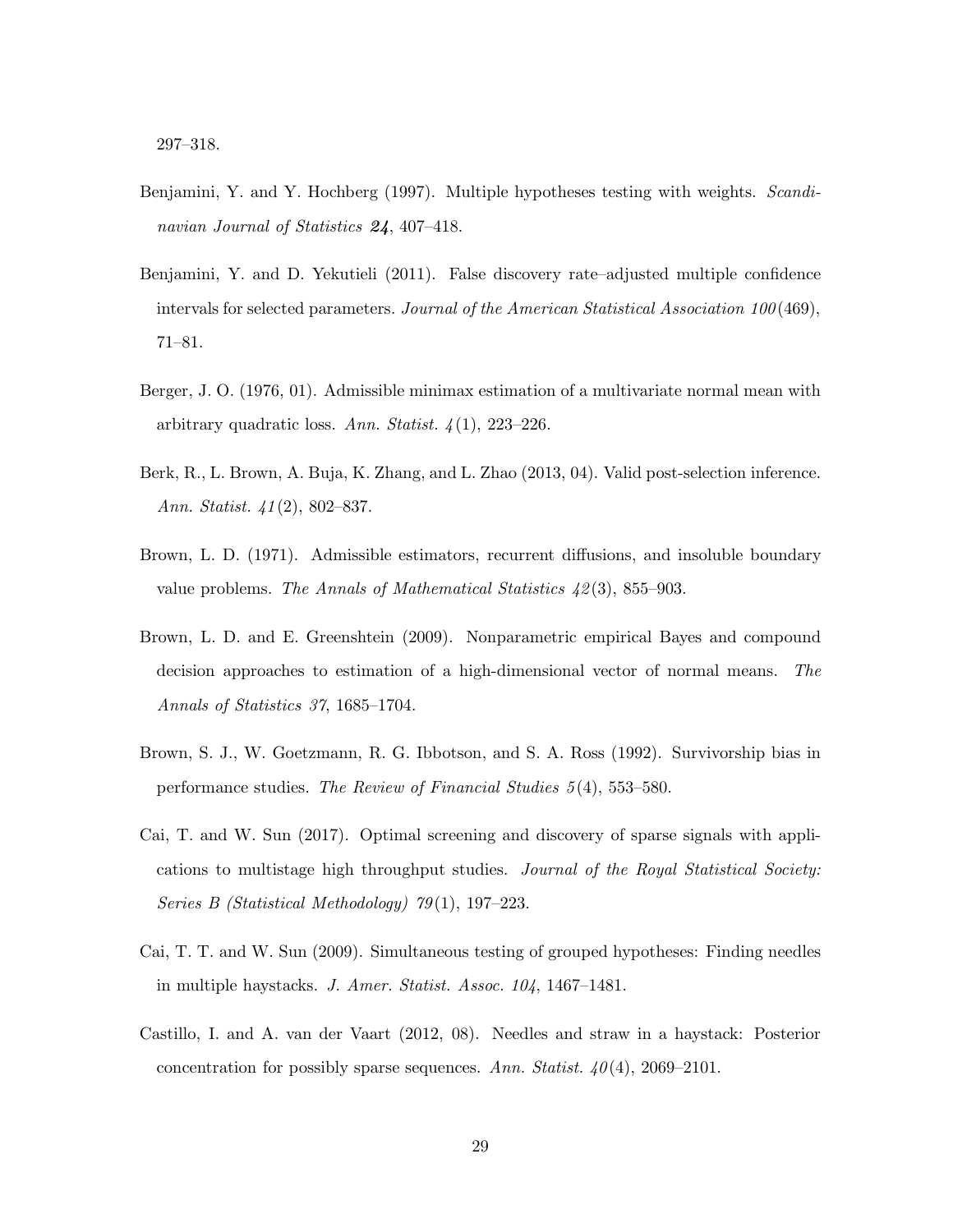297–318.

Benjamini, Y. and Y. Hochberg (1997). Multiple hypotheses testing with weights. *Scandinavian Journal of Statistics* ***24***, 407–418.

Benjamini, Y. and D. Yekutieli (2011). False discovery rate–adjusted multiple confidence intervals for selected parameters. *Journal of the American Statistical Association 100*(469), 71–81.

Berger, J. O. (1976, 01). Admissible minimax estimation of a multivariate normal mean with arbitrary quadratic loss. *Ann. Statist. 4*(1), 223–226.

Berk, R., L. Brown, A. Buja, K. Zhang, and L. Zhao (2013, 04). Valid post-selection inference. *Ann. Statist. 41*(2), 802–837.

Brown, L. D. (1971). Admissible estimators, recurrent diffusions, and insoluble boundary value problems. *The Annals of Mathematical Statistics 42*(3), 855–903.

Brown, L. D. and E. Greenshtein (2009). Nonparametric empirical Bayes and compound decision approaches to estimation of a high-dimensional vector of normal means. *The Annals of Statistics 37*, 1685–1704.

Brown, S. J., W. Goetzmann, R. G. Ibbotson, and S. A. Ross (1992). Survivorship bias in performance studies. *The Review of Financial Studies 5*(4), 553–580.

Cai, T. and W. Sun (2017). Optimal screening and discovery of sparse signals with applications to multistage high throughput studies. *Journal of the Royal Statistical Society: Series B (Statistical Methodology) 79*(1), 197–223.

Cai, T. T. and W. Sun (2009). Simultaneous testing of grouped hypotheses: Finding needles in multiple haystacks. *J. Amer. Statist. Assoc. 104*, 1467–1481.

Castillo, I. and A. van der Vaart (2012, 08). Needles and straw in a haystack: Posterior concentration for possibly sparse sequences. *Ann. Statist. 40*(4), 2069–2101.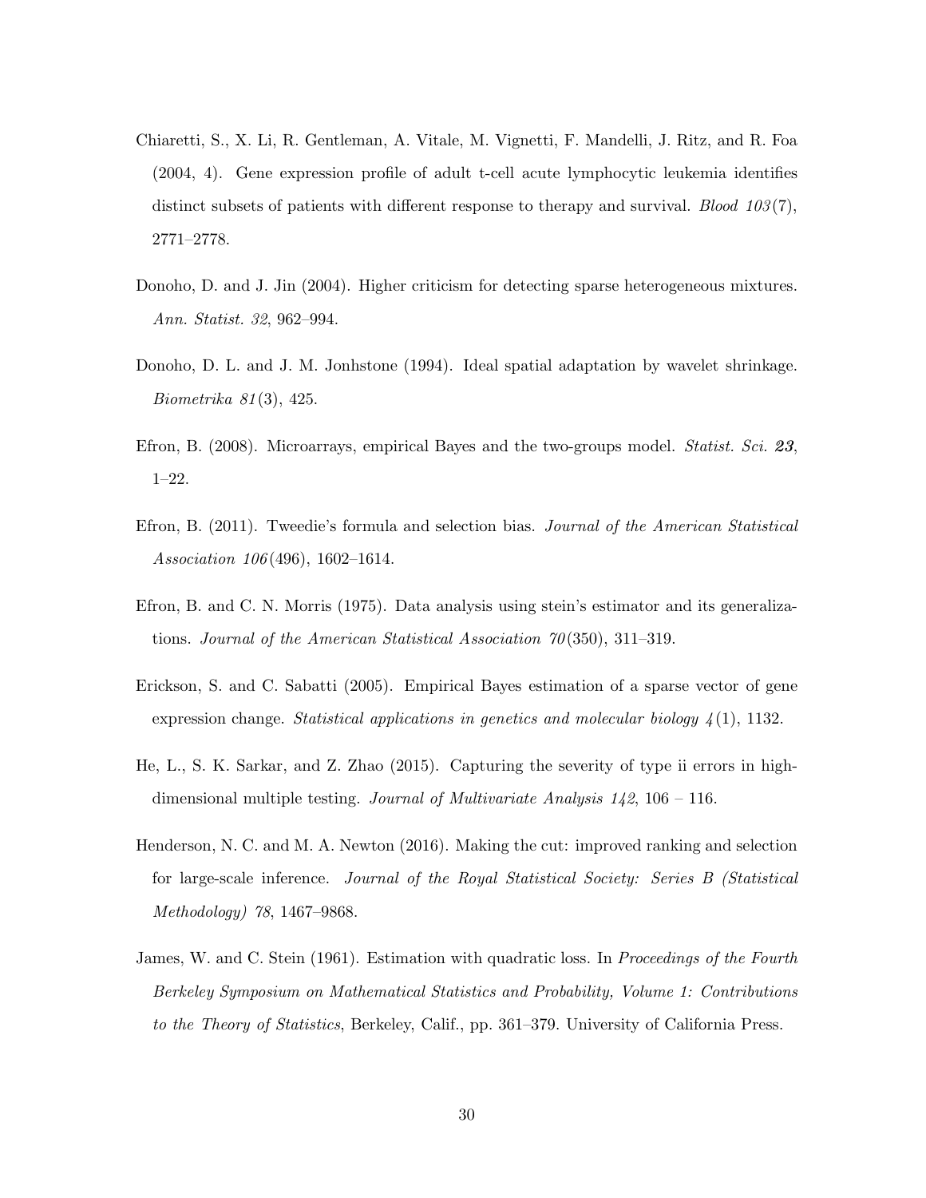Chiaretti, S., X. Li, R. Gentleman, A. Vitale, M. Vignetti, F. Mandelli, J. Ritz, and R. Foa (2004, 4). Gene expression profile of adult t-cell acute lymphocytic leukemia identifies distinct subsets of patients with different response to therapy and survival. *Blood 103*(7), 2771–2778.

Donoho, D. and J. Jin (2004). Higher criticism for detecting sparse heterogeneous mixtures. *Ann. Statist. 32*, 962–994.

Donoho, D. L. and J. M. Jonhstone (1994). Ideal spatial adaptation by wavelet shrinkage. *Biometrika 81*(3), 425.

Efron, B. (2008). Microarrays, empirical Bayes and the two-groups model. *Statist. Sci.* ***23***, 1–22.

Efron, B. (2011). Tweedie's formula and selection bias. *Journal of the American Statistical Association 106*(496), 1602–1614.

Efron, B. and C. N. Morris (1975). Data analysis using stein's estimator and its generalizations. *Journal of the American Statistical Association 70*(350), 311–319.

Erickson, S. and C. Sabatti (2005). Empirical Bayes estimation of a sparse vector of gene expression change. *Statistical applications in genetics and molecular biology 4*(1), 1132.

He, L., S. K. Sarkar, and Z. Zhao (2015). Capturing the severity of type ii errors in high-dimensional multiple testing. *Journal of Multivariate Analysis 142*, 106 – 116.

Henderson, N. C. and M. A. Newton (2016). Making the cut: improved ranking and selection for large-scale inference. *Journal of the Royal Statistical Society: Series B (Statistical Methodology) 78*, 1467–9868.

James, W. and C. Stein (1961). Estimation with quadratic loss. In *Proceedings of the Fourth Berkeley Symposium on Mathematical Statistics and Probability, Volume 1: Contributions to the Theory of Statistics*, Berkeley, Calif., pp. 361–379. University of California Press.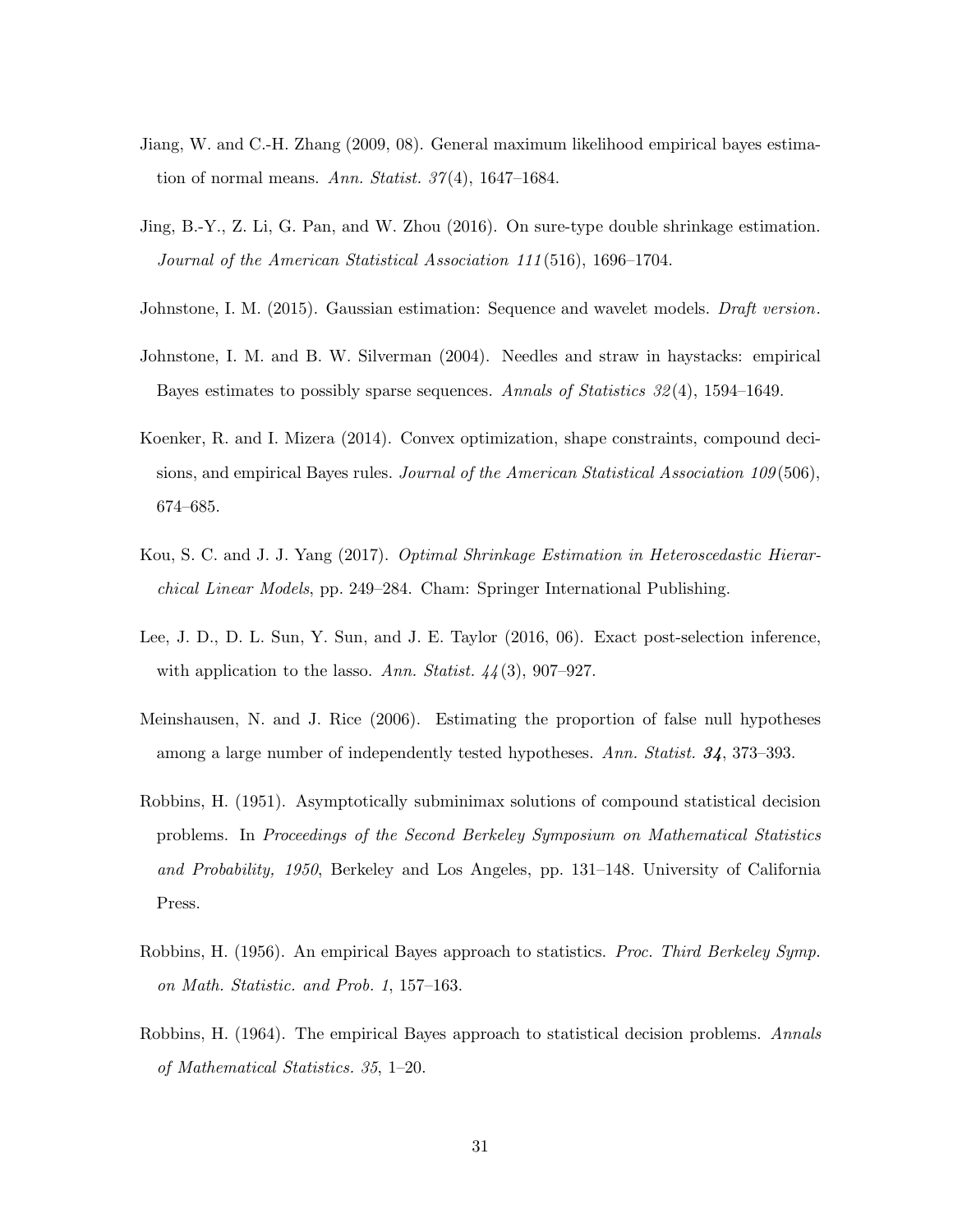Jiang, W. and C.-H. Zhang (2009, 08). General maximum likelihood empirical bayes estimation of normal means. *Ann. Statist. 37*(4), 1647–1684.

Jing, B.-Y., Z. Li, G. Pan, and W. Zhou (2016). On sure-type double shrinkage estimation. *Journal of the American Statistical Association 111*(516), 1696–1704.

Johnstone, I. M. (2015). Gaussian estimation: Sequence and wavelet models. *Draft version*.

Johnstone, I. M. and B. W. Silverman (2004). Needles and straw in haystacks: empirical Bayes estimates to possibly sparse sequences. *Annals of Statistics 32*(4), 1594–1649.

Koenker, R. and I. Mizera (2014). Convex optimization, shape constraints, compound decisions, and empirical Bayes rules. *Journal of the American Statistical Association 109*(506), 674–685.

Kou, S. C. and J. J. Yang (2017). *Optimal Shrinkage Estimation in Heteroscedastic Hierarchical Linear Models*, pp. 249–284. Cham: Springer International Publishing.

Lee, J. D., D. L. Sun, Y. Sun, and J. E. Taylor (2016, 06). Exact post-selection inference, with application to the lasso. *Ann. Statist. 44*(3), 907–927.

Meinshausen, N. and J. Rice (2006). Estimating the proportion of false null hypotheses among a large number of independently tested hypotheses. *Ann. Statist.* ***34***, 373–393.

Robbins, H. (1951). Asymptotically subminimax solutions of compound statistical decision problems. In *Proceedings of the Second Berkeley Symposium on Mathematical Statistics and Probability, 1950*, Berkeley and Los Angeles, pp. 131–148. University of California Press.

Robbins, H. (1956). An empirical Bayes approach to statistics. *Proc. Third Berkeley Symp. on Math. Statistic. and Prob. 1*, 157–163.

Robbins, H. (1964). The empirical Bayes approach to statistical decision problems. *Annals of Mathematical Statistics. 35*, 1–20.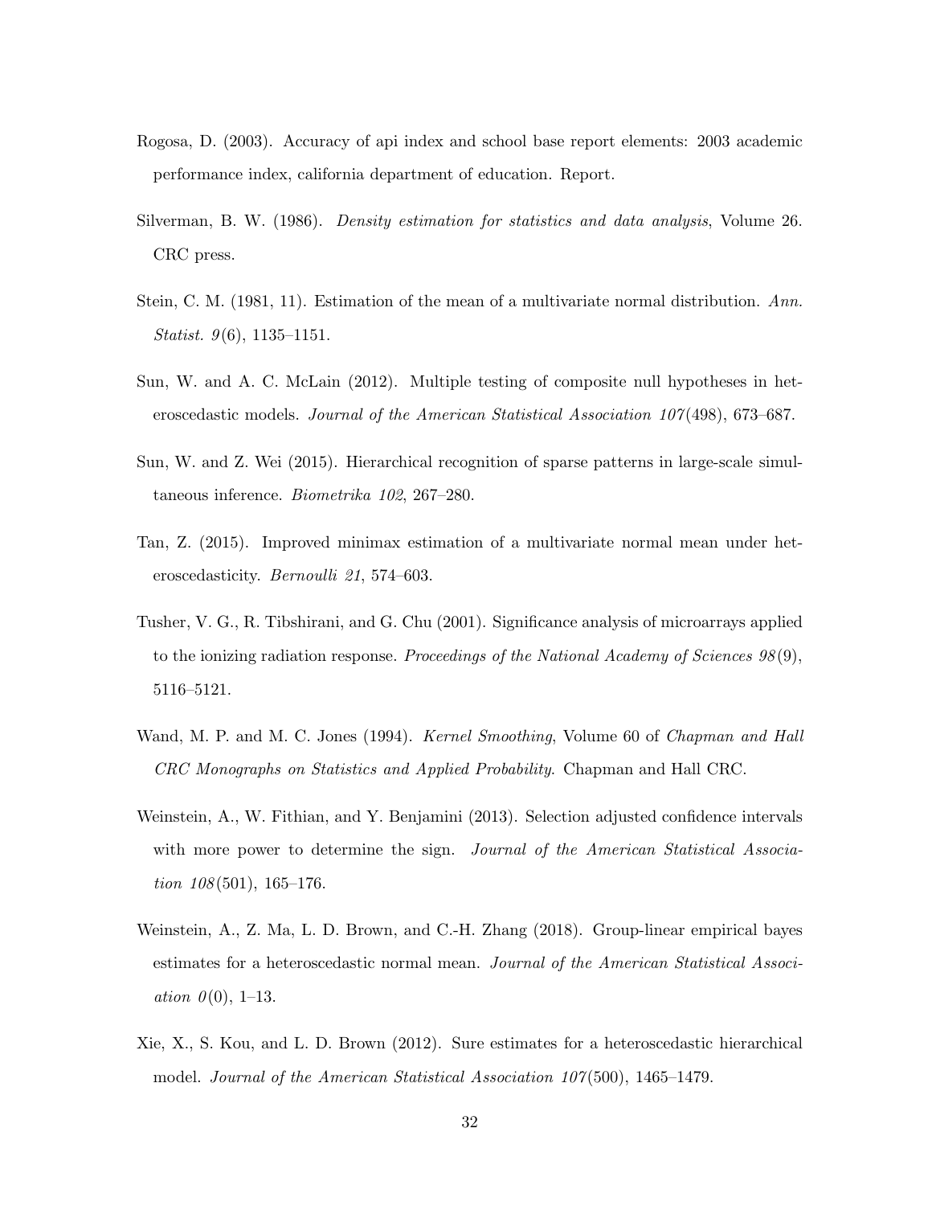Rogosa, D. (2003). Accuracy of api index and school base report elements: 2003 academic performance index, california department of education. Report.

Silverman, B. W. (1986). *Density estimation for statistics and data analysis*, Volume 26. CRC press.

Stein, C. M. (1981, 11). Estimation of the mean of a multivariate normal distribution. *Ann. Statist. 9*(6), 1135–1151.

Sun, W. and A. C. McLain (2012). Multiple testing of composite null hypotheses in heteroscedastic models. *Journal of the American Statistical Association 107*(498), 673–687.

Sun, W. and Z. Wei (2015). Hierarchical recognition of sparse patterns in large-scale simultaneous inference. *Biometrika 102*, 267–280.

Tan, Z. (2015). Improved minimax estimation of a multivariate normal mean under heteroscedasticity. *Bernoulli 21*, 574–603.

Tusher, V. G., R. Tibshirani, and G. Chu (2001). Significance analysis of microarrays applied to the ionizing radiation response. *Proceedings of the National Academy of Sciences 98*(9), 5116–5121.

Wand, M. P. and M. C. Jones (1994). *Kernel Smoothing*, Volume 60 of *Chapman and Hall CRC Monographs on Statistics and Applied Probability*. Chapman and Hall CRC.

Weinstein, A., W. Fithian, and Y. Benjamini (2013). Selection adjusted confidence intervals with more power to determine the sign. *Journal of the American Statistical Association 108*(501), 165–176.

Weinstein, A., Z. Ma, L. D. Brown, and C.-H. Zhang (2018). Group-linear empirical bayes estimates for a heteroscedastic normal mean. *Journal of the American Statistical Association 0*(0), 1–13.

Xie, X., S. Kou, and L. D. Brown (2012). Sure estimates for a heteroscedastic hierarchical model. *Journal of the American Statistical Association 107*(500), 1465–1479.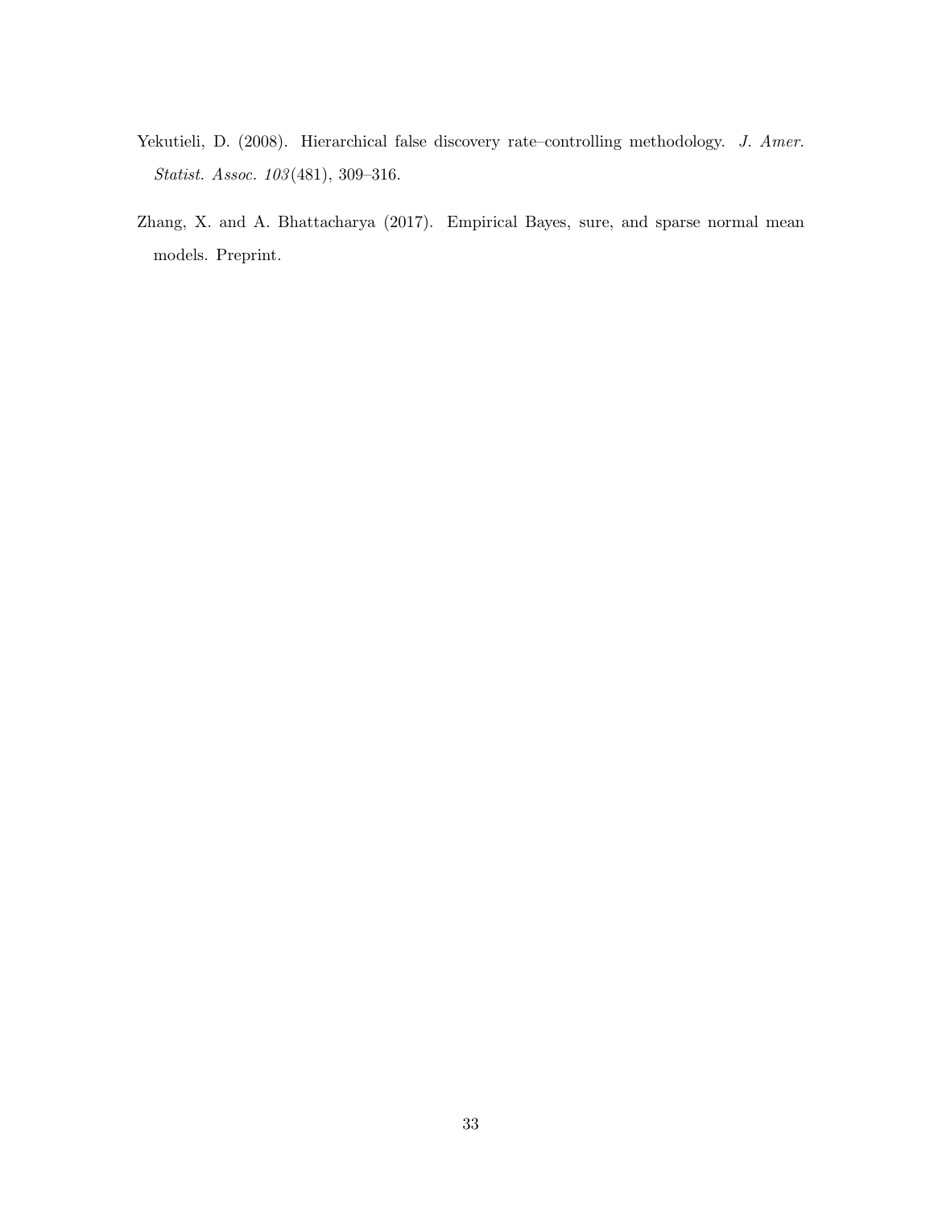Yekutieli, D. (2008). Hierarchical false discovery rate–controlling methodology. *J. Amer. Statist. Assoc. 103*(481), 309–316.

Zhang, X. and A. Bhattacharya (2017). Empirical Bayes, sure, and sparse normal mean models. Preprint.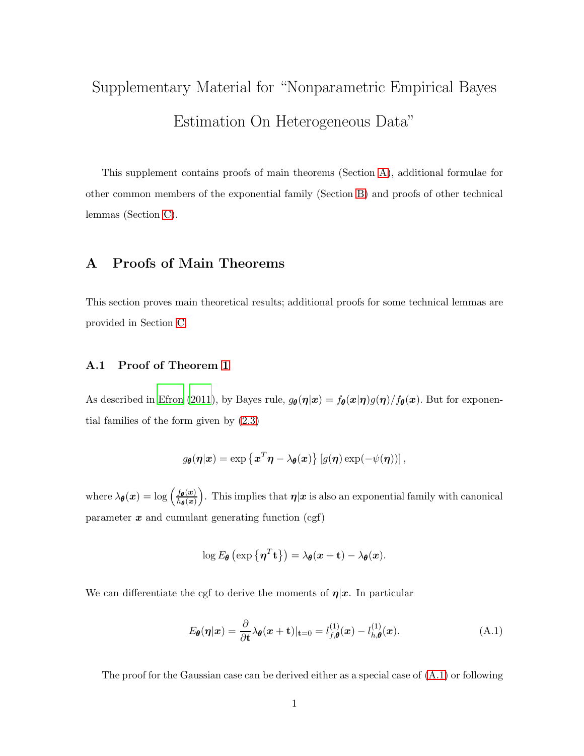# Supplementary Material for "Nonparametric Empirical Bayes Estimation On Heterogeneous Data"

This supplement contains proofs of main theorems (Section A), additional formulae for other common members of the exponential family (Section B) and proofs of other technical lemmas (Section C).

## A Proofs of Main Theorems

This section proves main theoretical results; additional proofs for some technical lemmas are provided in Section C.

### A.1 Proof of Theorem 1

As described in Efron (2011), by Bayes rule, $g_{\boldsymbol{\theta}}(\boldsymbol{\eta}|\boldsymbol{x}) = f_{\boldsymbol{\theta}}(\boldsymbol{x}|\boldsymbol{\eta})g(\boldsymbol{\eta})/f_{\boldsymbol{\theta}}(\boldsymbol{x})$. But for exponential families of the form given by (2.3)

$$g_{\boldsymbol{\theta}}(\boldsymbol{\eta}|\boldsymbol{x}) = \exp\left\{\boldsymbol{x}^T\boldsymbol{\eta} - \lambda_{\boldsymbol{\theta}}(\boldsymbol{x})\right\}\left[g(\boldsymbol{\eta})\exp(-\psi(\boldsymbol{\eta}))\right],$$

where $\lambda_{\boldsymbol{\theta}}(\boldsymbol{x}) = \log\left(\frac{f_{\boldsymbol{\theta}}(\boldsymbol{x})}{h_{\boldsymbol{\theta}}(\boldsymbol{x})}\right)$. This implies that $\boldsymbol{\eta}|\boldsymbol{x}$ is also an exponential family with canonical parameter $\boldsymbol{x}$ and cumulant generating function (cgf)

$$\log E_{\boldsymbol{\theta}}\left(\exp\left\{\boldsymbol{\eta}^T\mathbf{t}\right\}\right) = \lambda_{\boldsymbol{\theta}}(\boldsymbol{x}+\mathbf{t}) - \lambda_{\boldsymbol{\theta}}(\boldsymbol{x}).$$

We can differentiate the cgf to derive the moments of $\boldsymbol{\eta}|\boldsymbol{x}$. In particular

$$E_{\boldsymbol{\theta}}(\boldsymbol{\eta}|\boldsymbol{x}) = \frac{\partial}{\partial\mathbf{t}}\lambda_{\boldsymbol{\theta}}(\boldsymbol{x}+\mathbf{t})|_{\mathbf{t}=0} = l_{f,\boldsymbol{\theta}}^{(1)}(\boldsymbol{x}) - l_{h,\boldsymbol{\theta}}^{(1)}(\boldsymbol{x}). \tag{A.1}$$

The proof for the Gaussian case can be derived either as a special case of (A.1) or following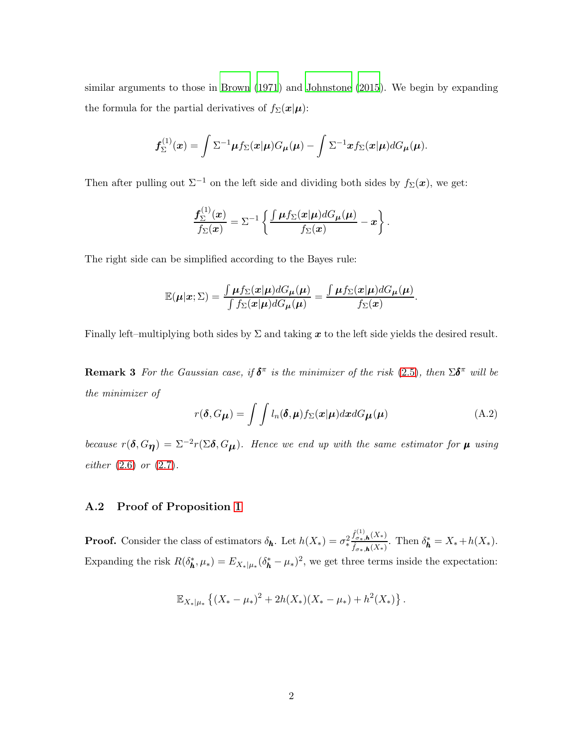similar arguments to those in Brown (1971) and Johnstone (2015). We begin by expanding the formula for the partial derivatives of $f_\Sigma(\boldsymbol{x}|\boldsymbol{\mu})$:

$$\boldsymbol{f}_\Sigma^{(1)}(\boldsymbol{x}) = \int \Sigma^{-1}\boldsymbol{\mu} f_\Sigma(\boldsymbol{x}|\boldsymbol{\mu}) G_{\boldsymbol{\mu}}(\boldsymbol{\mu}) - \int \Sigma^{-1}\boldsymbol{x} f_\Sigma(\boldsymbol{x}|\boldsymbol{\mu}) dG_{\boldsymbol{\mu}}(\boldsymbol{\mu}).$$

Then after pulling out $\Sigma^{-1}$ on the left side and dividing both sides by $f_\Sigma(\boldsymbol{x})$, we get:

$$\frac{\boldsymbol{f}_\Sigma^{(1)}(\boldsymbol{x})}{f_\Sigma(\boldsymbol{x})} = \Sigma^{-1}\left\{\frac{\int \boldsymbol{\mu} f_\Sigma(\boldsymbol{x}|\boldsymbol{\mu}) dG_{\boldsymbol{\mu}}(\boldsymbol{\mu})}{f_\Sigma(\boldsymbol{x})} - \boldsymbol{x}\right\}.$$

The right side can be simplified according to the Bayes rule:

$$\mathbb{E}(\boldsymbol{\mu}|\boldsymbol{x};\Sigma) = \frac{\int \boldsymbol{\mu} f_\Sigma(\boldsymbol{x}|\boldsymbol{\mu}) dG_{\boldsymbol{\mu}}(\boldsymbol{\mu})}{\int f_\Sigma(\boldsymbol{x}|\boldsymbol{\mu}) dG_{\boldsymbol{\mu}}(\boldsymbol{\mu})} = \frac{\int \boldsymbol{\mu} f_\Sigma(\boldsymbol{x}|\boldsymbol{\mu}) dG_{\boldsymbol{\mu}}(\boldsymbol{\mu})}{f_\Sigma(\boldsymbol{x})}.$$

Finally left–multiplying both sides by $\Sigma$ and taking $\boldsymbol{x}$ to the left side yields the desired result.

**Remark 3** *For the Gaussian case, if $\boldsymbol{\delta}^\pi$ is the minimizer of the risk (2.5), then $\Sigma\boldsymbol{\delta}^\pi$ will be the minimizer of*

$$r(\boldsymbol{\delta}, G_{\boldsymbol{\mu}}) = \int\int l_n(\boldsymbol{\delta},\boldsymbol{\mu}) f_\Sigma(\boldsymbol{x}|\boldsymbol{\mu}) d\boldsymbol{x} dG_{\boldsymbol{\mu}}(\boldsymbol{\mu}) \tag{A.2}$$

*because $r(\boldsymbol{\delta}, G_{\boldsymbol{\eta}}) = \Sigma^{-2} r(\Sigma\boldsymbol{\delta}, G_{\boldsymbol{\mu}})$. Hence we end up with the same estimator for $\boldsymbol{\mu}$ using either (2.6) or (2.7).*

### A.2 Proof of Proposition 1

**Proof.** Consider the class of estimators $\delta_{\boldsymbol{h}}$. Let $h(X_*) = \sigma_*^2 \frac{\hat{f}^{(1)}_{\sigma_*,\boldsymbol{h}}(X_*)}{\hat{f}_{\sigma_*,\boldsymbol{h}}(X_*)}$. Then $\delta^*_{\boldsymbol{h}} = X_* + h(X_*)$. Expanding the risk $R(\delta^*_{\boldsymbol{h}}, \mu_*) = E_{X_*|\mu_*}(\delta^*_{\boldsymbol{h}} - \mu_*)^2$, we get three terms inside the expectation:

$$\mathbb{E}_{X_*|\mu_*}\left\{(X_* - \mu_*)^2 + 2h(X_*)(X_* - \mu_*) + h^2(X_*)\right\}.$$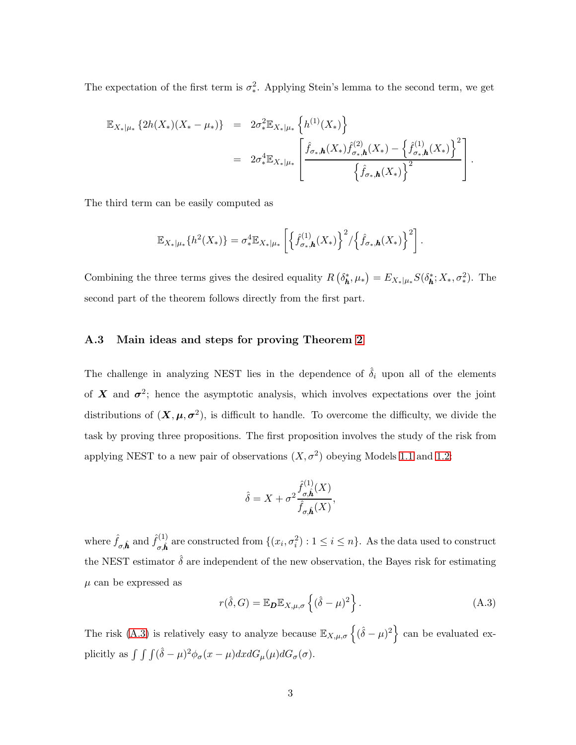The expectation of the first term is $\sigma_*^2$. Applying Stein's lemma to the second term, we get

$$
\begin{aligned}
\mathbb{E}_{X_*|\mu_*}\left\{2h(X_*)(X_*-\mu_*)\right\} &= 2\sigma_*^2 \mathbb{E}_{X_*|\mu_*}\left\{h^{(1)}(X_*)\right\} \\
&= 2\sigma_*^4 \mathbb{E}_{X_*|\mu_*}\left[\frac{\hat{f}_{\sigma_*,\boldsymbol{h}}(X_*)\hat{f}^{(2)}_{\sigma_*,\boldsymbol{h}}(X_*) - \left\{\hat{f}^{(1)}_{\sigma_*,\boldsymbol{h}}(X_*)\right\}^2}{\left\{\hat{f}_{\sigma_*,\boldsymbol{h}}(X_*)\right\}^2}\right].
\end{aligned}
$$

The third term can be easily computed as

$$
\mathbb{E}_{X_*|\mu_*}\{h^2(X_*)\} = \sigma_*^4 \mathbb{E}_{X_*|\mu_*}\left[\left\{\hat{f}^{(1)}_{\sigma_*,\boldsymbol{h}}(X_*)\right\}^2 / \left\{\hat{f}_{\sigma_*,\boldsymbol{h}}(X_*)\right\}^2\right].
$$

Combining the three terms gives the desired equality $R\left(\delta^*_{\boldsymbol{h}}, \mu_*\right) = E_{X_*|\mu_*} S(\delta^*_{\boldsymbol{h}}; X_*, \sigma_*^2)$. The second part of the theorem follows directly from the first part.

### A.3 Main ideas and steps for proving Theorem 2

The challenge in analyzing NEST lies in the dependence of $\hat{\delta}_i$ upon all of the elements of $\boldsymbol{X}$ and $\boldsymbol{\sigma}^2$; hence the asymptotic analysis, which involves expectations over the joint distributions of $(\boldsymbol{X}, \boldsymbol{\mu}, \boldsymbol{\sigma}^2)$, is difficult to handle. To overcome the difficulty, we divide the task by proving three propositions. The first proposition involves the study of the risk from applying NEST to a new pair of observations $(X, \sigma^2)$ obeying Models 1.1 and 1.2:

$$
\hat{\delta} = X + \sigma^2 \frac{\hat{f}^{(1)}_{\sigma,\hat{\boldsymbol{h}}}(X)}{\hat{f}_{\sigma,\hat{\boldsymbol{h}}}(X)},
$$

where $\hat{f}_{\sigma,\hat{\boldsymbol{h}}}$ and $\hat{f}^{(1)}_{\sigma,\hat{\boldsymbol{h}}}$ are constructed from $\{(x_i, \sigma_i^2) : 1 \le i \le n\}$. As the data used to construct the NEST estimator $\hat{\delta}$ are independent of the new observation, the Bayes risk for estimating $\mu$ can be expressed as

$$
r(\hat{\delta}, G) = \mathbb{E}_{\boldsymbol{D}} \mathbb{E}_{X,\mu,\sigma}\left\{(\hat{\delta} - \mu)^2\right\}. \tag{A.3}
$$

The risk (A.3) is relatively easy to analyze because $\mathbb{E}_{X,\mu,\sigma}\left\{(\hat{\delta}-\mu)^2\right\}$ can be evaluated explicitly as $\int\int\int(\hat{\delta}-\mu)^2\phi_\sigma(x-\mu)dx dG_\mu(\mu) dG_\sigma(\sigma)$.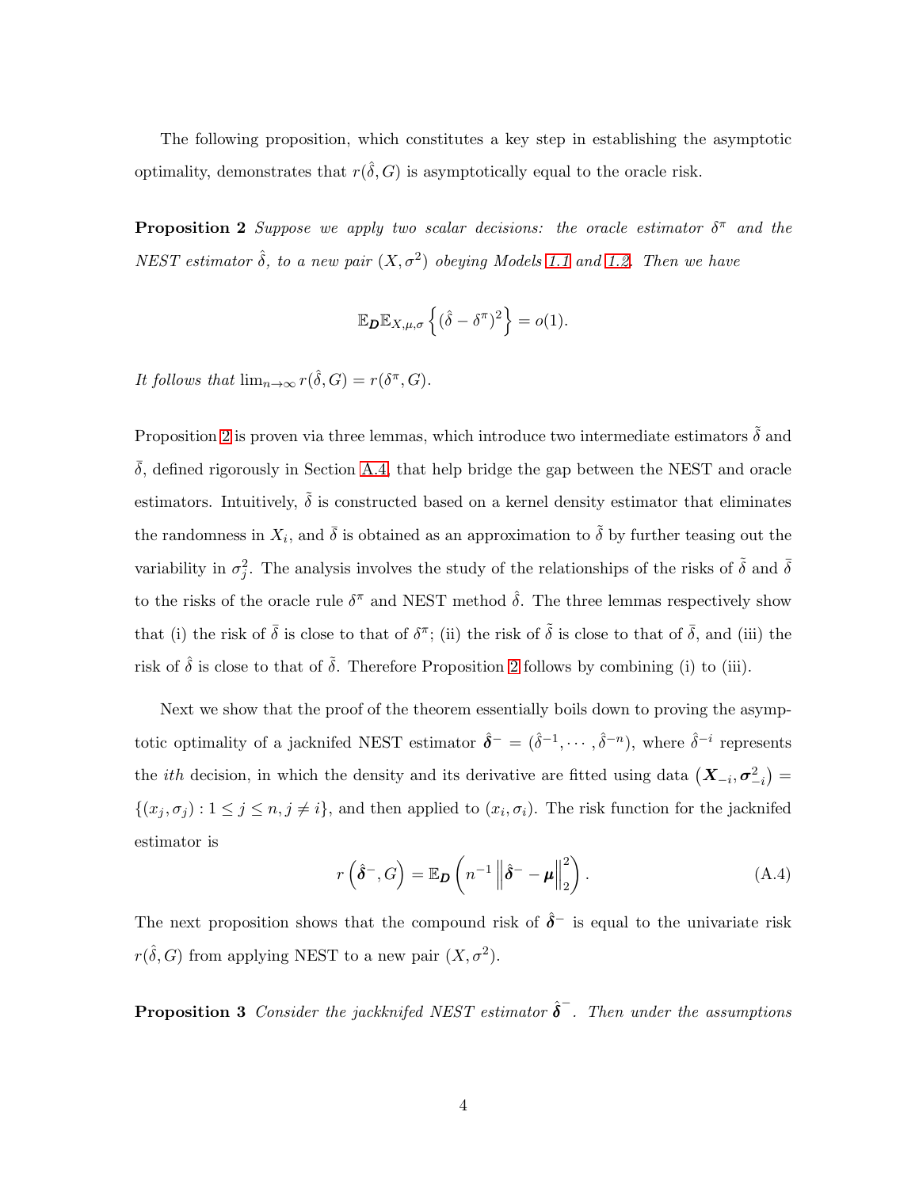The following proposition, which constitutes a key step in establishing the asymptotic optimality, demonstrates that $r(\hat{\delta}, G)$ is asymptotically equal to the oracle risk.

**Proposition 2** *Suppose we apply two scalar decisions: the oracle estimator $\delta^\pi$ and the NEST estimator $\hat{\delta}$, to a new pair $(X, \sigma^2)$ obeying Models 1.1 and 1.2. Then we have*

$$\mathbb{E}_{\boldsymbol{D}}\mathbb{E}_{X,\mu,\sigma}\left\{(\hat{\delta} - \delta^\pi)^2\right\} = o(1).$$

*It follows that* $\lim_{n\to\infty} r(\hat{\delta}, G) = r(\delta^\pi, G)$.

Proposition 2 is proven via three lemmas, which introduce two intermediate estimators $\tilde{\delta}$ and $\bar{\delta}$, defined rigorously in Section A.4, that help bridge the gap between the NEST and oracle estimators. Intuitively, $\tilde{\delta}$ is constructed based on a kernel density estimator that eliminates the randomness in $X_i$, and $\bar{\delta}$ is obtained as an approximation to $\tilde{\delta}$ by further teasing out the variability in $\sigma_j^2$. The analysis involves the study of the relationships of the risks of $\tilde{\delta}$ and $\bar{\delta}$ to the risks of the oracle rule $\delta^\pi$ and NEST method $\hat{\delta}$. The three lemmas respectively show that (i) the risk of $\bar{\delta}$ is close to that of $\delta^\pi$; (ii) the risk of $\tilde{\delta}$ is close to that of $\bar{\delta}$, and (iii) the risk of $\hat{\delta}$ is close to that of $\tilde{\delta}$. Therefore Proposition 2 follows by combining (i) to (iii).

Next we show that the proof of the theorem essentially boils down to proving the asymptotic optimality of a jacknifed NEST estimator $\hat{\boldsymbol{\delta}}^- = (\hat{\delta}^{-1}, \cdots, \hat{\delta}^{-n})$, where $\hat{\delta}^{-i}$ represents the *ith* decision, in which the density and its derivative are fitted using data $\left(\boldsymbol{X}_{-i}, \boldsymbol{\sigma}_{-i}^2\right) = \{(x_j, \sigma_j) : 1 \le j \le n, j \ne i\}$, and then applied to $(x_i, \sigma_i)$. The risk function for the jacknifed estimator is

$$r\left(\hat{\boldsymbol{\delta}}^-, G\right) = \mathbb{E}_{\boldsymbol{D}}\left(n^{-1}\left\|\hat{\boldsymbol{\delta}}^- - \boldsymbol{\mu}\right\|_2^2\right). \tag{A.4}$$

The next proposition shows that the compound risk of $\hat{\boldsymbol{\delta}}^-$ is equal to the univariate risk $r(\hat{\delta}, G)$ from applying NEST to a new pair $(X, \sigma^2)$.

**Proposition 3** *Consider the jackknifed NEST estimator $\hat{\boldsymbol{\delta}}^-$. Then under the assumptions*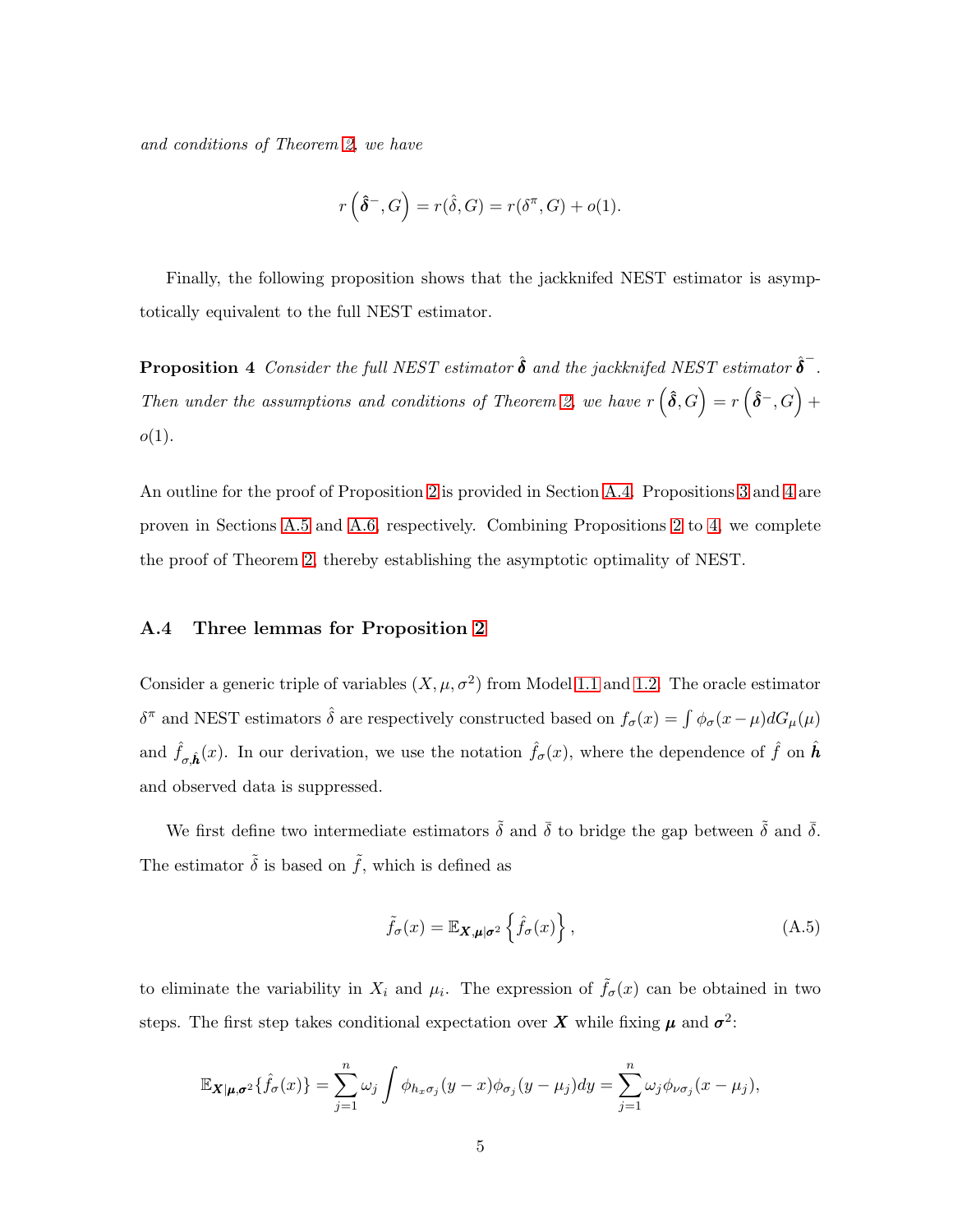*and conditions of Theorem 2, we have*

$$r\left(\hat{\boldsymbol{\delta}}^{-}, G\right) = r(\hat{\delta}, G) = r(\delta^{\pi}, G) + o(1).$$

Finally, the following proposition shows that the jackknifed NEST estimator is asymptotically equivalent to the full NEST estimator.

**Proposition 4** *Consider the full NEST estimator $\hat{\boldsymbol{\delta}}$ and the jackknifed NEST estimator $\hat{\boldsymbol{\delta}}^{-}$. Then under the assumptions and conditions of Theorem 2, we have $r\left(\hat{\boldsymbol{\delta}}, G\right) = r\left(\hat{\boldsymbol{\delta}}^{-}, G\right) + o(1)$.*

An outline for the proof of Proposition 2 is provided in Section A.4. Propositions 3 and 4 are proven in Sections A.5 and A.6, respectively. Combining Propositions 2 to 4, we complete the proof of Theorem 2, thereby establishing the asymptotic optimality of NEST.

### A.4 Three lemmas for Proposition 2

Consider a generic triple of variables $(X, \mu, \sigma^2)$ from Model 1.1 and 1.2. The oracle estimator $\delta^{\pi}$ and NEST estimators $\hat{\delta}$ are respectively constructed based on $f_{\sigma}(x) = \int \phi_{\sigma}(x-\mu) dG_{\mu}(\mu)$ and $\hat{f}_{\sigma,\hat{\boldsymbol{h}}}(x)$. In our derivation, we use the notation $\hat{f}_{\sigma}(x)$, where the dependence of $\hat{f}$ on $\hat{\boldsymbol{h}}$ and observed data is suppressed.

We first define two intermediate estimators $\tilde{\delta}$ and $\bar{\delta}$ to bridge the gap between $\tilde{\delta}$ and $\bar{\delta}$. The estimator $\tilde{\delta}$ is based on $\tilde{f}$, which is defined as

$$\tilde{f}_{\sigma}(x) = \mathbb{E}_{\boldsymbol{X},\boldsymbol{\mu}|\boldsymbol{\sigma}^2}\left\{\hat{f}_{\sigma}(x)\right\}, \tag{A.5}$$

to eliminate the variability in $X_i$ and $\mu_i$. The expression of $\tilde{f}_{\sigma}(x)$ can be obtained in two steps. The first step takes conditional expectation over $\boldsymbol{X}$ while fixing $\boldsymbol{\mu}$ and $\boldsymbol{\sigma}^2$:

$$\mathbb{E}_{\boldsymbol{X}|\boldsymbol{\mu},\boldsymbol{\sigma}^2}\{\hat{f}_{\sigma}(x)\} = \sum_{j=1}^{n} \omega_j \int \phi_{h_x\sigma_j}(y-x)\phi_{\sigma_j}(y-\mu_j)dy = \sum_{j=1}^{n} \omega_j \phi_{\nu\sigma_j}(x-\mu_j),$$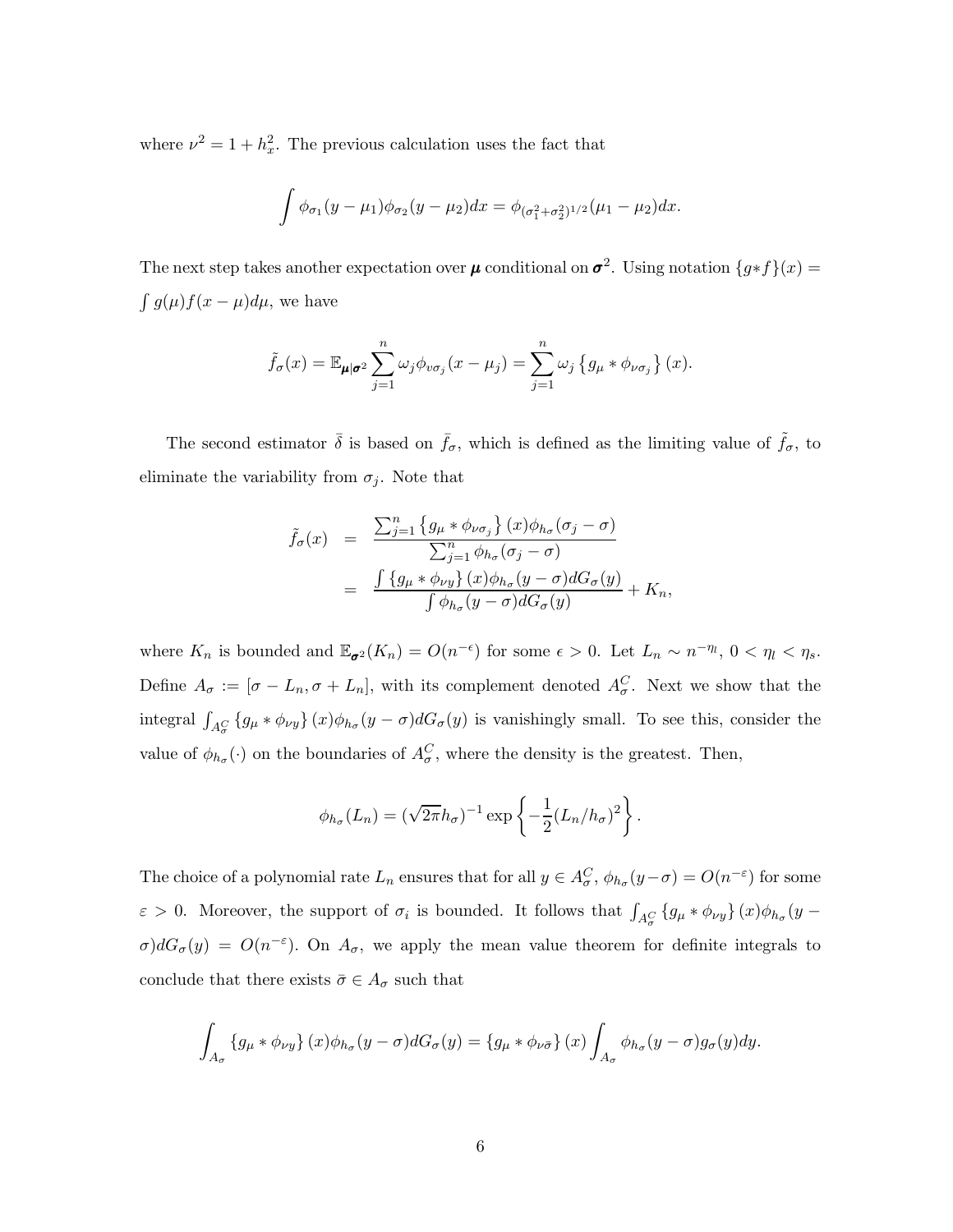where $\nu^2 = 1 + h_x^2$. The previous calculation uses the fact that

$$\int \phi_{\sigma_1}(y-\mu_1)\phi_{\sigma_2}(y-\mu_2)dx = \phi_{(\sigma_1^2+\sigma_2^2)^{1/2}}(\mu_1-\mu_2)dx.$$

The next step takes another expectation over $\boldsymbol{\mu}$ conditional on $\boldsymbol{\sigma}^2$. Using notation $\{g*f\}(x) = \int g(\mu)f(x-\mu)d\mu$, we have

$$\tilde{f}_\sigma(x) = \mathbb{E}_{\boldsymbol{\mu}|\boldsymbol{\sigma}^2} \sum_{j=1}^n \omega_j \phi_{v\sigma_j}(x-\mu_j) = \sum_{j=1}^n \omega_j \left\{ g_\mu * \phi_{\nu\sigma_j} \right\}(x).$$

The second estimator $\bar{\delta}$ is based on $\bar{f}_\sigma$, which is defined as the limiting value of $\tilde{f}_\sigma$, to eliminate the variability from $\sigma_j$. Note that

$$\begin{aligned}
\tilde{f}_\sigma(x) &= \frac{\sum_{j=1}^n \left\{ g_\mu * \phi_{\nu\sigma_j} \right\}(x)\phi_{h_\sigma}(\sigma_j - \sigma)}{\sum_{j=1}^n \phi_{h_\sigma}(\sigma_j - \sigma)} \\
&= \frac{\int \left\{ g_\mu * \phi_{\nu y} \right\}(x)\phi_{h_\sigma}(y-\sigma)dG_\sigma(y)}{\int \phi_{h_\sigma}(y-\sigma)dG_\sigma(y)} + K_n,
\end{aligned}$$

where $K_n$ is bounded and $\mathbb{E}_{\boldsymbol{\sigma}^2}(K_n) = O(n^{-\epsilon})$ for some $\epsilon > 0$. Let $L_n \sim n^{-\eta_l}$, $0 < \eta_l < \eta_s$. Define $A_\sigma := [\sigma - L_n, \sigma + L_n]$, with its complement denoted $A_\sigma^C$. Next we show that the integral $\int_{A_\sigma^C} \left\{ g_\mu * \phi_{\nu y} \right\}(x)\phi_{h_\sigma}(y-\sigma)dG_\sigma(y)$ is vanishingly small. To see this, consider the value of $\phi_{h_\sigma}(\cdot)$ on the boundaries of $A_\sigma^C$, where the density is the greatest. Then,

$$\phi_{h_\sigma}(L_n) = (\sqrt{2\pi}h_\sigma)^{-1} \exp\left\{ -\frac{1}{2}(L_n/h_\sigma)^2 \right\}.$$

The choice of a polynomial rate $L_n$ ensures that for all $y \in A_\sigma^C$, $\phi_{h_\sigma}(y-\sigma) = O(n^{-\varepsilon})$ for some $\varepsilon > 0$. Moreover, the support of $\sigma_i$ is bounded. It follows that $\int_{A_\sigma^C} \left\{ g_\mu * \phi_{\nu y} \right\}(x)\phi_{h_\sigma}(y-\sigma)dG_\sigma(y) = O(n^{-\varepsilon})$. On $A_\sigma$, we apply the mean value theorem for definite integrals to conclude that there exists $\bar{\sigma} \in A_\sigma$ such that

$$\int_{A_\sigma} \left\{ g_\mu * \phi_{\nu y} \right\}(x)\phi_{h_\sigma}(y-\sigma)dG_\sigma(y) = \left\{ g_\mu * \phi_{\nu\bar{\sigma}} \right\}(x) \int_{A_\sigma} \phi_{h_\sigma}(y-\sigma)g_\sigma(y)dy.$$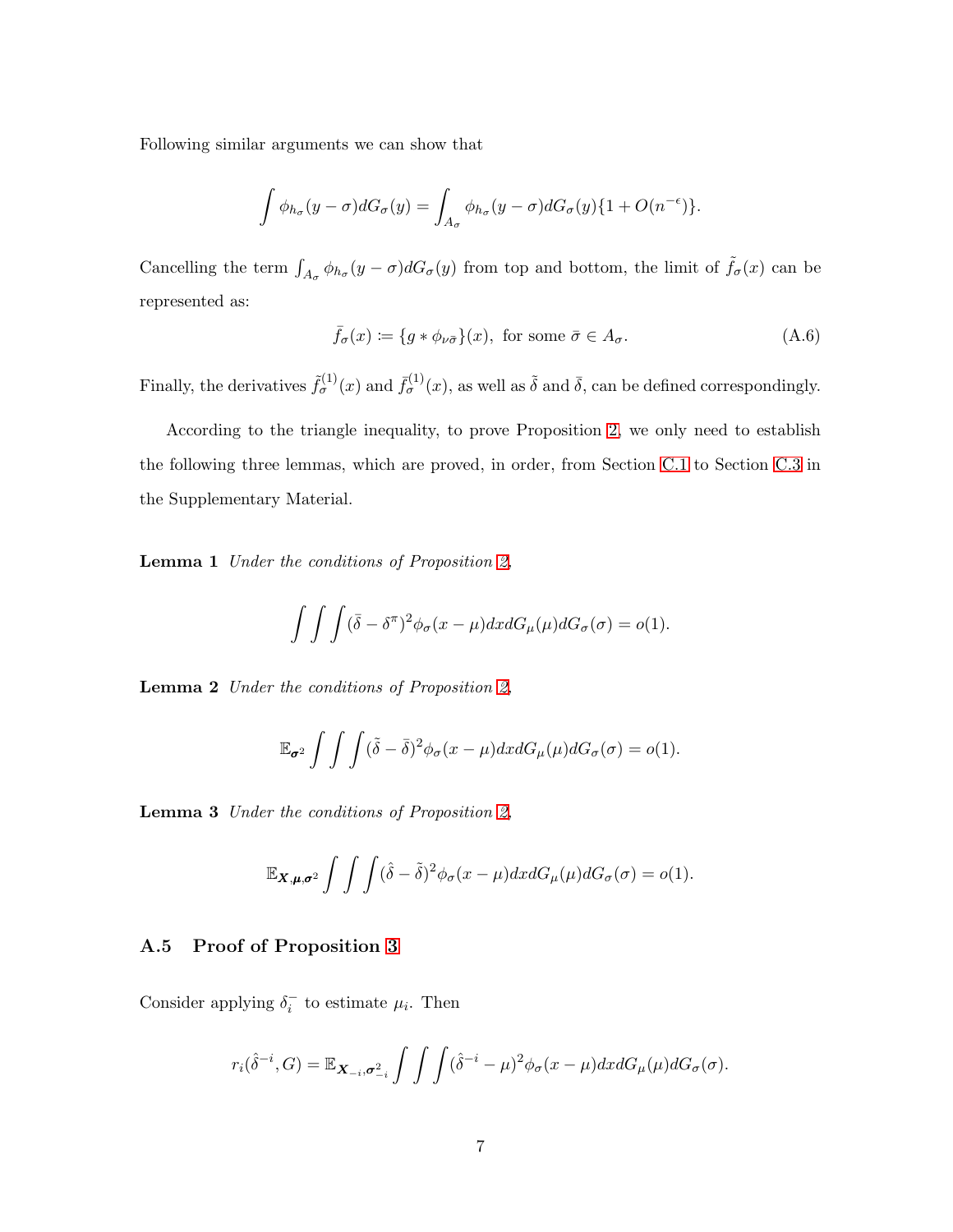Following similar arguments we can show that

$$\int \phi_{h_\sigma}(y-\sigma)dG_\sigma(y) = \int_{A_\sigma} \phi_{h_\sigma}(y-\sigma)dG_\sigma(y)\{1+O(n^{-\epsilon})\}.$$

Cancelling the term $\int_{A_\sigma} \phi_{h_\sigma}(y-\sigma)dG_\sigma(y)$ from top and bottom, the limit of $\tilde{f}_\sigma(x)$ can be represented as:

$$\bar{f}_\sigma(x) \coloneqq \{g * \phi_{\nu\bar{\sigma}}\}(x), \text{ for some } \bar{\sigma} \in A_\sigma. \tag{A.6}$$

Finally, the derivatives $\tilde{f}_\sigma^{(1)}(x)$ and $\bar{f}_\sigma^{(1)}(x)$, as well as $\tilde{\delta}$ and $\bar{\delta}$, can be defined correspondingly.

According to the triangle inequality, to prove Proposition 2, we only need to establish the following three lemmas, which are proved, in order, from Section C.1 to Section C.3 in the Supplementary Material.

**Lemma 1** *Under the conditions of Proposition 2,*

$$\int\int\int (\bar{\delta} - \delta^\pi)^2 \phi_\sigma(x-\mu)dxdG_\mu(\mu)dG_\sigma(\sigma) = o(1).$$

**Lemma 2** *Under the conditions of Proposition 2,*

$$\mathbb{E}_{\boldsymbol{\sigma}^2} \int\int\int (\tilde{\delta} - \bar{\delta})^2 \phi_\sigma(x-\mu)dxdG_\mu(\mu)dG_\sigma(\sigma) = o(1).$$

**Lemma 3** *Under the conditions of Proposition 2,*

$$\mathbb{E}_{\boldsymbol{X},\boldsymbol{\mu},\boldsymbol{\sigma}^2} \int\int\int (\hat{\delta} - \tilde{\delta})^2 \phi_\sigma(x-\mu)dxdG_\mu(\mu)dG_\sigma(\sigma) = o(1).$$

### A.5 Proof of Proposition 3

Consider applying $\delta_i^-$ to estimate $\mu_i$. Then

$$r_i(\hat{\delta}^{-i}, G) = \mathbb{E}_{\boldsymbol{X}_{-i},\boldsymbol{\sigma}^2_{-i}} \int\int\int (\hat{\delta}^{-i} - \mu)^2 \phi_\sigma(x-\mu)dxdG_\mu(\mu)dG_\sigma(\sigma).$$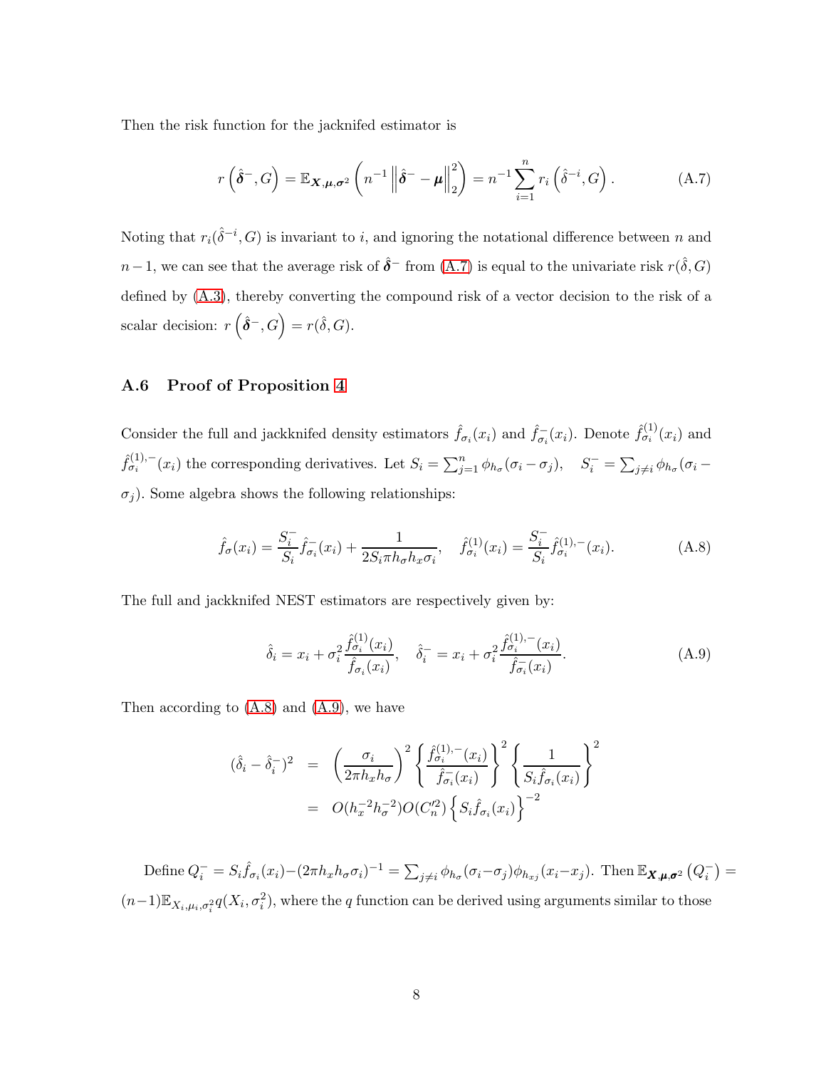Then the risk function for the jacknifed estimator is

$$r\left(\hat{\boldsymbol{\delta}}^{-}, G\right) = \mathbb{E}_{\boldsymbol{X},\boldsymbol{\mu},\boldsymbol{\sigma}^2}\left(n^{-1}\left\|\hat{\boldsymbol{\delta}}^{-} - \boldsymbol{\mu}\right\|_2^2\right) = n^{-1}\sum_{i=1}^{n} r_i\left(\hat{\delta}^{-i}, G\right). \tag{A.7}$$

Noting that $r_i(\hat{\delta}^{-i}, G)$ is invariant to $i$, and ignoring the notational difference between $n$ and $n-1$, we can see that the average risk of $\hat{\boldsymbol{\delta}}^{-}$ from (A.7) is equal to the univariate risk $r(\hat{\delta}, G)$ defined by (A.3), thereby converting the compound risk of a vector decision to the risk of a scalar decision: $r\left(\hat{\boldsymbol{\delta}}^{-}, G\right) = r(\hat{\delta}, G)$.

### A.6 Proof of Proposition 4

Consider the full and jackknifed density estimators $\hat{f}_{\sigma_i}(x_i)$ and $\hat{f}^{-}_{\sigma_i}(x_i)$. Denote $\hat{f}^{(1)}_{\sigma_i}(x_i)$ and $\hat{f}^{(1),-}_{\sigma_i}(x_i)$ the corresponding derivatives. Let $S_i = \sum_{j=1}^{n}\phi_{h_\sigma}(\sigma_i - \sigma_j)$, $\quad S_i^{-} = \sum_{j\neq i}\phi_{h_\sigma}(\sigma_i - \sigma_j)$. Some algebra shows the following relationships:

$$\hat{f}_{\sigma}(x_i) = \frac{S_i^{-}}{S_i}\hat{f}^{-}_{\sigma_i}(x_i) + \frac{1}{2S_i\pi h_\sigma h_x \sigma_i}, \quad \hat{f}^{(1)}_{\sigma_i}(x_i) = \frac{S_i^{-}}{S_i}\hat{f}^{(1),-}_{\sigma_i}(x_i). \tag{A.8}$$

The full and jackknifed NEST estimators are respectively given by:

$$\hat{\delta}_i = x_i + \sigma_i^2\frac{\hat{f}^{(1)}_{\sigma_i}(x_i)}{\hat{f}_{\sigma_i}(x_i)}, \quad \hat{\delta}_i^{-} = x_i + \sigma_i^2\frac{\hat{f}^{(1),-}_{\sigma_i}(x_i)}{\hat{f}^{-}_{\sigma_i}(x_i)}. \tag{A.9}$$

Then according to (A.8) and (A.9), we have

$$\begin{aligned}
(\hat{\delta}_i - \hat{\delta}_i^{-})^2 &= \left(\frac{\sigma_i}{2\pi h_x h_\sigma}\right)^2\left\{\frac{\hat{f}^{(1),-}_{\sigma_i}(x_i)}{\hat{f}^{-}_{\sigma_i}(x_i)}\right\}^2\left\{\frac{1}{S_i\hat{f}_{\sigma_i}(x_i)}\right\}^2 \\
&= O(h_x^{-2}h_\sigma^{-2})O(C_n'^2)\left\{S_i\hat{f}_{\sigma_i}(x_i)\right\}^{-2}
\end{aligned}$$

Define $Q_i^{-} = S_i\hat{f}_{\sigma_i}(x_i) - (2\pi h_x h_\sigma \sigma_i)^{-1} = \sum_{j\neq i}\phi_{h_\sigma}(\sigma_i - \sigma_j)\phi_{h_{xj}}(x_i - x_j)$. Then $\mathbb{E}_{\boldsymbol{X},\boldsymbol{\mu},\boldsymbol{\sigma}^2}\left(Q_i^{-}\right) = (n-1)\mathbb{E}_{X_i,\mu_i,\sigma_i^2}q(X_i, \sigma_i^2)$, where the $q$ function can be derived using arguments similar to those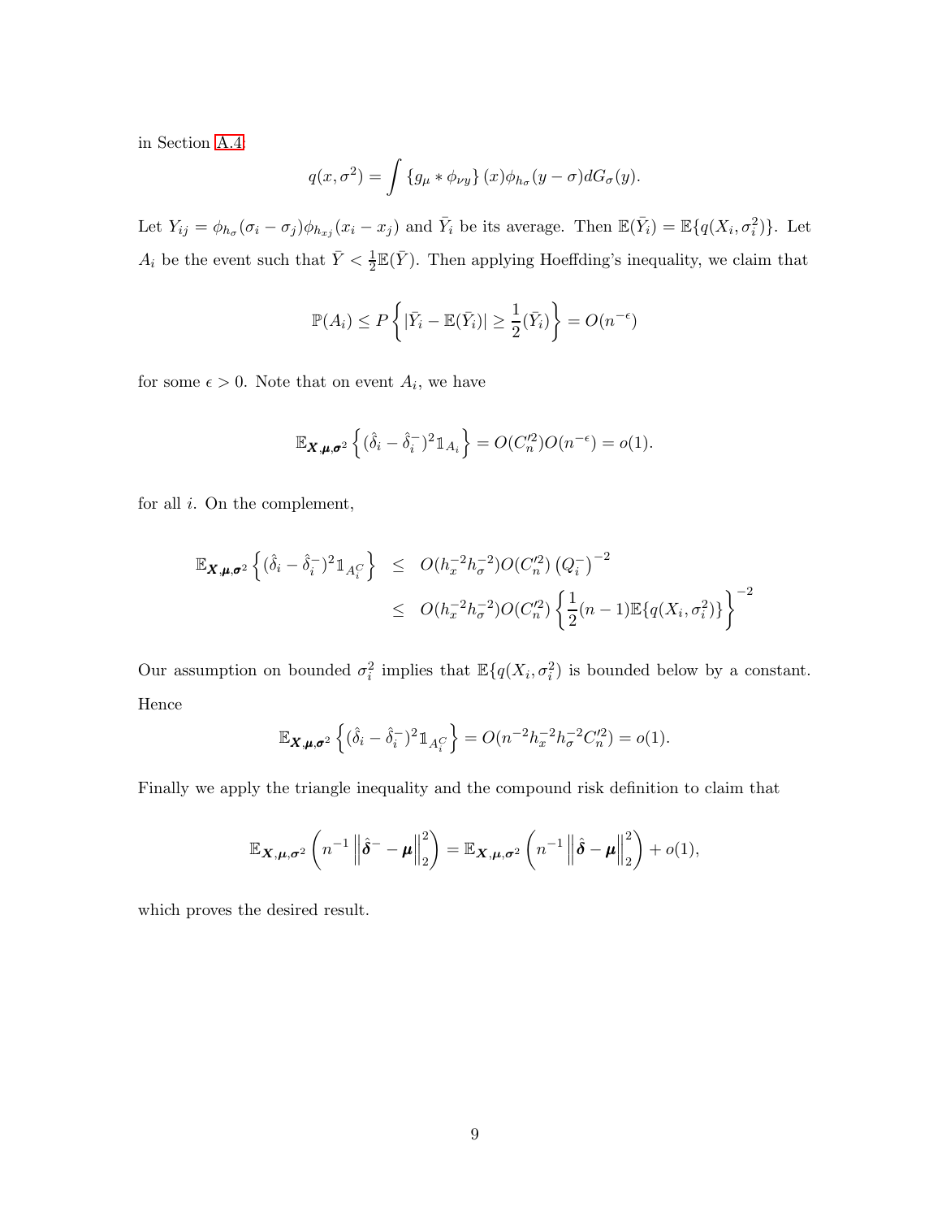in Section A.4:

$$q(x,\sigma^2) = \int \{g_\mu * \phi_{\nu y}\}(x)\phi_{h_\sigma}(y-\sigma)dG_\sigma(y).$$

Let $Y_{ij} = \phi_{h_\sigma}(\sigma_i - \sigma_j)\phi_{h_{xj}}(x_i - x_j)$ and $\bar{Y}_i$ be its average. Then $\mathbb{E}(\bar{Y}_i) = \mathbb{E}\{q(X_i, \sigma_i^2)\}$. Let $A_i$ be the event such that $\bar{Y} < \frac{1}{2}\mathbb{E}(\bar{Y})$. Then applying Hoeffding's inequality, we claim that

$$\mathbb{P}(A_i) \leq P\left\{|\bar{Y}_i - \mathbb{E}(\bar{Y}_i)| \geq \frac{1}{2}(\bar{Y}_i)\right\} = O(n^{-\epsilon})$$

for some $\epsilon > 0$. Note that on event $A_i$, we have

$$\mathbb{E}_{\boldsymbol{X},\boldsymbol{\mu},\boldsymbol{\sigma}^2}\left\{(\hat{\delta}_i - \hat{\delta}_i^-)^2 \mathbb{1}_{A_i}\right\} = O(C_n'^2)O(n^{-\epsilon}) = o(1).$$

for all $i$. On the complement,

$$\begin{aligned}
\mathbb{E}_{\boldsymbol{X},\boldsymbol{\mu},\boldsymbol{\sigma}^2}\left\{(\hat{\delta}_i - \hat{\delta}_i^-)^2 \mathbb{1}_{A_i^C}\right\} &\leq O(h_x^{-2}h_\sigma^{-2})O(C_n'^2)\left(Q_i^-\right)^{-2} \\
&\leq O(h_x^{-2}h_\sigma^{-2})O(C_n'^2)\left\{\frac{1}{2}(n-1)\mathbb{E}\{q(X_i,\sigma_i^2)\}\right\}^{-2}
\end{aligned}$$

Our assumption on bounded $\sigma_i^2$ implies that $\mathbb{E}\{q(X_i, \sigma_i^2)$ is bounded below by a constant. Hence

$$\mathbb{E}_{\boldsymbol{X},\boldsymbol{\mu},\boldsymbol{\sigma}^2}\left\{(\hat{\delta}_i - \hat{\delta}_i^-)^2 \mathbb{1}_{A_i^C}\right\} = O(n^{-2}h_x^{-2}h_\sigma^{-2}C_n'^2) = o(1).$$

Finally we apply the triangle inequality and the compound risk definition to claim that

$$\mathbb{E}_{\boldsymbol{X},\boldsymbol{\mu},\boldsymbol{\sigma}^2}\left(n^{-1}\left\|\hat{\boldsymbol{\delta}}^- - \boldsymbol{\mu}\right\|_2^2\right) = \mathbb{E}_{\boldsymbol{X},\boldsymbol{\mu},\boldsymbol{\sigma}^2}\left(n^{-1}\left\|\hat{\boldsymbol{\delta}} - \boldsymbol{\mu}\right\|_2^2\right) + o(1),$$

which proves the desired result.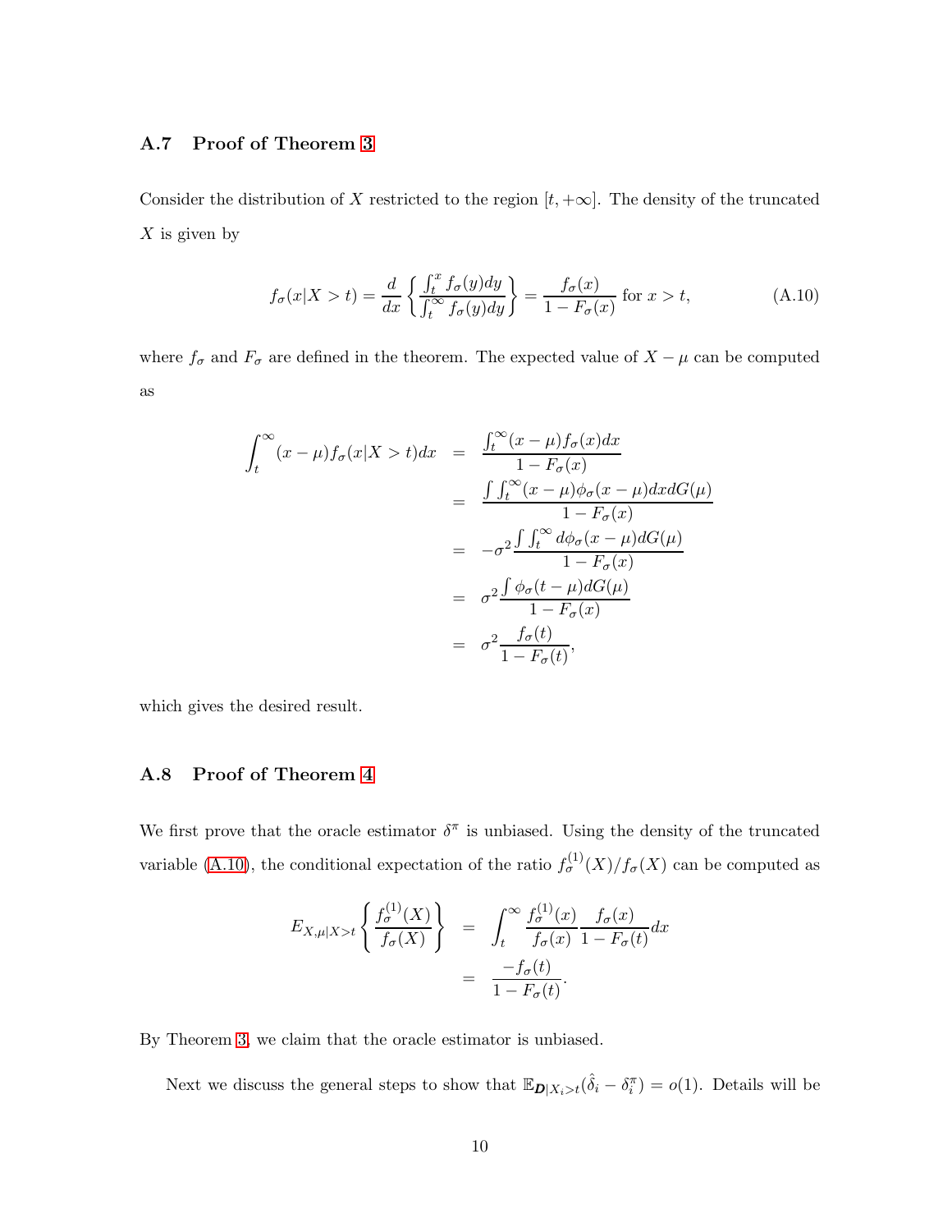### A.7 Proof of Theorem 3

Consider the distribution of $X$ restricted to the region $[t, +\infty]$. The density of the truncated $X$ is given by

$$f_\sigma(x|X > t) = \frac{d}{dx}\left\{\frac{\int_t^x f_\sigma(y)dy}{\int_t^\infty f_\sigma(y)dy}\right\} = \frac{f_\sigma(x)}{1 - F_\sigma(x)} \text{ for } x > t, \tag{A.10}$$

where $f_\sigma$ and $F_\sigma$ are defined in the theorem. The expected value of $X - \mu$ can be computed as

$$\begin{aligned}
\int_t^\infty (x-\mu) f_\sigma(x|X > t)dx &= \frac{\int_t^\infty (x-\mu) f_\sigma(x)dx}{1 - F_\sigma(x)} \\
&= \frac{\int \int_t^\infty (x-\mu)\phi_\sigma(x-\mu)dxdG(\mu)}{1 - F_\sigma(x)} \\
&= -\sigma^2 \frac{\int \int_t^\infty d\phi_\sigma(x-\mu)dG(\mu)}{1 - F_\sigma(x)} \\
&= \sigma^2 \frac{\int \phi_\sigma(t-\mu)dG(\mu)}{1 - F_\sigma(x)} \\
&= \sigma^2 \frac{f_\sigma(t)}{1 - F_\sigma(t)},
\end{aligned}$$

which gives the desired result.

### A.8 Proof of Theorem 4

We first prove that the oracle estimator $\delta^\pi$ is unbiased. Using the density of the truncated variable (A.10), the conditional expectation of the ratio $f_\sigma^{(1)}(X)/f_\sigma(X)$ can be computed as

$$\begin{aligned}
E_{X,\mu|X>t}\left\{\frac{f_\sigma^{(1)}(X)}{f_\sigma(X)}\right\} &= \int_t^\infty \frac{f_\sigma^{(1)}(x)}{f_\sigma(x)} \frac{f_\sigma(x)}{1 - F_\sigma(t)}dx \\
&= \frac{-f_\sigma(t)}{1 - F_\sigma(t)}.
\end{aligned}$$

By Theorem 3, we claim that the oracle estimator is unbiased.

Next we discuss the general steps to show that $\mathbb{E}_{\boldsymbol{D}|X_i>t}(\hat{\delta}_i - \delta_i^\pi) = o(1)$. Details will be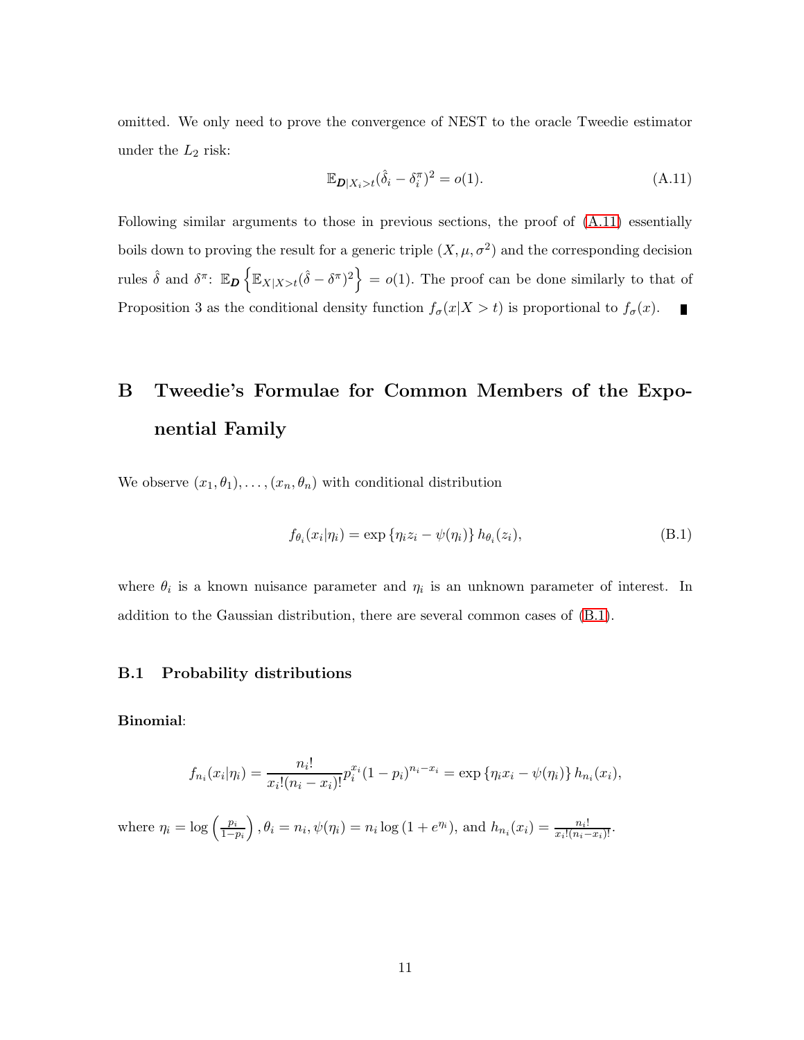omitted. We only need to prove the convergence of NEST to the oracle Tweedie estimator under the $L_2$ risk:

$$\mathbb{E}_{\boldsymbol{D}|X_i>t}(\hat{\delta}_i - \delta_i^{\pi})^2 = o(1). \tag{A.11}$$

Following similar arguments to those in previous sections, the proof of (A.11) essentially boils down to proving the result for a generic triple $(X, \mu, \sigma^2)$ and the corresponding decision rules $\hat{\delta}$ and $\delta^{\pi}$: $\mathbb{E}_{\boldsymbol{D}}\left\{\mathbb{E}_{X|X>t}(\hat{\delta} - \delta^{\pi})^2\right\} = o(1)$. The proof can be done similarly to that of Proposition 3 as the conditional density function $f_{\sigma}(x|X > t)$ is proportional to $f_{\sigma}(x)$. ∎

# B Tweedie's Formulae for Common Members of the Exponential Family

We observe $(x_1, \theta_1), \ldots, (x_n, \theta_n)$ with conditional distribution

$$f_{\theta_i}(x_i|\eta_i) = \exp\left\{\eta_i z_i - \psi(\eta_i)\right\} h_{\theta_i}(z_i), \tag{B.1}$$

where $\theta_i$ is a known nuisance parameter and $\eta_i$ is an unknown parameter of interest. In addition to the Gaussian distribution, there are several common cases of (B.1).

## B.1 Probability distributions

**Binomial**:

$$f_{n_i}(x_i|\eta_i) = \frac{n_i!}{x_i!(n_i - x_i)!} p_i^{x_i}(1 - p_i)^{n_i - x_i} = \exp\left\{\eta_i x_i - \psi(\eta_i)\right\} h_{n_i}(x_i),$$

where $\eta_i = \log\left(\frac{p_i}{1-p_i}\right), \theta_i = n_i, \psi(\eta_i) = n_i \log\left(1 + e^{\eta_i}\right)$, and $h_{n_i}(x_i) = \frac{n_i!}{x_i!(n_i-x_i)!}$.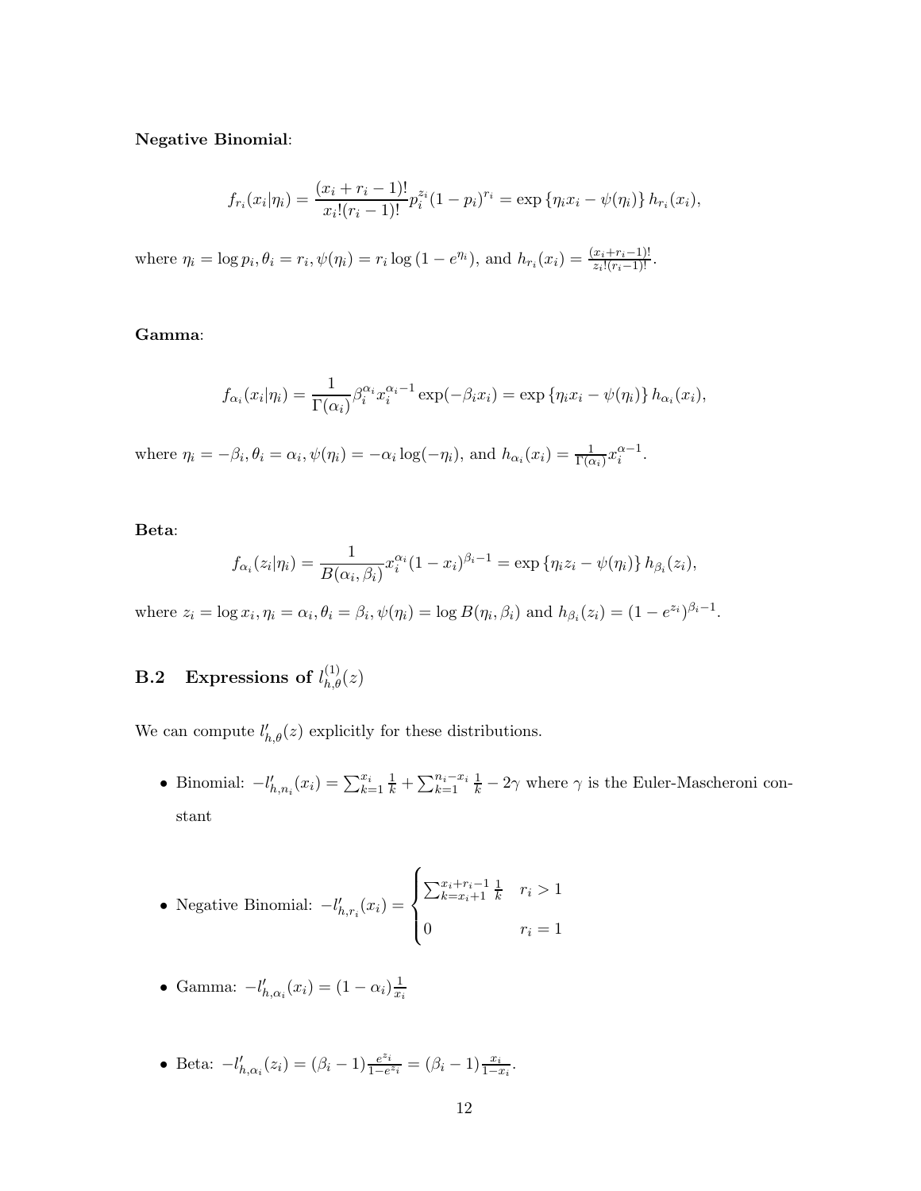**Negative Binomial**:

$$f_{r_i}(x_i|\eta_i) = \frac{(x_i + r_i - 1)!}{x_i!(r_i - 1)!} p_i^{z_i} (1 - p_i)^{r_i} = \exp\{\eta_i x_i - \psi(\eta_i)\} h_{r_i}(x_i),$$

where $\eta_i = \log p_i, \theta_i = r_i, \psi(\eta_i) = r_i \log(1 - e^{\eta_i})$, and $h_{r_i}(x_i) = \frac{(x_i + r_i - 1)!}{z_i!(r_i - 1)!}$.

**Gamma**:

$$f_{\alpha_i}(x_i|\eta_i) = \frac{1}{\Gamma(\alpha_i)} \beta_i^{\alpha_i} x_i^{\alpha_i - 1} \exp(-\beta_i x_i) = \exp\{\eta_i x_i - \psi(\eta_i)\} h_{\alpha_i}(x_i),$$

where $\eta_i = -\beta_i, \theta_i = \alpha_i, \psi(\eta_i) = -\alpha_i \log(-\eta_i)$, and $h_{\alpha_i}(x_i) = \frac{1}{\Gamma(\alpha_i)} x_i^{\alpha - 1}$.

**Beta**:

$$f_{\alpha_i}(z_i|\eta_i) = \frac{1}{B(\alpha_i, \beta_i)} x_i^{\alpha_i} (1 - x_i)^{\beta_i - 1} = \exp\{\eta_i z_i - \psi(\eta_i)\} h_{\beta_i}(z_i),$$

where $z_i = \log x_i, \eta_i = \alpha_i, \theta_i = \beta_i, \psi(\eta_i) = \log B(\eta_i, \beta_i)$ and $h_{\beta_i}(z_i) = (1 - e^{z_i})^{\beta_i - 1}$.

## B.2 Expressions of $l^{(1)}_{h,\theta}(z)$

We can compute $l'_{h,\theta}(z)$ explicitly for these distributions.

- Binomial: $-l'_{h,n_i}(x_i) = \sum_{k=1}^{x_i} \frac{1}{k} + \sum_{k=1}^{n_i - x_i} \frac{1}{k} - 2\gamma$ where $\gamma$ is the Euler-Mascheroni constant

- Negative Binomial: $-l'_{h,r_i}(x_i) = \begin{cases} \sum_{k=x_i+1}^{x_i+r_i-1} \frac{1}{k} & r_i > 1 \\ 0 & r_i = 1 \end{cases}$

- Gamma: $-l'_{h,\alpha_i}(x_i) = (1 - \alpha_i)\frac{1}{x_i}$

- Beta: $-l'_{h,\alpha_i}(z_i) = (\beta_i - 1)\frac{e^{z_i}}{1 - e^{z_i}} = (\beta_i - 1)\frac{x_i}{1 - x_i}$.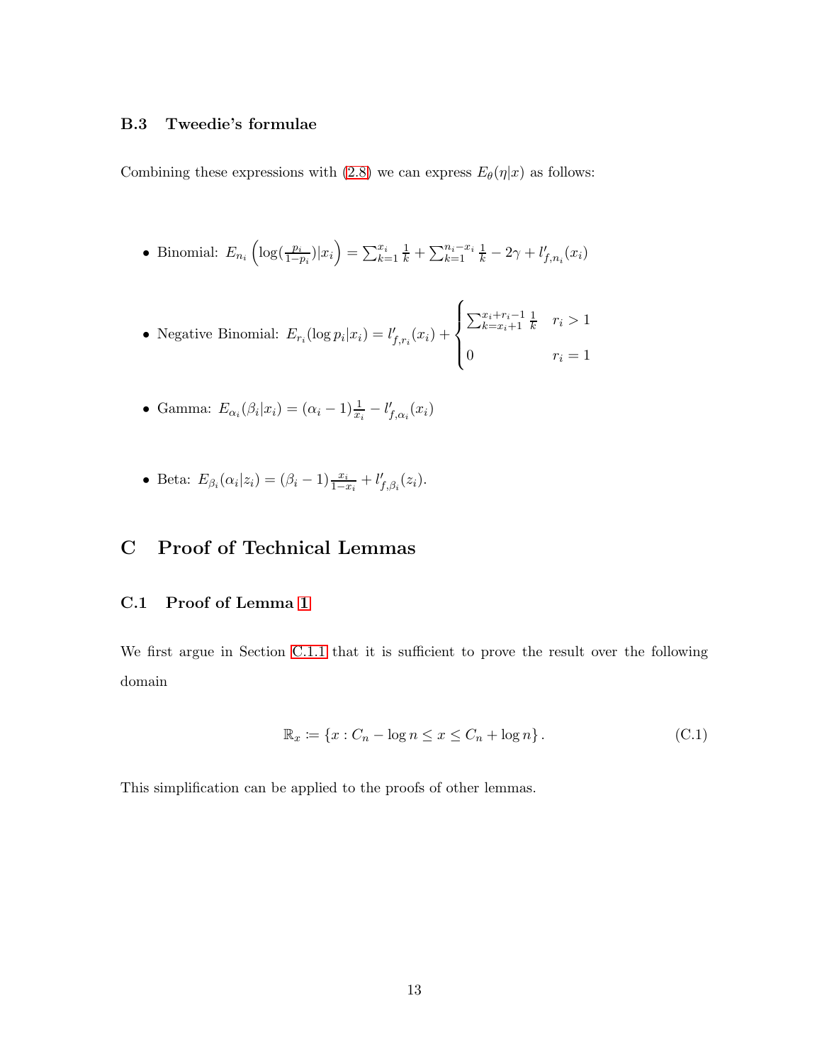### B.3 Tweedie's formulae

Combining these expressions with (2.8) we can express $E_\theta(\eta|x)$ as follows:

- Binomial: $E_{n_i}\left(\log(\frac{p_i}{1-p_i})|x_i\right) = \sum_{k=1}^{x_i} \frac{1}{k} + \sum_{k=1}^{n_i - x_i} \frac{1}{k} - 2\gamma + l'_{f,n_i}(x_i)$

- Negative Binomial: $E_{r_i}(\log p_i|x_i) = l'_{f,r_i}(x_i) + \begin{cases} \sum_{k=x_i+1}^{x_i+r_i-1} \frac{1}{k} & r_i > 1 \\ 0 & r_i = 1 \end{cases}$

- Gamma: $E_{\alpha_i}(\beta_i|x_i) = (\alpha_i - 1)\frac{1}{x_i} - l'_{f,\alpha_i}(x_i)$

- Beta: $E_{\beta_i}(\alpha_i|z_i) = (\beta_i - 1)\frac{x_i}{1-x_i} + l'_{f,\beta_i}(z_i)$.

## C Proof of Technical Lemmas

### C.1 Proof of Lemma 1

We first argue in Section C.1.1 that it is sufficient to prove the result over the following domain

$$\mathbb{R}_x := \{x : C_n - \log n \le x \le C_n + \log n\}. \tag{C.1}$$

This simplification can be applied to the proofs of other lemmas.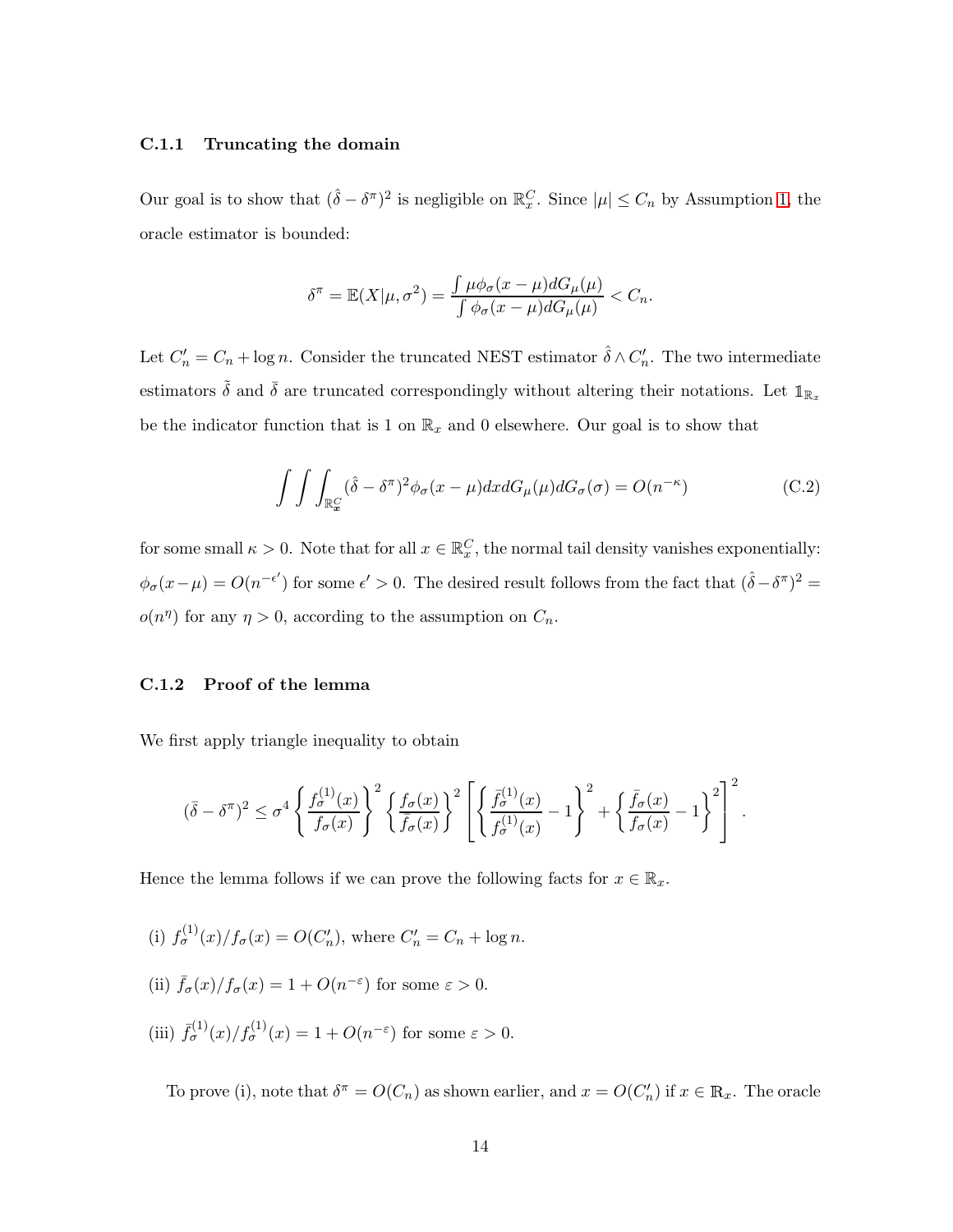### C.1.1 Truncating the domain

Our goal is to show that $(\hat{\delta} - \delta^{\pi})^2$ is negligible on $\mathbb{R}_x^C$. Since $|\mu| \le C_n$ by Assumption 1, the oracle estimator is bounded:

$$\delta^{\pi} = \mathbb{E}(X|\mu, \sigma^2) = \frac{\int \mu \phi_{\sigma}(x-\mu) dG_{\mu}(\mu)}{\int \phi_{\sigma}(x-\mu) dG_{\mu}(\mu)} < C_n.$$

Let $C_n' = C_n + \log n$. Consider the truncated NEST estimator $\hat{\delta} \wedge C_n'$. The two intermediate estimators $\tilde{\delta}$ and $\bar{\delta}$ are truncated correspondingly without altering their notations. Let $\mathbb{1}_{\mathbb{R}_x}$ be the indicator function that is 1 on $\mathbb{R}_x$ and 0 elsewhere. Our goal is to show that

$$\int \int \int_{\mathbb{R}_{\boldsymbol{x}}^C} (\hat{\delta} - \delta^{\pi})^2 \phi_{\sigma}(x-\mu) dx dG_{\mu}(\mu) dG_{\sigma}(\sigma) = O(n^{-\kappa}) \tag{C.2}$$

for some small $\kappa > 0$. Note that for all $x \in \mathbb{R}_x^C$, the normal tail density vanishes exponentially: $\phi_{\sigma}(x-\mu) = O(n^{-\epsilon'})$ for some $\epsilon' > 0$. The desired result follows from the fact that $(\hat{\delta} - \delta^{\pi})^2 = o(n^{\eta})$ for any $\eta > 0$, according to the assumption on $C_n$.

### C.1.2 Proof of the lemma

We first apply triangle inequality to obtain

$$(\bar{\delta} - \delta^{\pi})^2 \le \sigma^4 \left\{ \frac{f_{\sigma}^{(1)}(x)}{f_{\sigma}(x)} \right\}^2 \left\{ \frac{f_{\sigma}(x)}{\bar{f}_{\sigma}(x)} \right\}^2 \left[ \left\{ \frac{\bar{f}_{\sigma}^{(1)}(x)}{f_{\sigma}^{(1)}(x)} - 1 \right\}^2 + \left\{ \frac{\bar{f}_{\sigma}(x)}{f_{\sigma}(x)} - 1 \right\}^2 \right]^2.$$

Hence the lemma follows if we can prove the following facts for $x \in \mathbb{R}_x$.

(i) $f_{\sigma}^{(1)}(x)/f_{\sigma}(x) = O(C_n')$, where $C_n' = C_n + \log n$.

(ii) $\bar{f}_{\sigma}(x)/f_{\sigma}(x) = 1 + O(n^{-\varepsilon})$ for some $\varepsilon > 0$.

(iii) $\bar{f}_{\sigma}^{(1)}(x)/f_{\sigma}^{(1)}(x) = 1 + O(n^{-\varepsilon})$ for some $\varepsilon > 0$.

To prove (i), note that $\delta^{\pi} = O(C_n)$ as shown earlier, and $x = O(C_n')$ if $x \in \mathbb{R}_x$. The oracle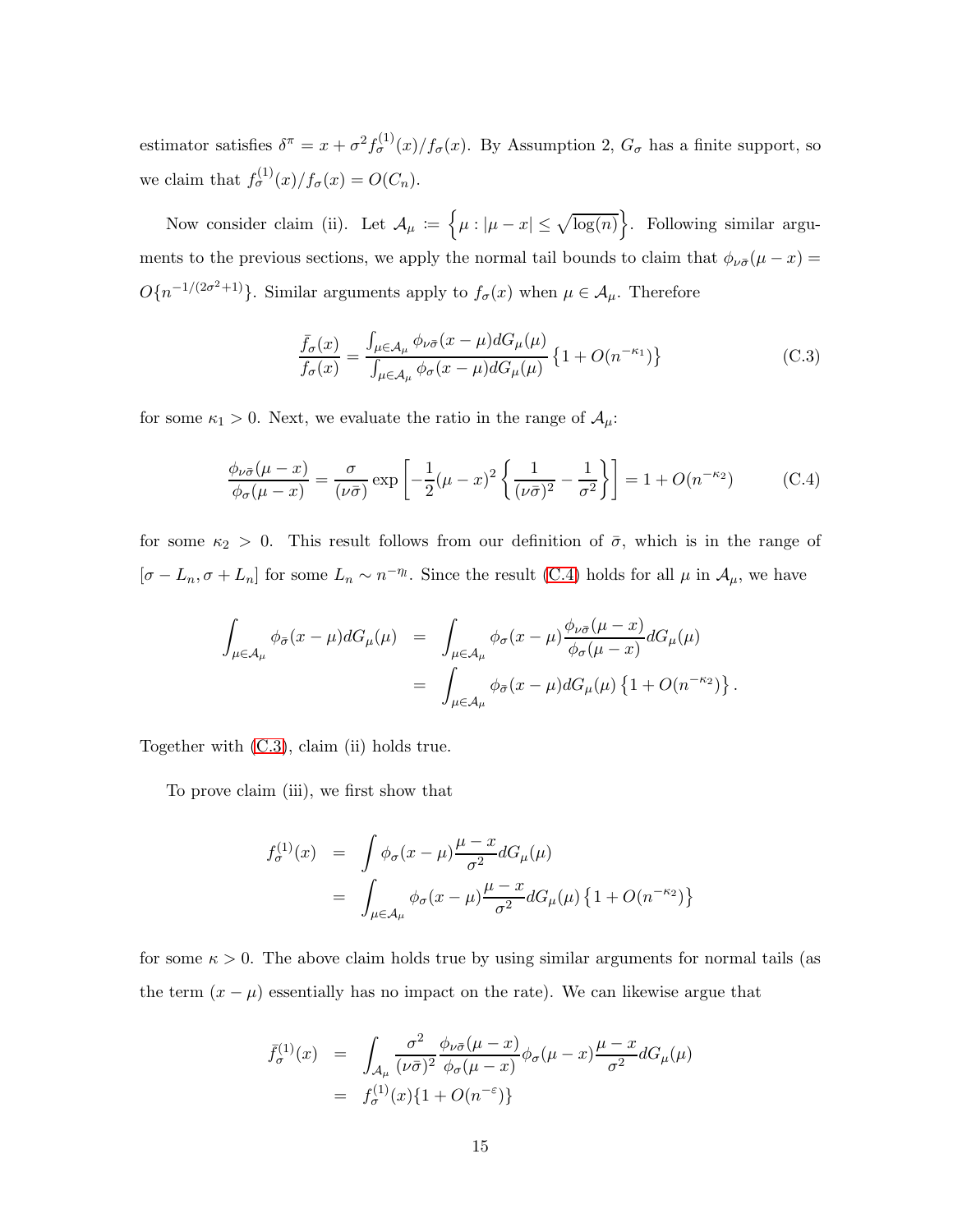estimator satisfies $\delta^{\pi} = x + \sigma^2 f_{\sigma}^{(1)}(x)/f_{\sigma}(x)$. By Assumption 2, $G_{\sigma}$ has a finite support, so we claim that $f_{\sigma}^{(1)}(x)/f_{\sigma}(x) = O(C_n)$.

Now consider claim (ii). Let $\mathcal{A}_{\mu} := \left\{\mu : |\mu - x| \leq \sqrt{\log(n)}\right\}$. Following similar arguments to the previous sections, we apply the normal tail bounds to claim that $\phi_{\nu\bar{\sigma}}(\mu - x) = O\{n^{-1/(2\sigma^2+1)}\}$. Similar arguments apply to $f_{\sigma}(x)$ when $\mu \in \mathcal{A}_{\mu}$. Therefore

$$\frac{\bar{f}_{\sigma}(x)}{f_{\sigma}(x)} = \frac{\int_{\mu \in \mathcal{A}_{\mu}} \phi_{\nu\bar{\sigma}}(x-\mu) dG_{\mu}(\mu)}{\int_{\mu \in \mathcal{A}_{\mu}} \phi_{\sigma}(x-\mu) dG_{\mu}(\mu)} \left\{1 + O(n^{-\kappa_1})\right\} \tag{C.3}$$

for some $\kappa_1 > 0$. Next, we evaluate the ratio in the range of $\mathcal{A}_{\mu}$:

$$\frac{\phi_{\nu\bar{\sigma}}(\mu - x)}{\phi_{\sigma}(\mu - x)} = \frac{\sigma}{(\nu\bar{\sigma})} \exp\left[-\frac{1}{2}(\mu - x)^2 \left\{\frac{1}{(\nu\bar{\sigma})^2} - \frac{1}{\sigma^2}\right\}\right] = 1 + O(n^{-\kappa_2}) \tag{C.4}$$

for some $\kappa_2 > 0$. This result follows from our definition of $\bar{\sigma}$, which is in the range of $[\sigma - L_n, \sigma + L_n]$ for some $L_n \sim n^{-\eta_l}$. Since the result (C.4) holds for all $\mu$ in $\mathcal{A}_{\mu}$, we have

$$\begin{aligned}
\int_{\mu \in \mathcal{A}_{\mu}} \phi_{\bar{\sigma}}(x-\mu) dG_{\mu}(\mu) &= \int_{\mu \in \mathcal{A}_{\mu}} \phi_{\sigma}(x-\mu) \frac{\phi_{\nu\bar{\sigma}}(\mu - x)}{\phi_{\sigma}(\mu - x)} dG_{\mu}(\mu) \\
&= \int_{\mu \in \mathcal{A}_{\mu}} \phi_{\bar{\sigma}}(x-\mu) dG_{\mu}(\mu) \left\{1 + O(n^{-\kappa_2})\right\}.
\end{aligned}$$

Together with (C.3), claim (ii) holds true.

To prove claim (iii), we first show that

$$\begin{aligned}
f_{\sigma}^{(1)}(x) &= \int \phi_{\sigma}(x-\mu) \frac{\mu - x}{\sigma^2} dG_{\mu}(\mu) \\
&= \int_{\mu \in \mathcal{A}_{\mu}} \phi_{\sigma}(x-\mu) \frac{\mu - x}{\sigma^2} dG_{\mu}(\mu) \left\{1 + O(n^{-\kappa_2})\right\}
\end{aligned}$$

for some $\kappa > 0$. The above claim holds true by using similar arguments for normal tails (as the term $(x - \mu)$ essentially has no impact on the rate). We can likewise argue that

$$\begin{aligned}
\bar{f}_{\sigma}^{(1)}(x) &= \int_{\mathcal{A}_{\mu}} \frac{\sigma^2}{(\nu\bar{\sigma})^2} \frac{\phi_{\nu\bar{\sigma}}(\mu - x)}{\phi_{\sigma}(\mu - x)} \phi_{\sigma}(\mu - x) \frac{\mu - x}{\sigma^2} dG_{\mu}(\mu) \\
&= f_{\sigma}^{(1)}(x)\{1 + O(n^{-\varepsilon})\}
\end{aligned}$$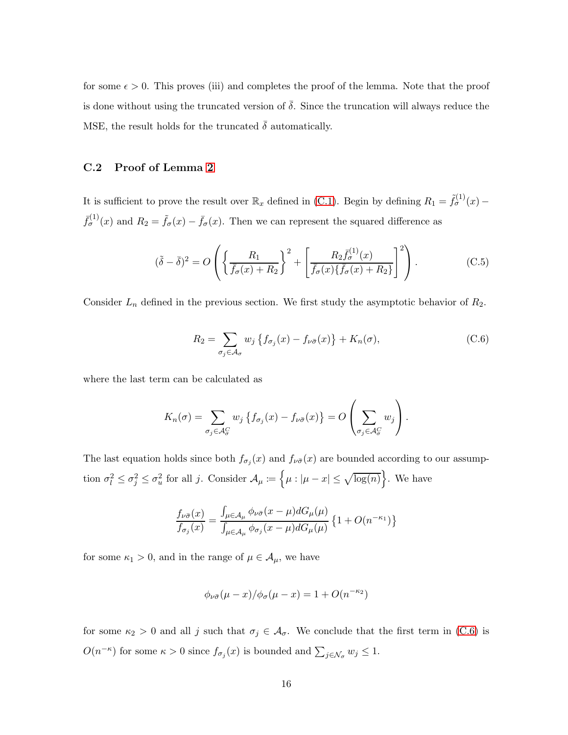for some $\epsilon > 0$. This proves (iii) and completes the proof of the lemma. Note that the proof is done without using the truncated version of $\bar{\delta}$. Since the truncation will always reduce the MSE, the result holds for the truncated $\bar{\delta}$ automatically.

### C.2 Proof of Lemma 2

It is sufficient to prove the result over $\mathbb{R}_x$ defined in (C.1). Begin by defining $R_1 = \tilde{f}^{(1)}_\sigma(x) - \bar{f}^{(1)}_\sigma(x)$ and $R_2 = \tilde{f}_\sigma(x) - \bar{f}_\sigma(x)$. Then we can represent the squared difference as

$$(\tilde{\delta} - \bar{\delta})^2 = O\left(\left\{\frac{R_1}{\bar{f}_\sigma(x) + R_2}\right\}^2 + \left[\frac{R_2 \bar{f}^{(1)}_\sigma(x)}{\bar{f}_\sigma(x)\{\bar{f}_\sigma(x) + R_2\}}\right]^2\right). \tag{C.5}$$

Consider $L_n$ defined in the previous section. We first study the asymptotic behavior of $R_2$.

$$R_2 = \sum_{\sigma_j \in \mathcal{A}_\sigma} w_j \left\{f_{\sigma_j}(x) - f_{\nu\bar{\sigma}}(x)\right\} + K_n(\sigma), \tag{C.6}$$

where the last term can be calculated as

$$K_n(\sigma) = \sum_{\sigma_j \in \mathcal{A}_\sigma^C} w_j \left\{f_{\sigma_j}(x) - f_{\nu\bar{\sigma}}(x)\right\} = O\left(\sum_{\sigma_j \in \mathcal{A}_\sigma^C} w_j\right).$$

The last equation holds since both $f_{\sigma_j}(x)$ and $f_{\nu\bar{\sigma}}(x)$ are bounded according to our assumption $\sigma_l^2 \leq \sigma_j^2 \leq \sigma_u^2$ for all $j$. Consider $\mathcal{A}_\mu := \left\{\mu : |\mu - x| \leq \sqrt{\log(n)}\right\}$. We have

$$\frac{f_{\nu\bar{\sigma}}(x)}{f_{\sigma_j}(x)} = \frac{\int_{\mu \in \mathcal{A}_\mu} \phi_{\nu\bar{\sigma}}(x - \mu) dG_\mu(\mu)}{\int_{\mu \in \mathcal{A}_\mu} \phi_{\sigma_j}(x - \mu) dG_\mu(\mu)} \left\{1 + O(n^{-\kappa_1})\right\}$$

for some $\kappa_1 > 0$, and in the range of $\mu \in \mathcal{A}_\mu$, we have

$$\phi_{\nu\bar{\sigma}}(\mu - x)/\phi_\sigma(\mu - x) = 1 + O(n^{-\kappa_2})$$

for some $\kappa_2 > 0$ and all $j$ such that $\sigma_j \in \mathcal{A}_\sigma$. We conclude that the first term in (C.6) is $O(n^{-\kappa})$ for some $\kappa > 0$ since $f_{\sigma_j}(x)$ is bounded and $\sum_{j \in \mathcal{N}_\sigma} w_j \leq 1$.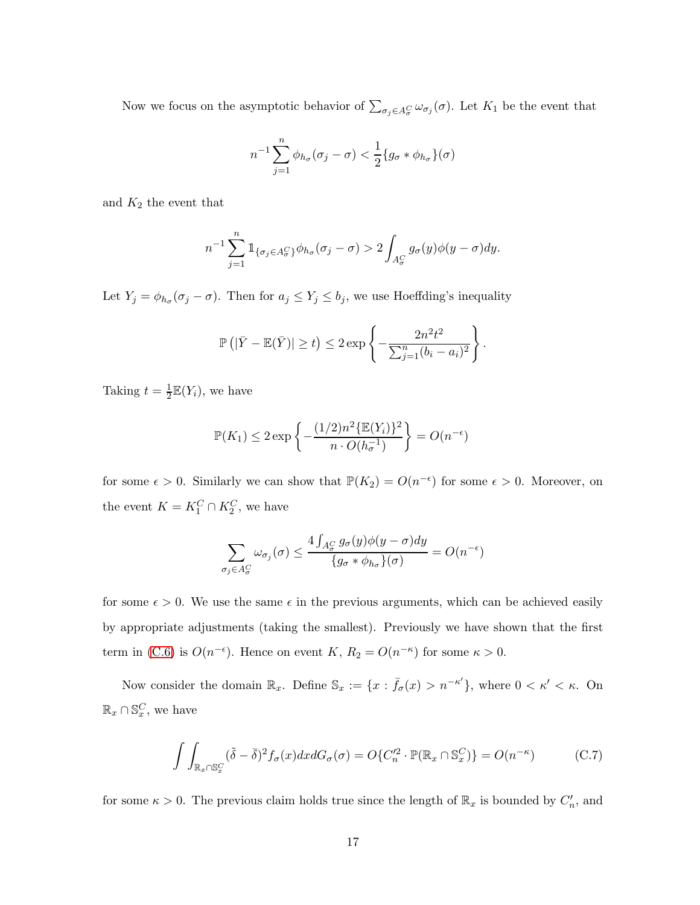Now we focus on the asymptotic behavior of $\sum_{\sigma_j \in A_\sigma^C} \omega_{\sigma_j}(\sigma)$. Let $K_1$ be the event that

$$n^{-1} \sum_{j=1}^{n} \phi_{h_\sigma}(\sigma_j - \sigma) < \frac{1}{2} \{g_\sigma * \phi_{h_\sigma}\}(\sigma)$$

and $K_2$ the event that

$$n^{-1} \sum_{j=1}^{n} \mathbb{1}_{\{\sigma_j \in A_\sigma^C\}} \phi_{h_\sigma}(\sigma_j - \sigma) > 2 \int_{A_\sigma^C} g_\sigma(y) \phi(y - \sigma) dy.$$

Let $Y_j = \phi_{h_\sigma}(\sigma_j - \sigma)$. Then for $a_j \le Y_j \le b_j$, we use Hoeffding's inequality

$$\mathbb{P}\left( |\bar{Y} - \mathbb{E}(\bar{Y})| \ge t \right) \le 2 \exp\left\{ - \frac{2n^2 t^2}{\sum_{j=1}^{n} (b_i - a_i)^2} \right\}.$$

Taking $t = \frac{1}{2}\mathbb{E}(Y_i)$, we have

$$\mathbb{P}(K_1) \le 2 \exp\left\{ - \frac{(1/2) n^2 \{\mathbb{E}(Y_i)\}^2}{n \cdot O(h_\sigma^{-1})} \right\} = O(n^{-\epsilon})$$

for some $\epsilon > 0$. Similarly we can show that $\mathbb{P}(K_2) = O(n^{-\epsilon})$ for some $\epsilon > 0$. Moreover, on the event $K = K_1^C \cap K_2^C$, we have

$$\sum_{\sigma_j \in A_\sigma^C} \omega_{\sigma_j}(\sigma) \le \frac{4 \int_{A_\sigma^C} g_\sigma(y) \phi(y - \sigma) dy}{\{g_\sigma * \phi_{h_\sigma}\}(\sigma)} = O(n^{-\epsilon})$$

for some $\epsilon > 0$. We use the same $\epsilon$ in the previous arguments, which can be achieved easily by appropriate adjustments (taking the smallest). Previously we have shown that the first term in (C.6) is $O(n^{-\epsilon})$. Hence on event $K$, $R_2 = O(n^{-\kappa})$ for some $\kappa > 0$.

Now consider the domain $\mathbb{R}_x$. Define $\mathbb{S}_x := \{x : \bar{f}_\sigma(x) > n^{-\kappa'}\}$, where $0 < \kappa' < \kappa$. On $\mathbb{R}_x \cap \mathbb{S}_x^C$, we have

$$\int \int_{\mathbb{R}_x \cap \mathbb{S}_x^C} (\tilde{\delta} - \bar{\delta})^2 f_\sigma(x) dx dG_\sigma(\sigma) = O\{C_n'^2 \cdot \mathbb{P}(\mathbb{R}_x \cap \mathbb{S}_x^C)\} = O(n^{-\kappa}) \tag{C.7}$$

for some $\kappa > 0$. The previous claim holds true since the length of $\mathbb{R}_x$ is bounded by $C_n'$, and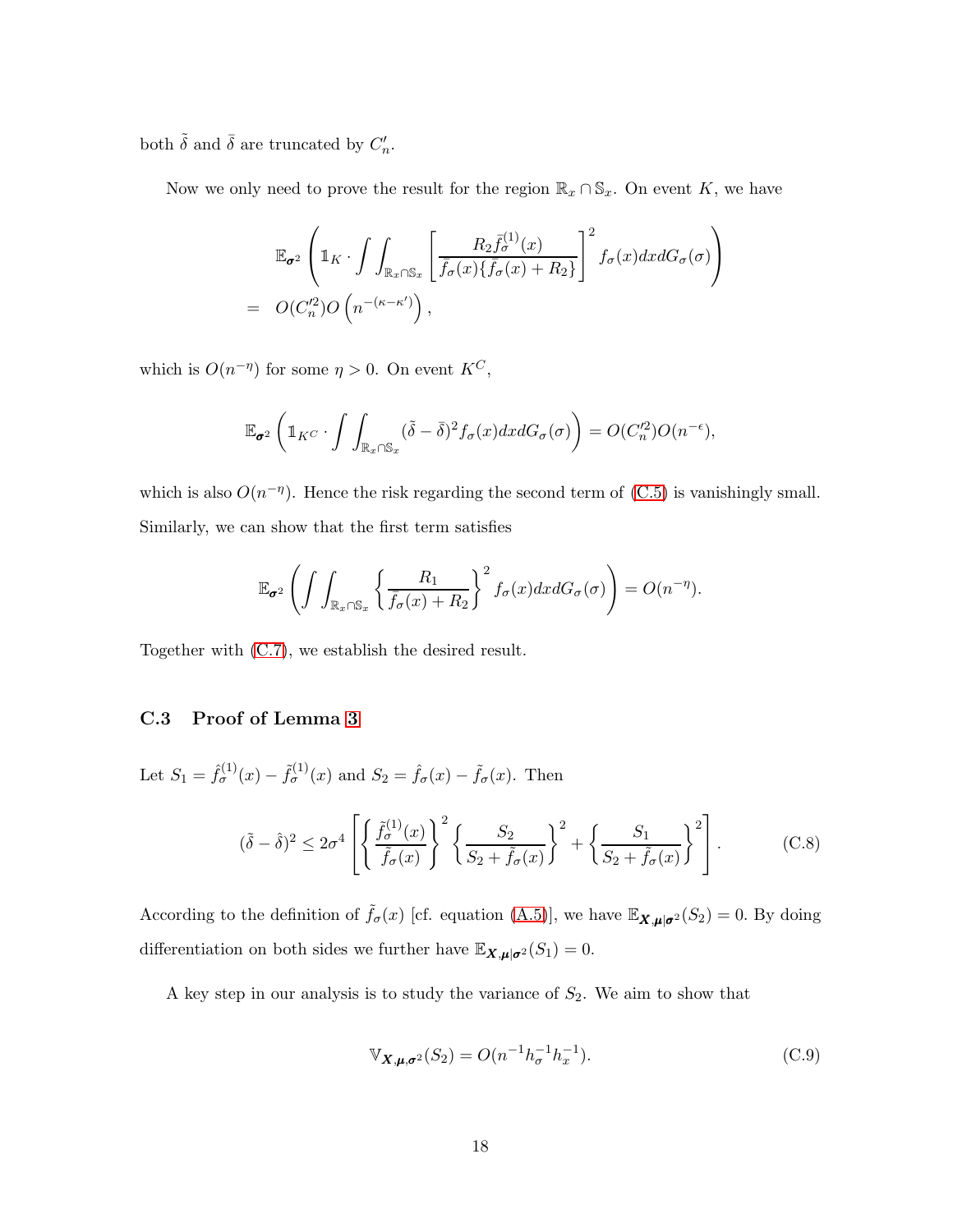both $\tilde{\delta}$ and $\bar{\delta}$ are truncated by $C_n'$.

Now we only need to prove the result for the region $\mathbb{R}_x \cap \mathbb{S}_x$. On event $K$, we have

$$
\begin{aligned}
& \mathbb{E}_{\boldsymbol{\sigma}^2}\left(\mathbb{1}_K \cdot \int\int_{\mathbb{R}_x \cap \mathbb{S}_x}\left[\frac{R_2 \bar{f}_\sigma^{(1)}(x)}{\bar{f}_\sigma(x)\{\bar{f}_\sigma(x)+R_2\}}\right]^2 f_\sigma(x) dx dG_\sigma(\sigma)\right) \\
= \;& O(C_n'^2) O\left(n^{-(\kappa-\kappa')}\right),
\end{aligned}
$$

which is $O(n^{-\eta})$ for some $\eta > 0$. On event $K^C$,

$$
\mathbb{E}_{\boldsymbol{\sigma}^2}\left(\mathbb{1}_{K^C} \cdot \int\int_{\mathbb{R}_x \cap \mathbb{S}_x} (\tilde{\delta}-\bar{\delta})^2 f_\sigma(x) dx dG_\sigma(\sigma)\right) = O(C_n'^2) O(n^{-\epsilon}),
$$

which is also $O(n^{-\eta})$. Hence the risk regarding the second term of (C.5) is vanishingly small. Similarly, we can show that the first term satisfies

$$
\mathbb{E}_{\boldsymbol{\sigma}^2}\left(\int\int_{\mathbb{R}_x \cap \mathbb{S}_x}\left\{\frac{R_1}{\bar{f}_\sigma(x)+R_2}\right\}^2 f_\sigma(x) dx dG_\sigma(\sigma)\right) = O(n^{-\eta}).
$$

Together with (C.7), we establish the desired result.

### C.3 Proof of Lemma 3

Let $S_1 = \hat{f}_\sigma^{(1)}(x) - \tilde{f}_\sigma^{(1)}(x)$ and $S_2 = \hat{f}_\sigma(x) - \tilde{f}_\sigma(x)$. Then

$$
(\tilde{\delta}-\hat{\delta})^2 \leq 2\sigma^4\left[\left\{\frac{\tilde{f}_\sigma^{(1)}(x)}{\tilde{f}_\sigma(x)}\right\}^2\left\{\frac{S_2}{S_2+\tilde{f}_\sigma(x)}\right\}^2 + \left\{\frac{S_1}{S_2+\tilde{f}_\sigma(x)}\right\}^2\right]. \tag{C.8}
$$

According to the definition of $\tilde{f}_\sigma(x)$ [cf. equation (A.5)], we have $\mathbb{E}_{\boldsymbol{X},\boldsymbol{\mu}|\boldsymbol{\sigma}^2}(S_2) = 0$. By doing differentiation on both sides we further have $\mathbb{E}_{\boldsymbol{X},\boldsymbol{\mu}|\boldsymbol{\sigma}^2}(S_1) = 0$.

A key step in our analysis is to study the variance of $S_2$. We aim to show that

$$
\mathbb{V}_{\boldsymbol{X},\boldsymbol{\mu},\boldsymbol{\sigma}^2}(S_2) = O(n^{-1}h_\sigma^{-1}h_x^{-1}). \tag{C.9}
$$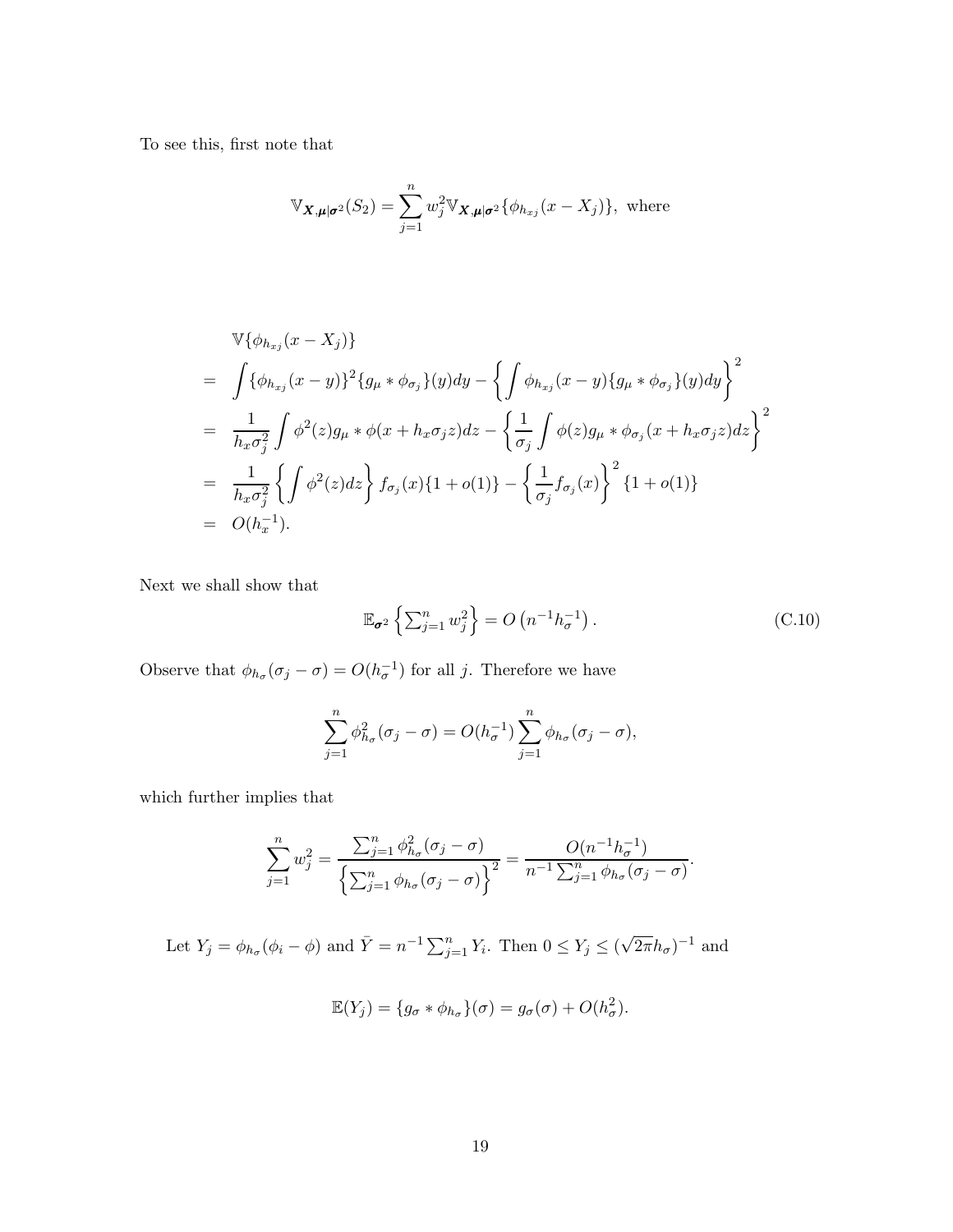To see this, first note that

$$\mathbb{V}_{\boldsymbol{X},\boldsymbol{\mu}|\boldsymbol{\sigma}^2}(S_2) = \sum_{j=1}^{n} w_j^2 \mathbb{V}_{\boldsymbol{X},\boldsymbol{\mu}|\boldsymbol{\sigma}^2}\{\phi_{h_{xj}}(x - X_j)\}, \text{ where}$$

$$\begin{aligned}
& \mathbb{V}\{\phi_{h_{xj}}(x - X_j)\} \\
= & \int \{\phi_{h_{xj}}(x-y)\}^2 \{g_\mu * \phi_{\sigma_j}\}(y)dy - \left\{ \int \phi_{h_{xj}}(x-y)\{g_\mu * \phi_{\sigma_j}\}(y)dy \right\}^2 \\
= & \frac{1}{h_x \sigma_j^2} \int \phi^2(z) g_\mu * \phi(x + h_x \sigma_j z)dz - \left\{ \frac{1}{\sigma_j} \int \phi(z) g_\mu * \phi_{\sigma_j}(x + h_x \sigma_j z)dz \right\}^2 \\
= & \frac{1}{h_x \sigma_j^2} \left\{ \int \phi^2(z)dz \right\} f_{\sigma_j}(x)\{1 + o(1)\} - \left\{ \frac{1}{\sigma_j} f_{\sigma_j}(x) \right\}^2 \{1 + o(1)\} \\
= & O(h_x^{-1}).
\end{aligned}$$

Next we shall show that

$$\mathbb{E}_{\boldsymbol{\sigma}^2}\left\{ \textstyle\sum_{j=1}^{n} w_j^2 \right\} = O\left(n^{-1} h_\sigma^{-1}\right). \tag{C.10}$$

Observe that $\phi_{h_\sigma}(\sigma_j - \sigma) = O(h_\sigma^{-1})$ for all $j$. Therefore we have

$$\sum_{j=1}^{n} \phi_{h_\sigma}^2(\sigma_j - \sigma) = O(h_\sigma^{-1}) \sum_{j=1}^{n} \phi_{h_\sigma}(\sigma_j - \sigma),$$

which further implies that

$$\sum_{j=1}^{n} w_j^2 = \frac{\sum_{j=1}^{n} \phi_{h_\sigma}^2(\sigma_j - \sigma)}{\left\{ \sum_{j=1}^{n} \phi_{h_\sigma}(\sigma_j - \sigma) \right\}^2} = \frac{O(n^{-1} h_\sigma^{-1})}{n^{-1} \sum_{j=1}^{n} \phi_{h_\sigma}(\sigma_j - \sigma)}.$$

Let $Y_j = \phi_{h_\sigma}(\phi_i - \phi)$ and $\bar{Y} = n^{-1} \sum_{j=1}^{n} Y_i$. Then $0 \le Y_j \le (\sqrt{2\pi} h_\sigma)^{-1}$ and

$$\mathbb{E}(Y_j) = \{g_\sigma * \phi_{h_\sigma}\}(\sigma) = g_\sigma(\sigma) + O(h_\sigma^2).$$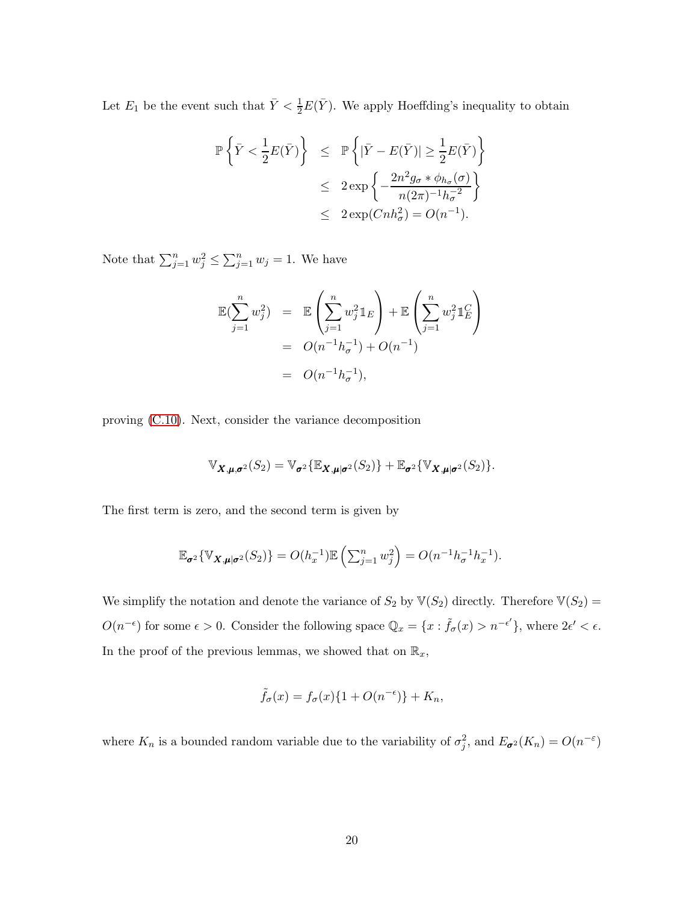Let $E_1$ be the event such that $\bar{Y} < \frac{1}{2}E(\bar{Y})$. We apply Hoeffding's inequality to obtain

$$
\begin{aligned}
\mathbb{P}\left\{\bar{Y} < \frac{1}{2}E(\bar{Y})\right\} &\leq \mathbb{P}\left\{|\bar{Y} - E(\bar{Y})| \geq \frac{1}{2}E(\bar{Y})\right\} \\
&\leq 2\exp\left\{-\frac{2n^2 g_\sigma * \phi_{h_\sigma}(\sigma)}{n(2\pi)^{-1}h_\sigma^{-2}}\right\} \\
&\leq 2\exp(Cnh_\sigma^2) = O(n^{-1}).
\end{aligned}
$$

Note that $\sum_{j=1}^n w_j^2 \leq \sum_{j=1}^n w_j = 1$. We have

$$
\begin{aligned}
\mathbb{E}(\sum_{j=1}^n w_j^2) &= \mathbb{E}\left(\sum_{j=1}^n w_j^2 \mathbb{1}_E\right) + \mathbb{E}\left(\sum_{j=1}^n w_j^2 \mathbb{1}_E^C\right) \\
&= O(n^{-1}h_\sigma^{-1}) + O(n^{-1}) \\
&= O(n^{-1}h_\sigma^{-1}),
\end{aligned}
$$

proving (C.10). Next, consider the variance decomposition

$$
\mathbb{V}_{\boldsymbol{X},\boldsymbol{\mu},\boldsymbol{\sigma}^2}(S_2) = \mathbb{V}_{\boldsymbol{\sigma}^2}\{\mathbb{E}_{\boldsymbol{X},\boldsymbol{\mu}|\boldsymbol{\sigma}^2}(S_2)\} + \mathbb{E}_{\boldsymbol{\sigma}^2}\{\mathbb{V}_{\boldsymbol{X},\boldsymbol{\mu}|\boldsymbol{\sigma}^2}(S_2)\}.
$$

The first term is zero, and the second term is given by

$$
\mathbb{E}_{\boldsymbol{\sigma}^2}\{\mathbb{V}_{\boldsymbol{X},\boldsymbol{\mu}|\boldsymbol{\sigma}^2}(S_2)\} = O(h_x^{-1})\mathbb{E}\left(\textstyle\sum_{j=1}^n w_j^2\right) = O(n^{-1}h_\sigma^{-1}h_x^{-1}).
$$

We simplify the notation and denote the variance of $S_2$ by $\mathbb{V}(S_2)$ directly. Therefore $\mathbb{V}(S_2) = O(n^{-\epsilon})$ for some $\epsilon > 0$. Consider the following space $\mathbb{Q}_x = \{x : \tilde{f}_\sigma(x) > n^{-\epsilon'}\}$, where $2\epsilon' < \epsilon$. In the proof of the previous lemmas, we showed that on $\mathbb{R}_x$,

$$
\tilde{f}_\sigma(x) = f_\sigma(x)\{1 + O(n^{-\epsilon})\} + K_n,
$$

where $K_n$ is a bounded random variable due to the variability of $\sigma_j^2$, and $E_{\boldsymbol{\sigma}^2}(K_n) = O(n^{-\varepsilon})$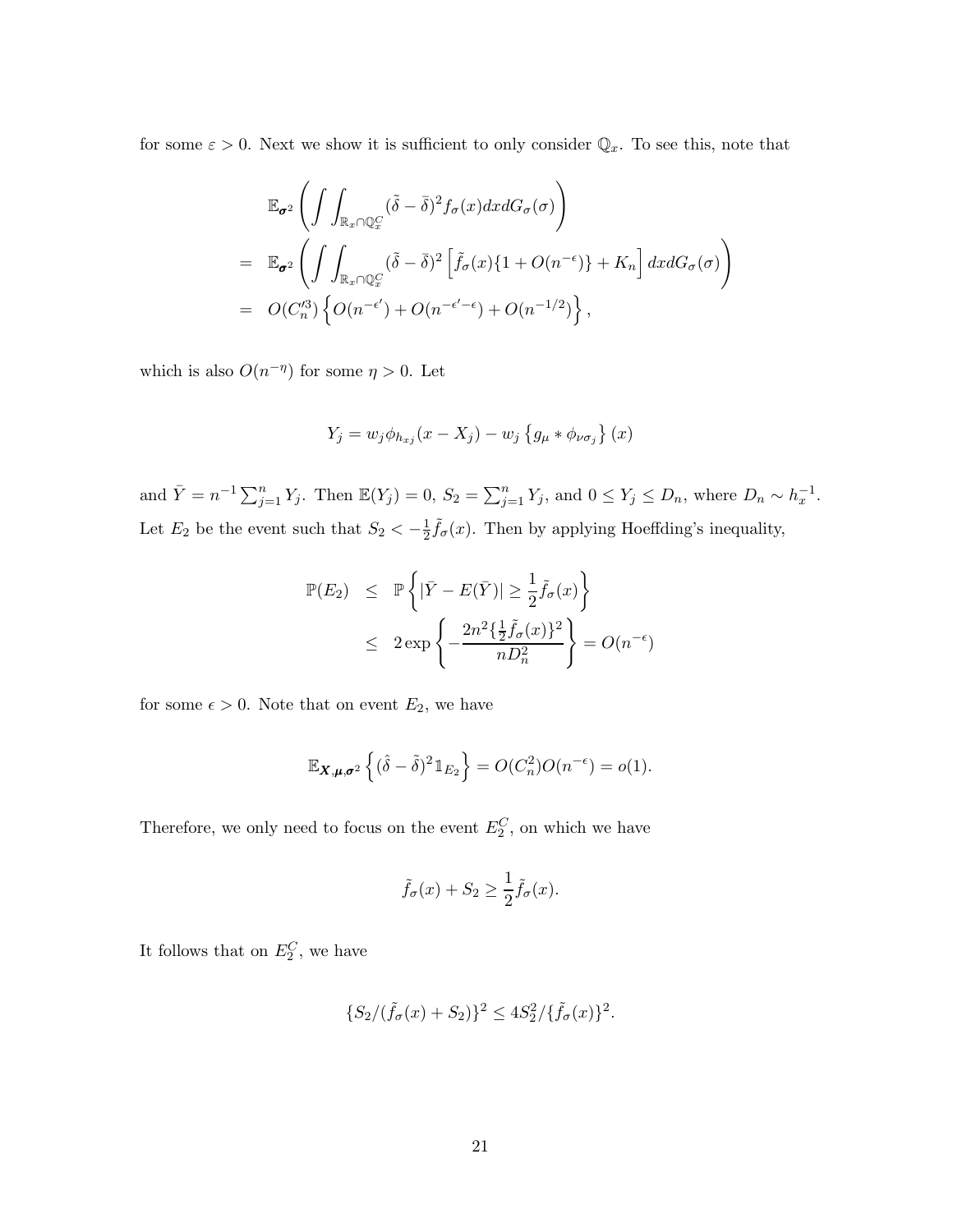for some $\varepsilon > 0$. Next we show it is sufficient to only consider $\mathbb{Q}_x$. To see this, note that

$$
\begin{aligned}
& \mathbb{E}_{\boldsymbol{\sigma}^2}\left(\int\int_{\mathbb{R}_x \cap \mathbb{Q}_x^C} (\tilde{\delta} - \bar{\delta})^2 f_\sigma(x) dx dG_\sigma(\sigma)\right) \\
= \;& \mathbb{E}_{\boldsymbol{\sigma}^2}\left(\int\int_{\mathbb{R}_x \cap \mathbb{Q}_x^C} (\tilde{\delta} - \bar{\delta})^2 \left[\tilde{f}_\sigma(x)\{1 + O(n^{-\epsilon})\} + K_n\right] dx dG_\sigma(\sigma)\right) \\
= \;& O(C_n'^3)\left\{O(n^{-\epsilon'}) + O(n^{-\epsilon'-\epsilon}) + O(n^{-1/2})\right\},
\end{aligned}
$$

which is also $O(n^{-\eta})$ for some $\eta > 0$. Let

$$
Y_j = w_j \phi_{h_{xj}}(x - X_j) - w_j \left\{g_\mu * \phi_{\nu\sigma_j}\right\}(x)
$$

and $\bar{Y} = n^{-1}\sum_{j=1}^n Y_j$. Then $\mathbb{E}(Y_j) = 0$, $S_2 = \sum_{j=1}^n Y_j$, and $0 \le Y_j \le D_n$, where $D_n \sim h_x^{-1}$. Let $E_2$ be the event such that $S_2 < -\frac{1}{2}\tilde{f}_\sigma(x)$. Then by applying Hoeffding's inequality,

$$
\begin{aligned}
\mathbb{P}(E_2) \;&\le\; \mathbb{P}\left\{|\bar{Y} - E(\bar{Y})| \ge \frac{1}{2}\tilde{f}_\sigma(x)\right\} \\
&\le\; 2\exp\left\{-\frac{2n^2\{\frac{1}{2}\tilde{f}_\sigma(x)\}^2}{nD_n^2}\right\} = O(n^{-\epsilon})
\end{aligned}
$$

for some $\epsilon > 0$. Note that on event $E_2$, we have

$$
\mathbb{E}_{\boldsymbol{X},\boldsymbol{\mu},\boldsymbol{\sigma}^2}\left\{(\hat{\delta} - \tilde{\delta})^2 \mathbb{1}_{E_2}\right\} = O(C_n^2)O(n^{-\epsilon}) = o(1).
$$

Therefore, we only need to focus on the event $E_2^C$, on which we have

$$
\tilde{f}_\sigma(x) + S_2 \ge \frac{1}{2}\tilde{f}_\sigma(x).
$$

It follows that on $E_2^C$, we have

$$
\{S_2/(\tilde{f}_\sigma(x) + S_2)\}^2 \le 4S_2^2/\{\tilde{f}_\sigma(x)\}^2.
$$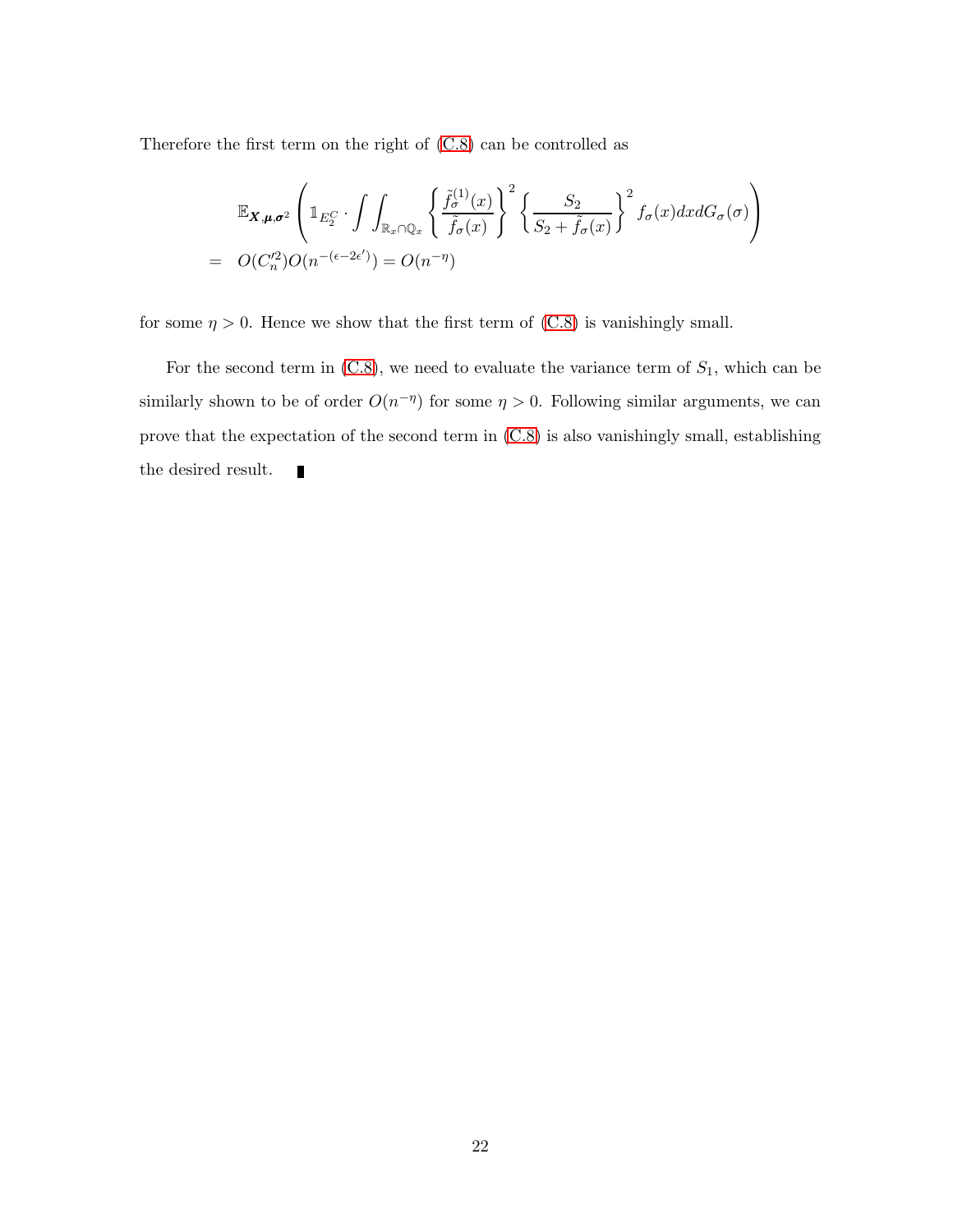Therefore the first term on the right of (C.8) can be controlled as

$$
\begin{aligned}
& \mathbb{E}_{\boldsymbol{X},\boldsymbol{\mu},\boldsymbol{\sigma}^2}\left(\mathbb{1}_{E_2^C}\cdot\int\int_{\mathbb{R}_x\cap\mathbb{Q}_x}\left\{\frac{\tilde{f}_\sigma^{(1)}(x)}{\tilde{f}_\sigma(x)}\right\}^2\left\{\frac{S_2}{S_2+\tilde{f}_\sigma(x)}\right\}^2 f_\sigma(x)dxdG_\sigma(\sigma)\right) \\
= \;& O(C_n'^2)O(n^{-(\epsilon-2\epsilon')}) = O(n^{-\eta})
\end{aligned}
$$

for some $\eta > 0$. Hence we show that the first term of (C.8) is vanishingly small.

For the second term in (C.8), we need to evaluate the variance term of $S_1$, which can be similarly shown to be of order $O(n^{-\eta})$ for some $\eta > 0$. Following similar arguments, we can prove that the expectation of the second term in (C.8) is also vanishingly small, establishing the desired result. ∎